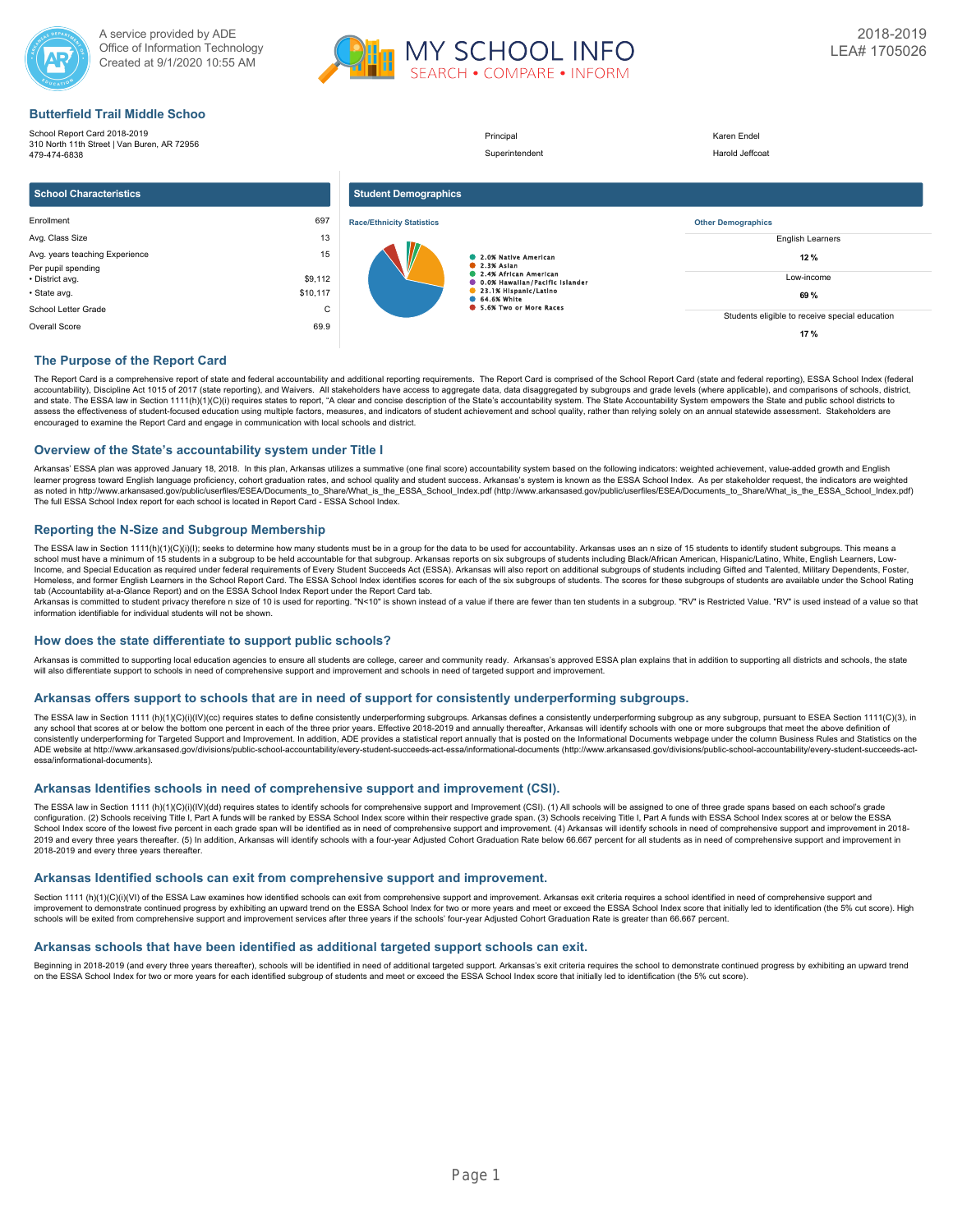A service provided by ADE
Office of Information Technology
Created at 9/1/2020 10:55 AM

MY SCHOOL INFO
SEARCH • COMPARE • INFORM

2018-2019
LEA# 1705026

# Butterfield Trail Middle Schoo

School Report Card 2018-2019
310 North 11th Street | Van Buren, AR 72956
479-474-6838

| | |
|---|---|
| Principal | Karen Endel |
| Superintendent | Harold Jeffcoat |

## School Characteristics

| | |
|---|---|
| Enrollment | 697 |
| Avg. Class Size | 13 |
| Avg. years teaching Experience | 15 |
| Per pupil spending | |
| • District avg. | $9,112 |
| • State avg. | $10,117 |
| School Letter Grade | C |
| Overall Score | 69.9 |

## Student Demographics

**Race/Ethnicity Statistics**

- 2.0% Native American
- 2.3% Asian
- 2.4% African American
- 0.0% Hawaiian/Pacific Islander
- 23.1% Hispanic/Latino
- 64.6% White
- 5.6% Two or More Races

**Other Demographics**

| | |
|---|---|
| English Learners | 12 % |
| Low-income | 69 % |
| Students eligible to receive special education | 17 % |

## The Purpose of the Report Card

The Report Card is a comprehensive report of state and federal accountability and additional reporting requirements. The Report Card is comprised of the School Report Card (state and federal reporting), ESSA School Index (federal accountability), Discipline Act 1015 of 2017 (state reporting), and Waivers. All stakeholders have access to aggregate data, data disaggregated by subgroups and grade levels (where applicable), and comparisons of schools, district, and state. The ESSA law in Section 1111(h)(1)(C)(i) requires states to report, "A clear and concise description of the State's accountability system. The State Accountability System empowers the State and public school districts to assess the effectiveness of student-focused education using multiple factors, measures, and indicators of student achievement and school quality, rather than relying solely on an annual statewide assessment. Stakeholders are encouraged to examine the Report Card and engage in communication with local schools and district.

## Overview of the State's accountability system under Title I

Arkansas' ESSA plan was approved January 18, 2018. In this plan, Arkansas utilizes a summative (one final score) accountability system based on the following indicators: weighted achievement, value-added growth and English learner progress toward English language proficiency, cohort graduation rates, and school quality and student success. Arkansas's system is known as the ESSA School Index. As per stakeholder request, the indicators are weighted as noted in http://www.arkansased.gov/public/userfiles/ESEA/Documents_to_Share/What_is_the_ESSA_School_Index.pdf (http://www.arkansased.gov/public/userfiles/ESEA/Documents_to_Share/What_is_the_ESSA_School_Index.pdf) The full ESSA School Index report for each school is located in Report Card - ESSA School Index.

## Reporting the N-Size and Subgroup Membership

The ESSA law in Section 1111(h)(1)(C)(i)(I); seeks to determine how many students must be in a group for the data to be used for accountability. Arkansas uses an n size of 15 students to identify student subgroups. This means a school must have a minimum of 15 students in a subgroup to be held accountable for that subgroup. Arkansas reports on six subgroups of students including Black/African American, Hispanic/Latino, White, English Learners, Low-Income, and Special Education as required under federal requirements of Every Student Succeeds Act (ESSA). Arkansas will also report on additional subgroups of students including Gifted and Talented, Military Dependents, Foster, Homeless, and former English Learners in the School Report Card. The ESSA School Index identifies scores for each of the six subgroups of students. The scores for these subgroups of students are available under the School Rating tab (Accountability at-a-Glance Report) and on the ESSA School Index Report under the Report Card tab.
Arkansas is committed to student privacy therefore n size of 10 is used for reporting. "N<10" is shown instead of a value if there are fewer than ten students in a subgroup. "RV" is Restricted Value. "RV" is used instead of a value so that information identifiable for individual students will not be shown.

## How does the state differentiate to support public schools?

Arkansas is committed to supporting local education agencies to ensure all students are college, career and community ready. Arkansas's approved ESSA plan explains that in addition to supporting all districts and schools, the state will also differentiate support to schools in need of comprehensive support and improvement and schools in need of targeted support and improvement.

## Arkansas offers support to schools that are in need of support for consistently underperforming subgroups.

The ESSA law in Section 1111 (h)(1)(C)(i)(IV)(cc) requires states to define consistently underperforming subgroups. Arkansas defines a consistently underperforming subgroup as any subgroup, pursuant to ESEA Section 1111(C)(3), in any school that scores at or below the bottom one percent in each of the three prior years. Effective 2018-2019 and annually thereafter, Arkansas will identify schools with one or more subgroups that meet the above definition of consistently underperforming for Targeted Support and Improvement. In addition, ADE provides a statistical report annually that is posted on the Informational Documents webpage under the column Business Rules and Statistics on the ADE website at http://www.arkansased.gov/divisions/public-school-accountability/every-student-succeeds-act-essa/informational-documents (http://www.arkansased.gov/divisions/public-school-accountability/every-student-succeeds-act-essa/informational-documents).

## Arkansas Identifies schools in need of comprehensive support and improvement (CSI).

The ESSA law in Section 1111 (h)(1)(C)(i)(IV)(dd) requires states to identify schools for comprehensive support and Improvement (CSI). (1) All schools will be assigned to one of three grade spans based on each school's grade configuration. (2) Schools receiving Title I, Part A funds will be ranked by ESSA School Index score within their respective grade span. (3) Schools receiving Title I, Part A funds with ESSA School Index scores at or below the ESSA School Index score of the lowest five percent in each grade span will be identified as in need of comprehensive support and improvement. (4) Arkansas will identify schools in need of comprehensive support and improvement in 2018-2019 and every three years thereafter. (5) In addition, Arkansas will identify schools with a four-year Adjusted Cohort Graduation Rate below 66.667 percent for all students as in need of comprehensive support and improvement in 2018-2019 and every three years thereafter.

## Arkansas Identified schools can exit from comprehensive support and improvement.

Section 1111 (h)(1)(C)(i)(VI) of the ESSA Law examines how identified schools can exit from comprehensive support and improvement. Arkansas exit criteria requires a school identified in need of comprehensive support and improvement to demonstrate continued progress by exhibiting an upward trend on the ESSA School Index for two or more years and meet or exceed the ESSA School Index score that initially led to identification (the 5% cut score). High schools will be exited from comprehensive support and improvement services after three years if the schools' four-year Adjusted Cohort Graduation Rate is greater than 66.667 percent.

## Arkansas schools that have been identified as additional targeted support schools can exit.

Beginning in 2018-2019 (and every three years thereafter), schools will be identified in need of additional targeted support. Arkansas's exit criteria requires the school to demonstrate continued progress by exhibiting an upward trend on the ESSA School Index for two or more years for each identified subgroup of students and meet or exceed the ESSA School Index score that initially led to identification (the 5% cut score).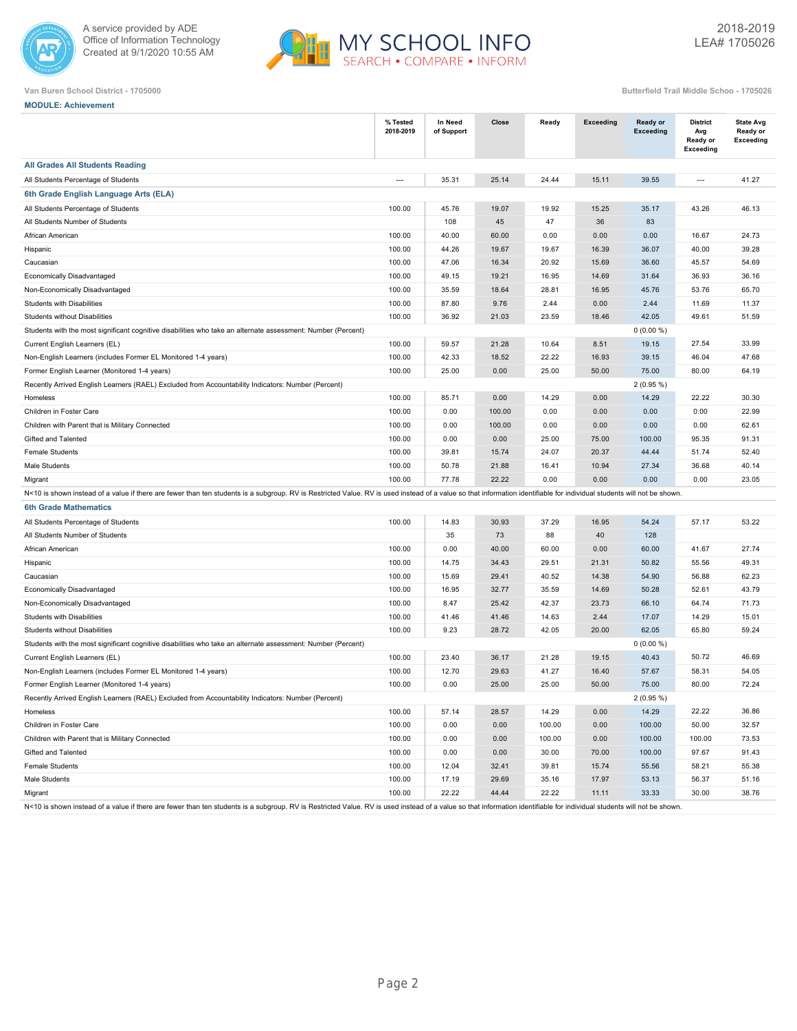Van Buren School District - 1705000

Butterfield Trail Middle Schoo - 1705026

**MODULE: Achievement**

| | % Tested 2018-2019 | In Need of Support | Close | Ready | Exceeding | Ready or Exceeding | District Avg Ready or Exceeding | State Avg Ready or Exceeding |
|---|---|---|---|---|---|---|---|---|
| **All Grades All Students Reading** | | | | | | | | |
| All Students Percentage of Students | --- | 35.31 | 25.14 | 24.44 | 15.11 | 39.55 | --- | 41.27 |
| **6th Grade English Language Arts (ELA)** | | | | | | | | |
| All Students Percentage of Students | 100.00 | 45.76 | 19.07 | 19.92 | 15.25 | 35.17 | 43.26 | 46.13 |
| All Students Number of Students | | 108 | 45 | 47 | 36 | 83 | | |
| African American | 100.00 | 40.00 | 60.00 | 0.00 | 0.00 | 0.00 | 16.67 | 24.73 |
| Hispanic | 100.00 | 44.26 | 19.67 | 19.67 | 16.39 | 36.07 | 40.00 | 39.28 |
| Caucasian | 100.00 | 47.06 | 16.34 | 20.92 | 15.69 | 36.60 | 45.57 | 54.69 |
| Economically Disadvantaged | 100.00 | 49.15 | 19.21 | 16.95 | 14.69 | 31.64 | 36.93 | 36.16 |
| Non-Economically Disadvantaged | 100.00 | 35.59 | 18.64 | 28.81 | 16.95 | 45.76 | 53.76 | 65.70 |
| Students with Disabilities | 100.00 | 87.80 | 9.76 | 2.44 | 0.00 | 2.44 | 11.69 | 11.37 |
| Students without Disabilities | 100.00 | 36.92 | 21.03 | 23.59 | 18.46 | 42.05 | 49.61 | 51.59 |
| Students with the most significant cognitive disabilities who take an alternate assessment: Number (Percent) | | | | | | 0 (0.00 %) | | |
| Current English Learners (EL) | 100.00 | 59.57 | 21.28 | 10.64 | 8.51 | 19.15 | 27.54 | 33.99 |
| Non-English Learners (includes Former EL Monitored 1-4 years) | 100.00 | 42.33 | 18.52 | 22.22 | 16.93 | 39.15 | 46.04 | 47.68 |
| Former English Learner (Monitored 1-4 years) | 100.00 | 25.00 | 0.00 | 25.00 | 50.00 | 75.00 | 80.00 | 64.19 |
| Recently Arrived English Learners (RAEL) Excluded from Accountability Indicators: Number (Percent) | | | | | | 2 (0.95 %) | | |
| Homeless | 100.00 | 85.71 | 0.00 | 14.29 | 0.00 | 14.29 | 22.22 | 30.30 |
| Children in Foster Care | 100.00 | 0.00 | 100.00 | 0.00 | 0.00 | 0.00 | 0.00 | 22.99 |
| Children with Parent that is Military Connected | 100.00 | 0.00 | 100.00 | 0.00 | 0.00 | 0.00 | 0.00 | 62.61 |
| Gifted and Talented | 100.00 | 0.00 | 0.00 | 25.00 | 75.00 | 100.00 | 95.35 | 91.31 |
| Female Students | 100.00 | 39.81 | 15.74 | 24.07 | 20.37 | 44.44 | 51.74 | 52.40 |
| Male Students | 100.00 | 50.78 | 21.88 | 16.41 | 10.94 | 27.34 | 36.68 | 40.14 |
| Migrant | 100.00 | 77.78 | 22.22 | 0.00 | 0.00 | 0.00 | 0.00 | 23.05 |

N<10 is shown instead of a value if there are fewer than ten students is a subgroup. RV is Restricted Value. RV is used instead of a value so that information identifiable for individual students will not be shown.

| | % Tested 2018-2019 | In Need of Support | Close | Ready | Exceeding | Ready or Exceeding | District Avg Ready or Exceeding | State Avg Ready or Exceeding |
|---|---|---|---|---|---|---|---|---|
| **6th Grade Mathematics** | | | | | | | | |
| All Students Percentage of Students | 100.00 | 14.83 | 30.93 | 37.29 | 16.95 | 54.24 | 57.17 | 53.22 |
| All Students Number of Students | | 35 | 73 | 88 | 40 | 128 | | |
| African American | 100.00 | 0.00 | 40.00 | 60.00 | 0.00 | 60.00 | 41.67 | 27.74 |
| Hispanic | 100.00 | 14.75 | 34.43 | 29.51 | 21.31 | 50.82 | 55.56 | 49.31 |
| Caucasian | 100.00 | 15.69 | 29.41 | 40.52 | 14.38 | 54.90 | 56.88 | 62.23 |
| Economically Disadvantaged | 100.00 | 16.95 | 32.77 | 35.59 | 14.69 | 50.28 | 52.61 | 43.79 |
| Non-Economically Disadvantaged | 100.00 | 8.47 | 25.42 | 42.37 | 23.73 | 66.10 | 64.74 | 71.73 |
| Students with Disabilities | 100.00 | 41.46 | 41.46 | 14.63 | 2.44 | 17.07 | 14.29 | 15.01 |
| Students without Disabilities | 100.00 | 9.23 | 28.72 | 42.05 | 20.00 | 62.05 | 65.80 | 59.24 |
| Students with the most significant cognitive disabilities who take an alternate assessment: Number (Percent) | | | | | | 0 (0.00 %) | | |
| Current English Learners (EL) | 100.00 | 23.40 | 36.17 | 21.28 | 19.15 | 40.43 | 50.72 | 46.69 |
| Non-English Learners (includes Former EL Monitored 1-4 years) | 100.00 | 12.70 | 29.63 | 41.27 | 16.40 | 57.67 | 58.31 | 54.05 |
| Former English Learner (Monitored 1-4 years) | 100.00 | 0.00 | 25.00 | 25.00 | 50.00 | 75.00 | 80.00 | 72.24 |
| Recently Arrived English Learners (RAEL) Excluded from Accountability Indicators: Number (Percent) | | | | | | 2 (0.95 %) | | |
| Homeless | 100.00 | 57.14 | 28.57 | 14.29 | 0.00 | 14.29 | 22.22 | 36.86 |
| Children in Foster Care | 100.00 | 0.00 | 0.00 | 100.00 | 0.00 | 100.00 | 50.00 | 32.57 |
| Children with Parent that is Military Connected | 100.00 | 0.00 | 0.00 | 100.00 | 0.00 | 100.00 | 100.00 | 73.53 |
| Gifted and Talented | 100.00 | 0.00 | 0.00 | 30.00 | 70.00 | 100.00 | 97.67 | 91.43 |
| Female Students | 100.00 | 12.04 | 32.41 | 39.81 | 15.74 | 55.56 | 58.21 | 55.38 |
| Male Students | 100.00 | 17.19 | 29.69 | 35.16 | 17.97 | 53.13 | 56.37 | 51.16 |
| Migrant | 100.00 | 22.22 | 44.44 | 22.22 | 11.11 | 33.33 | 30.00 | 38.76 |

N<10 is shown instead of a value if there are fewer than ten students is a subgroup. RV is Restricted Value. RV is used instead of a value so that information identifiable for individual students will not be shown.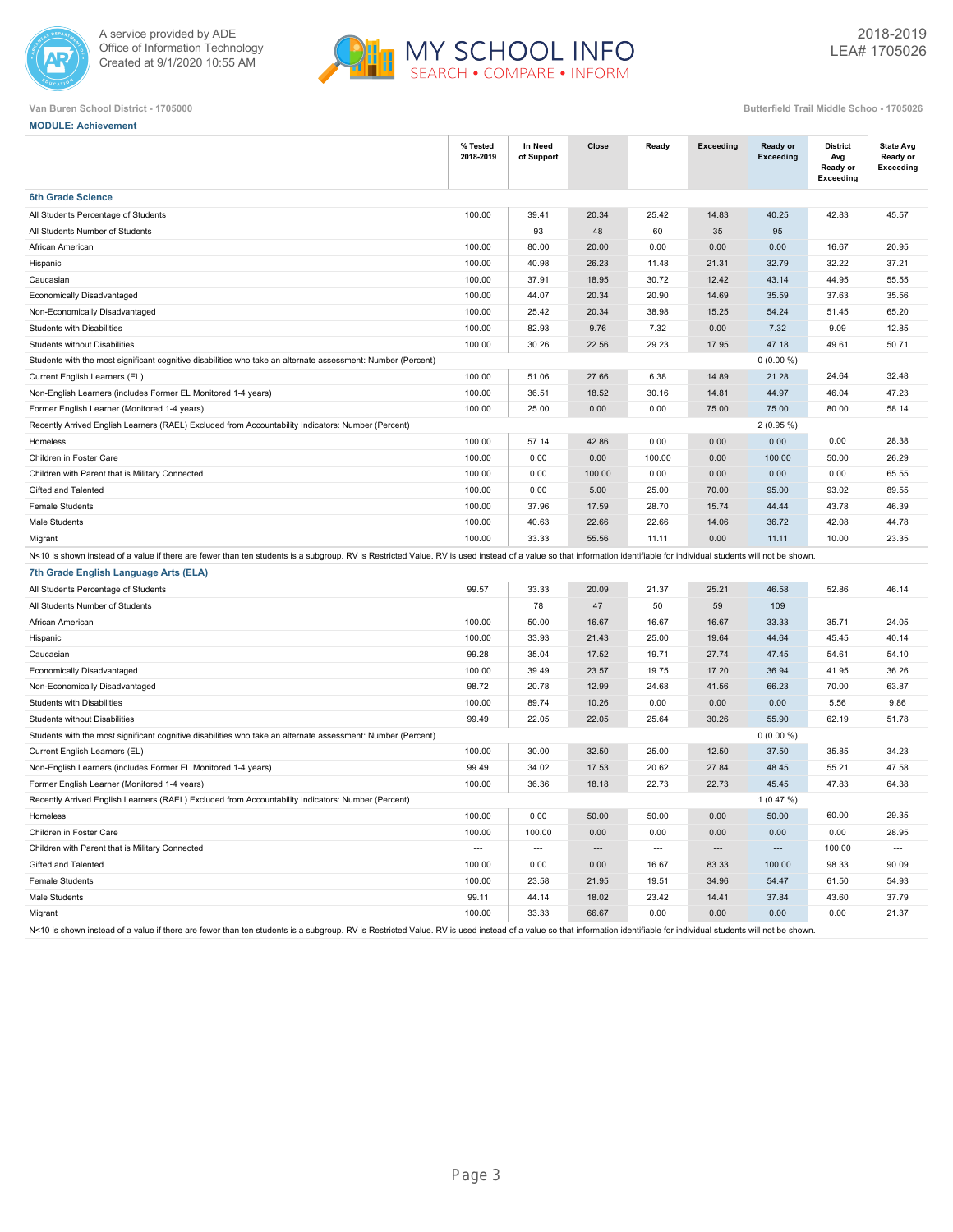Van Buren School District - 1705000

Butterfield Trail Middle Schoo - 1705026

**MODULE: Achievement**

| | % Tested 2018-2019 | In Need of Support | Close | Ready | Exceeding | Ready or Exceeding | District Avg Ready or Exceeding | State Avg Ready or Exceeding |
|---|---|---|---|---|---|---|---|---|
| **6th Grade Science** | | | | | | | | |
| All Students Percentage of Students | 100.00 | 39.41 | 20.34 | 25.42 | 14.83 | 40.25 | 42.83 | 45.57 |
| All Students Number of Students | | 93 | 48 | 60 | 35 | 95 | | |
| African American | 100.00 | 80.00 | 20.00 | 0.00 | 0.00 | 0.00 | 16.67 | 20.95 |
| Hispanic | 100.00 | 40.98 | 26.23 | 11.48 | 21.31 | 32.79 | 32.22 | 37.21 |
| Caucasian | 100.00 | 37.91 | 18.95 | 30.72 | 12.42 | 43.14 | 44.95 | 55.55 |
| Economically Disadvantaged | 100.00 | 44.07 | 20.34 | 20.90 | 14.69 | 35.59 | 37.63 | 35.56 |
| Non-Economically Disadvantaged | 100.00 | 25.42 | 20.34 | 38.98 | 15.25 | 54.24 | 51.45 | 65.20 |
| Students with Disabilities | 100.00 | 82.93 | 9.76 | 7.32 | 0.00 | 7.32 | 9.09 | 12.85 |
| Students without Disabilities | 100.00 | 30.26 | 22.56 | 29.23 | 17.95 | 47.18 | 49.61 | 50.71 |
| Students with the most significant cognitive disabilities who take an alternate assessment: Number (Percent) | | | | | | 0 (0.00 %) | | |
| Current English Learners (EL) | 100.00 | 51.06 | 27.66 | 6.38 | 14.89 | 21.28 | 24.64 | 32.48 |
| Non-English Learners (includes Former EL Monitored 1-4 years) | 100.00 | 36.51 | 18.52 | 30.16 | 14.81 | 44.97 | 46.04 | 47.23 |
| Former English Learner (Monitored 1-4 years) | 100.00 | 25.00 | 0.00 | 0.00 | 75.00 | 75.00 | 80.00 | 58.14 |
| Recently Arrived English Learners (RAEL) Excluded from Accountability Indicators: Number (Percent) | | | | | | 2 (0.95 %) | | |
| Homeless | 100.00 | 57.14 | 42.86 | 0.00 | 0.00 | 0.00 | 0.00 | 28.38 |
| Children in Foster Care | 100.00 | 0.00 | 0.00 | 100.00 | 0.00 | 100.00 | 50.00 | 26.29 |
| Children with Parent that is Military Connected | 100.00 | 0.00 | 100.00 | 0.00 | 0.00 | 0.00 | 0.00 | 65.55 |
| Gifted and Talented | 100.00 | 0.00 | 5.00 | 25.00 | 70.00 | 95.00 | 93.02 | 89.55 |
| Female Students | 100.00 | 37.96 | 17.59 | 28.70 | 15.74 | 44.44 | 43.78 | 46.39 |
| Male Students | 100.00 | 40.63 | 22.66 | 22.66 | 14.06 | 36.72 | 42.08 | 44.78 |
| Migrant | 100.00 | 33.33 | 55.56 | 11.11 | 0.00 | 11.11 | 10.00 | 23.35 |

N<10 is shown instead of a value if there are fewer than ten students is a subgroup. RV is Restricted Value. RV is used instead of a value so that information identifiable for individual students will not be shown.

| | % Tested 2018-2019 | In Need of Support | Close | Ready | Exceeding | Ready or Exceeding | District Avg Ready or Exceeding | State Avg Ready or Exceeding |
|---|---|---|---|---|---|---|---|---|
| **7th Grade English Language Arts (ELA)** | | | | | | | | |
| All Students Percentage of Students | 99.57 | 33.33 | 20.09 | 21.37 | 25.21 | 46.58 | 52.86 | 46.14 |
| All Students Number of Students | | 78 | 47 | 50 | 59 | 109 | | |
| African American | 100.00 | 50.00 | 16.67 | 16.67 | 16.67 | 33.33 | 35.71 | 24.05 |
| Hispanic | 100.00 | 33.93 | 21.43 | 25.00 | 19.64 | 44.64 | 45.45 | 40.14 |
| Caucasian | 99.28 | 35.04 | 17.52 | 19.71 | 27.74 | 47.45 | 54.61 | 54.10 |
| Economically Disadvantaged | 100.00 | 39.49 | 23.57 | 19.75 | 17.20 | 36.94 | 41.95 | 36.26 |
| Non-Economically Disadvantaged | 98.72 | 20.78 | 12.99 | 24.68 | 41.56 | 66.23 | 70.00 | 63.87 |
| Students with Disabilities | 100.00 | 89.74 | 10.26 | 0.00 | 0.00 | 0.00 | 5.56 | 9.86 |
| Students without Disabilities | 99.49 | 22.05 | 22.05 | 25.64 | 30.26 | 55.90 | 62.19 | 51.78 |
| Students with the most significant cognitive disabilities who take an alternate assessment: Number (Percent) | | | | | | 0 (0.00 %) | | |
| Current English Learners (EL) | 100.00 | 30.00 | 32.50 | 25.00 | 12.50 | 37.50 | 35.85 | 34.23 |
| Non-English Learners (includes Former EL Monitored 1-4 years) | 99.49 | 34.02 | 17.53 | 20.62 | 27.84 | 48.45 | 55.21 | 47.58 |
| Former English Learner (Monitored 1-4 years) | 100.00 | 36.36 | 18.18 | 22.73 | 22.73 | 45.45 | 47.83 | 64.38 |
| Recently Arrived English Learners (RAEL) Excluded from Accountability Indicators: Number (Percent) | | | | | | 1 (0.47 %) | | |
| Homeless | 100.00 | 0.00 | 50.00 | 50.00 | 0.00 | 50.00 | 60.00 | 29.35 |
| Children in Foster Care | 100.00 | 100.00 | 0.00 | 0.00 | 0.00 | 0.00 | 0.00 | 28.95 |
| Children with Parent that is Military Connected | --- | --- | --- | --- | --- | --- | 100.00 | --- |
| Gifted and Talented | 100.00 | 0.00 | 0.00 | 16.67 | 83.33 | 100.00 | 98.33 | 90.09 |
| Female Students | 100.00 | 23.58 | 21.95 | 19.51 | 34.96 | 54.47 | 61.50 | 54.93 |
| Male Students | 99.11 | 44.14 | 18.02 | 23.42 | 14.41 | 37.84 | 43.60 | 37.79 |
| Migrant | 100.00 | 33.33 | 66.67 | 0.00 | 0.00 | 0.00 | 0.00 | 21.37 |

N<10 is shown instead of a value if there are fewer than ten students is a subgroup. RV is Restricted Value. RV is used instead of a value so that information identifiable for individual students will not be shown.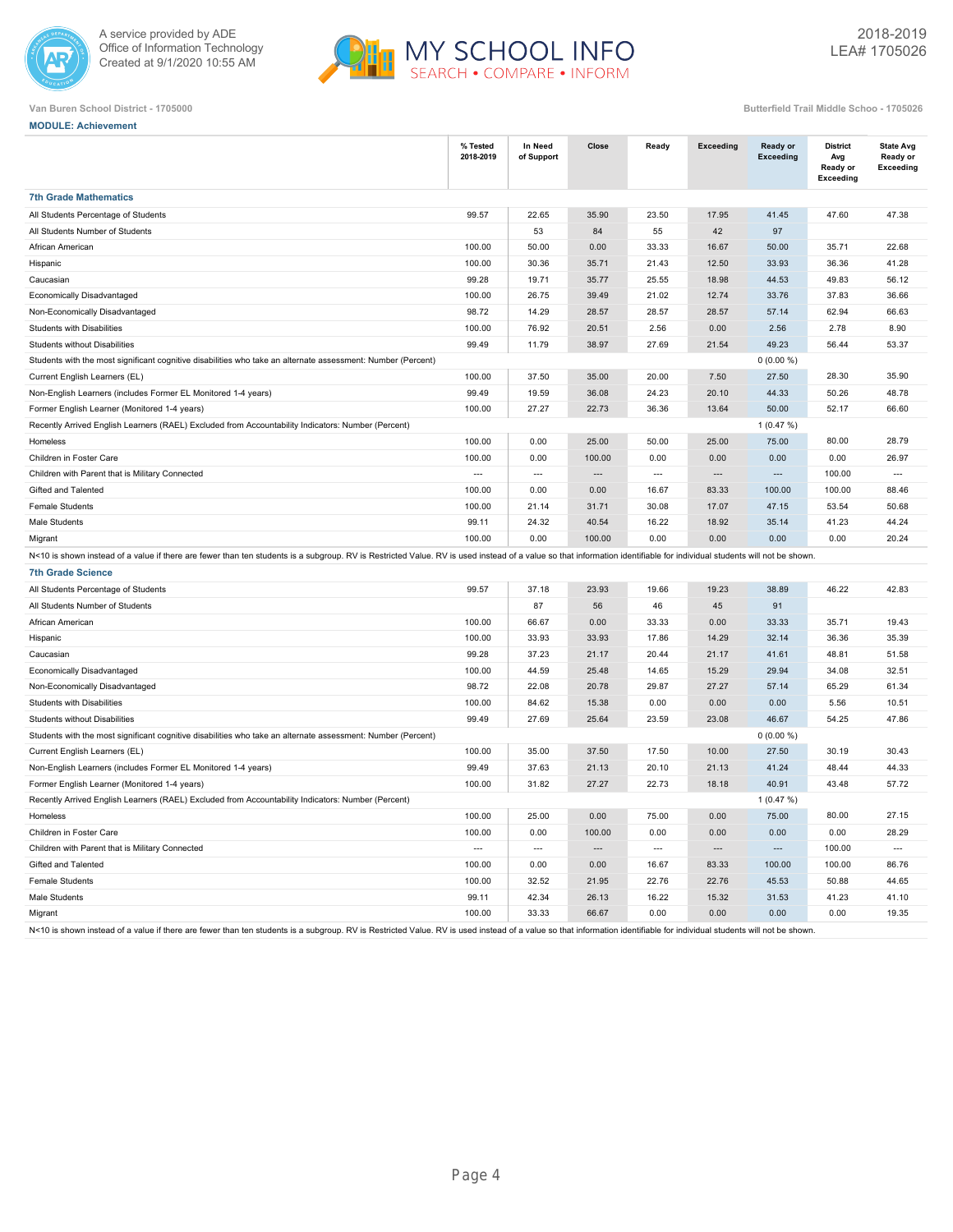A service provided by ADE
Office of Information Technology
Created at 9/1/2020 10:55 AM

2018-2019
LEA# 1705026

Van Buren School District - 1705000

Butterfield Trail Middle Schoo - 1705026

**MODULE: Achievement**

| | % Tested 2018-2019 | In Need of Support | Close | Ready | Exceeding | Ready or Exceeding | District Avg Ready or Exceeding | State Avg Ready or Exceeding |
|---|---|---|---|---|---|---|---|---|
| **7th Grade Mathematics** | | | | | | | | |
| All Students Percentage of Students | 99.57 | 22.65 | 35.90 | 23.50 | 17.95 | 41.45 | 47.60 | 47.38 |
| All Students Number of Students | | 53 | 84 | 55 | 42 | 97 | | |
| African American | 100.00 | 50.00 | 0.00 | 33.33 | 16.67 | 50.00 | 35.71 | 22.68 |
| Hispanic | 100.00 | 30.36 | 35.71 | 21.43 | 12.50 | 33.93 | 36.36 | 41.28 |
| Caucasian | 99.28 | 19.71 | 35.77 | 25.55 | 18.98 | 44.53 | 49.83 | 56.12 |
| Economically Disadvantaged | 100.00 | 26.75 | 39.49 | 21.02 | 12.74 | 33.76 | 37.83 | 36.66 |
| Non-Economically Disadvantaged | 98.72 | 14.29 | 28.57 | 28.57 | 28.57 | 57.14 | 62.94 | 66.63 |
| Students with Disabilities | 100.00 | 76.92 | 20.51 | 2.56 | 0.00 | 2.56 | 2.78 | 8.90 |
| Students without Disabilities | 99.49 | 11.79 | 38.97 | 27.69 | 21.54 | 49.23 | 56.44 | 53.37 |
| Students with the most significant cognitive disabilities who take an alternate assessment: Number (Percent) | | | | | | 0 (0.00 %) | | |
| Current English Learners (EL) | 100.00 | 37.50 | 35.00 | 20.00 | 7.50 | 27.50 | 28.30 | 35.90 |
| Non-English Learners (includes Former EL Monitored 1-4 years) | 99.49 | 19.59 | 36.08 | 24.23 | 20.10 | 44.33 | 50.26 | 48.78 |
| Former English Learner (Monitored 1-4 years) | 100.00 | 27.27 | 22.73 | 36.36 | 13.64 | 50.00 | 52.17 | 66.60 |
| Recently Arrived English Learners (RAEL) Excluded from Accountability Indicators: Number (Percent) | | | | | | 1 (0.47 %) | | |
| Homeless | 100.00 | 0.00 | 25.00 | 50.00 | 25.00 | 75.00 | 80.00 | 28.79 |
| Children in Foster Care | 100.00 | 0.00 | 100.00 | 0.00 | 0.00 | 0.00 | 0.00 | 26.97 |
| Children with Parent that is Military Connected | --- | --- | --- | --- | --- | --- | 100.00 | --- |
| Gifted and Talented | 100.00 | 0.00 | 0.00 | 16.67 | 83.33 | 100.00 | 100.00 | 88.46 |
| Female Students | 100.00 | 21.14 | 31.71 | 30.08 | 17.07 | 47.15 | 53.54 | 50.68 |
| Male Students | 99.11 | 24.32 | 40.54 | 16.22 | 18.92 | 35.14 | 41.23 | 44.24 |
| Migrant | 100.00 | 0.00 | 100.00 | 0.00 | 0.00 | 0.00 | 0.00 | 20.24 |

N<10 is shown instead of a value if there are fewer than ten students is a subgroup. RV is Restricted Value. RV is used instead of a value so that information identifiable for individual students will not be shown.

| | % Tested 2018-2019 | In Need of Support | Close | Ready | Exceeding | Ready or Exceeding | District Avg Ready or Exceeding | State Avg Ready or Exceeding |
|---|---|---|---|---|---|---|---|---|
| **7th Grade Science** | | | | | | | | |
| All Students Percentage of Students | 99.57 | 37.18 | 23.93 | 19.66 | 19.23 | 38.89 | 46.22 | 42.83 |
| All Students Number of Students | | 87 | 56 | 46 | 45 | 91 | | |
| African American | 100.00 | 66.67 | 0.00 | 33.33 | 0.00 | 33.33 | 35.71 | 19.43 |
| Hispanic | 100.00 | 33.93 | 33.93 | 17.86 | 14.29 | 32.14 | 36.36 | 35.39 |
| Caucasian | 99.28 | 37.23 | 21.17 | 20.44 | 21.17 | 41.61 | 48.81 | 51.58 |
| Economically Disadvantaged | 100.00 | 44.59 | 25.48 | 14.65 | 15.29 | 29.94 | 34.08 | 32.51 |
| Non-Economically Disadvantaged | 98.72 | 22.08 | 20.78 | 29.87 | 27.27 | 57.14 | 65.29 | 61.34 |
| Students with Disabilities | 100.00 | 84.62 | 15.38 | 0.00 | 0.00 | 0.00 | 5.56 | 10.51 |
| Students without Disabilities | 99.49 | 27.69 | 25.64 | 23.59 | 23.08 | 46.67 | 54.25 | 47.86 |
| Students with the most significant cognitive disabilities who take an alternate assessment: Number (Percent) | | | | | | 0 (0.00 %) | | |
| Current English Learners (EL) | 100.00 | 35.00 | 37.50 | 17.50 | 10.00 | 27.50 | 30.19 | 30.43 |
| Non-English Learners (includes Former EL Monitored 1-4 years) | 99.49 | 37.63 | 21.13 | 20.10 | 21.13 | 41.24 | 48.44 | 44.33 |
| Former English Learner (Monitored 1-4 years) | 100.00 | 31.82 | 27.27 | 22.73 | 18.18 | 40.91 | 43.48 | 57.72 |
| Recently Arrived English Learners (RAEL) Excluded from Accountability Indicators: Number (Percent) | | | | | | 1 (0.47 %) | | |
| Homeless | 100.00 | 25.00 | 0.00 | 75.00 | 0.00 | 75.00 | 80.00 | 27.15 |
| Children in Foster Care | 100.00 | 0.00 | 100.00 | 0.00 | 0.00 | 0.00 | 0.00 | 28.29 |
| Children with Parent that is Military Connected | --- | --- | --- | --- | --- | --- | 100.00 | --- |
| Gifted and Talented | 100.00 | 0.00 | 0.00 | 16.67 | 83.33 | 100.00 | 100.00 | 86.76 |
| Female Students | 100.00 | 32.52 | 21.95 | 22.76 | 22.76 | 45.53 | 50.88 | 44.65 |
| Male Students | 99.11 | 42.34 | 26.13 | 16.22 | 15.32 | 31.53 | 41.23 | 41.10 |
| Migrant | 100.00 | 33.33 | 66.67 | 0.00 | 0.00 | 0.00 | 0.00 | 19.35 |

N<10 is shown instead of a value if there are fewer than ten students is a subgroup. RV is Restricted Value. RV is used instead of a value so that information identifiable for individual students will not be shown.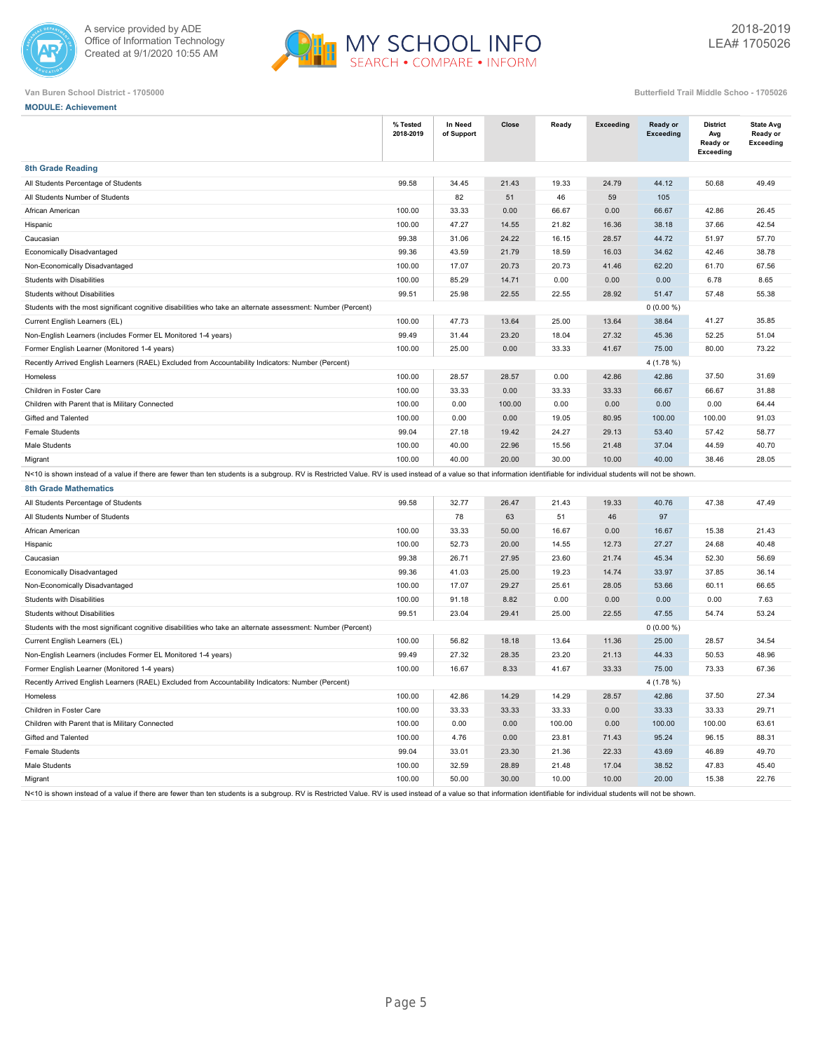A service provided by ADE
Office of Information Technology
Created at 9/1/2020 10:55 AM

MY SCHOOL INFO
SEARCH • COMPARE • INFORM

2018-2019
LEA# 1705026

Van Buren School District - 1705000

Butterfield Trail Middle Schoo - 1705026

**MODULE: Achievement**

| | % Tested 2018-2019 | In Need of Support | Close | Ready | Exceeding | Ready or Exceeding | District Avg Ready or Exceeding | State Avg Ready or Exceeding |
|---|---|---|---|---|---|---|---|---|
| **8th Grade Reading** | | | | | | | | |
| All Students Percentage of Students | 99.58 | 34.45 | 21.43 | 19.33 | 24.79 | 44.12 | 50.68 | 49.49 |
| All Students Number of Students | | 82 | 51 | 46 | 59 | 105 | | |
| African American | 100.00 | 33.33 | 0.00 | 66.67 | 0.00 | 66.67 | 42.86 | 26.45 |
| Hispanic | 100.00 | 47.27 | 14.55 | 21.82 | 16.36 | 38.18 | 37.66 | 42.54 |
| Caucasian | 99.38 | 31.06 | 24.22 | 16.15 | 28.57 | 44.72 | 51.97 | 57.70 |
| Economically Disadvantaged | 99.36 | 43.59 | 21.79 | 18.59 | 16.03 | 34.62 | 42.46 | 38.78 |
| Non-Economically Disadvantaged | 100.00 | 17.07 | 20.73 | 20.73 | 41.46 | 62.20 | 61.70 | 67.56 |
| Students with Disabilities | 100.00 | 85.29 | 14.71 | 0.00 | 0.00 | 0.00 | 6.78 | 8.65 |
| Students without Disabilities | 99.51 | 25.98 | 22.55 | 22.55 | 28.92 | 51.47 | 57.48 | 55.38 |
| Students with the most significant cognitive disabilities who take an alternate assessment: Number (Percent) | | | | | | 0 (0.00 %) | | |
| Current English Learners (EL) | 100.00 | 47.73 | 13.64 | 25.00 | 13.64 | 38.64 | 41.27 | 35.85 |
| Non-English Learners (includes Former EL Monitored 1-4 years) | 99.49 | 31.44 | 23.20 | 18.04 | 27.32 | 45.36 | 52.25 | 51.04 |
| Former English Learner (Monitored 1-4 years) | 100.00 | 25.00 | 0.00 | 33.33 | 41.67 | 75.00 | 80.00 | 73.22 |
| Recently Arrived English Learners (RAEL) Excluded from Accountability Indicators: Number (Percent) | | | | | | 4 (1.78 %) | | |
| Homeless | 100.00 | 28.57 | 28.57 | 0.00 | 42.86 | 42.86 | 37.50 | 31.69 |
| Children in Foster Care | 100.00 | 33.33 | 0.00 | 33.33 | 33.33 | 66.67 | 66.67 | 31.88 |
| Children with Parent that is Military Connected | 100.00 | 0.00 | 100.00 | 0.00 | 0.00 | 0.00 | 0.00 | 64.44 |
| Gifted and Talented | 100.00 | 0.00 | 0.00 | 19.05 | 80.95 | 100.00 | 100.00 | 91.03 |
| Female Students | 99.04 | 27.18 | 19.42 | 24.27 | 29.13 | 53.40 | 57.42 | 58.77 |
| Male Students | 100.00 | 40.00 | 22.96 | 15.56 | 21.48 | 37.04 | 44.59 | 40.70 |
| Migrant | 100.00 | 40.00 | 20.00 | 30.00 | 10.00 | 40.00 | 38.46 | 28.05 |

N<10 is shown instead of a value if there are fewer than ten students is a subgroup. RV is Restricted Value. RV is used instead of a value so that information identifiable for individual students will not be shown.

| | % Tested 2018-2019 | In Need of Support | Close | Ready | Exceeding | Ready or Exceeding | District Avg Ready or Exceeding | State Avg Ready or Exceeding |
|---|---|---|---|---|---|---|---|---|
| **8th Grade Mathematics** | | | | | | | | |
| All Students Percentage of Students | 99.58 | 32.77 | 26.47 | 21.43 | 19.33 | 40.76 | 47.38 | 47.49 |
| All Students Number of Students | | 78 | 63 | 51 | 46 | 97 | | |
| African American | 100.00 | 33.33 | 50.00 | 16.67 | 0.00 | 16.67 | 15.38 | 21.43 |
| Hispanic | 100.00 | 52.73 | 20.00 | 14.55 | 12.73 | 27.27 | 24.68 | 40.48 |
| Caucasian | 99.38 | 26.71 | 27.95 | 23.60 | 21.74 | 45.34 | 52.30 | 56.69 |
| Economically Disadvantaged | 99.36 | 41.03 | 25.00 | 19.23 | 14.74 | 33.97 | 37.85 | 36.14 |
| Non-Economically Disadvantaged | 100.00 | 17.07 | 29.27 | 25.61 | 28.05 | 53.66 | 60.11 | 66.65 |
| Students with Disabilities | 100.00 | 91.18 | 8.82 | 0.00 | 0.00 | 0.00 | 0.00 | 7.63 |
| Students without Disabilities | 99.51 | 23.04 | 29.41 | 25.00 | 22.55 | 47.55 | 54.74 | 53.24 |
| Students with the most significant cognitive disabilities who take an alternate assessment: Number (Percent) | | | | | | 0 (0.00 %) | | |
| Current English Learners (EL) | 100.00 | 56.82 | 18.18 | 13.64 | 11.36 | 25.00 | 28.57 | 34.54 |
| Non-English Learners (includes Former EL Monitored 1-4 years) | 99.49 | 27.32 | 28.35 | 23.20 | 21.13 | 44.33 | 50.53 | 48.96 |
| Former English Learner (Monitored 1-4 years) | 100.00 | 16.67 | 8.33 | 41.67 | 33.33 | 75.00 | 73.33 | 67.36 |
| Recently Arrived English Learners (RAEL) Excluded from Accountability Indicators: Number (Percent) | | | | | | 4 (1.78 %) | | |
| Homeless | 100.00 | 42.86 | 14.29 | 14.29 | 28.57 | 42.86 | 37.50 | 27.34 |
| Children in Foster Care | 100.00 | 33.33 | 33.33 | 33.33 | 0.00 | 33.33 | 33.33 | 29.71 |
| Children with Parent that is Military Connected | 100.00 | 0.00 | 0.00 | 100.00 | 0.00 | 100.00 | 100.00 | 63.61 |
| Gifted and Talented | 100.00 | 4.76 | 0.00 | 23.81 | 71.43 | 95.24 | 96.15 | 88.31 |
| Female Students | 99.04 | 33.01 | 23.30 | 21.36 | 22.33 | 43.69 | 46.89 | 49.70 |
| Male Students | 100.00 | 32.59 | 28.89 | 21.48 | 17.04 | 38.52 | 47.83 | 45.40 |
| Migrant | 100.00 | 50.00 | 30.00 | 10.00 | 10.00 | 20.00 | 15.38 | 22.76 |

N<10 is shown instead of a value if there are fewer than ten students is a subgroup. RV is Restricted Value. RV is used instead of a value so that information identifiable for individual students will not be shown.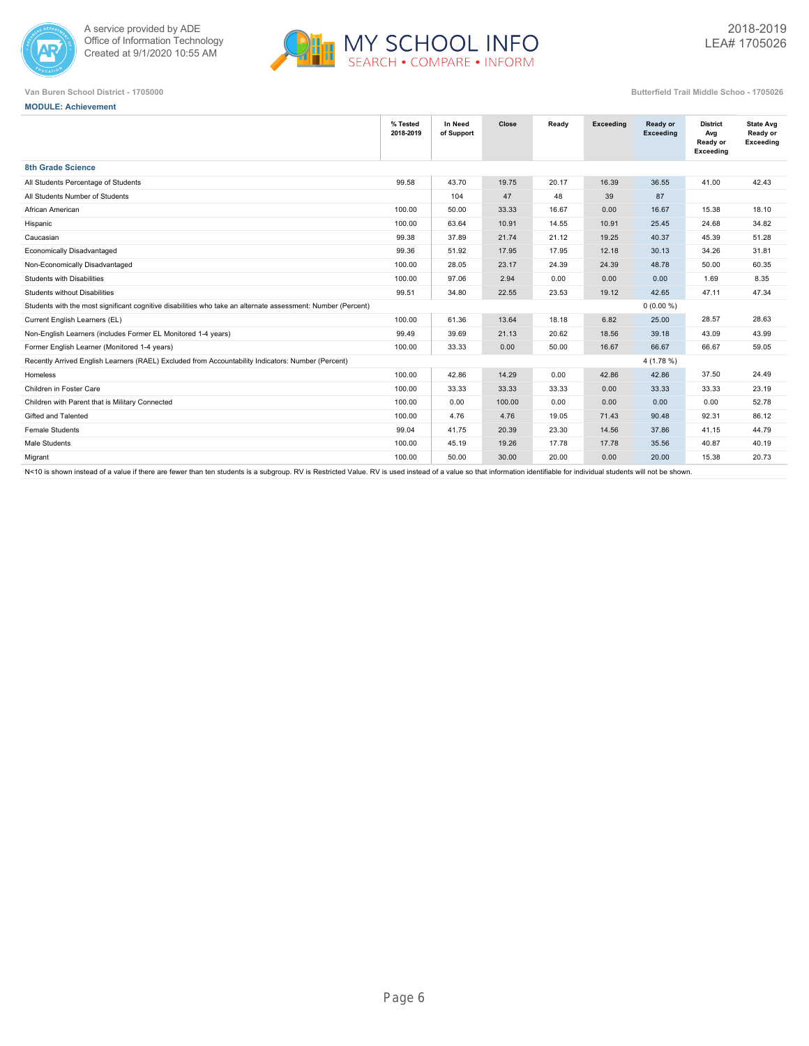Van Buren School District - 1705000

Butterfield Trail Middle Schoo - 1705026

**MODULE: Achievement**

| | % Tested 2018-2019 | In Need of Support | Close | Ready | Exceeding | Ready or Exceeding | District Avg Ready or Exceeding | State Avg Ready or Exceeding |
|---|---|---|---|---|---|---|---|---|
| **8th Grade Science** | | | | | | | | |
| All Students Percentage of Students | 99.58 | 43.70 | 19.75 | 20.17 | 16.39 | 36.55 | 41.00 | 42.43 |
| All Students Number of Students | | 104 | 47 | 48 | 39 | 87 | | |
| African American | 100.00 | 50.00 | 33.33 | 16.67 | 0.00 | 16.67 | 15.38 | 18.10 |
| Hispanic | 100.00 | 63.64 | 10.91 | 14.55 | 10.91 | 25.45 | 24.68 | 34.82 |
| Caucasian | 99.38 | 37.89 | 21.74 | 21.12 | 19.25 | 40.37 | 45.39 | 51.28 |
| Economically Disadvantaged | 99.36 | 51.92 | 17.95 | 17.95 | 12.18 | 30.13 | 34.26 | 31.81 |
| Non-Economically Disadvantaged | 100.00 | 28.05 | 23.17 | 24.39 | 24.39 | 48.78 | 50.00 | 60.35 |
| Students with Disabilities | 100.00 | 97.06 | 2.94 | 0.00 | 0.00 | 0.00 | 1.69 | 8.35 |
| Students without Disabilities | 99.51 | 34.80 | 22.55 | 23.53 | 19.12 | 42.65 | 47.11 | 47.34 |
| Students with the most significant cognitive disabilities who take an alternate assessment: Number (Percent) | | | | | | 0 (0.00 %) | | |
| Current English Learners (EL) | 100.00 | 61.36 | 13.64 | 18.18 | 6.82 | 25.00 | 28.57 | 28.63 |
| Non-English Learners (includes Former EL Monitored 1-4 years) | 99.49 | 39.69 | 21.13 | 20.62 | 18.56 | 39.18 | 43.09 | 43.99 |
| Former English Learner (Monitored 1-4 years) | 100.00 | 33.33 | 0.00 | 50.00 | 16.67 | 66.67 | 66.67 | 59.05 |
| Recently Arrived English Learners (RAEL) Excluded from Accountability Indicators: Number (Percent) | | | | | | 4 (1.78 %) | | |
| Homeless | 100.00 | 42.86 | 14.29 | 0.00 | 42.86 | 42.86 | 37.50 | 24.49 |
| Children in Foster Care | 100.00 | 33.33 | 33.33 | 33.33 | 0.00 | 33.33 | 33.33 | 23.19 |
| Children with Parent that is Military Connected | 100.00 | 0.00 | 100.00 | 0.00 | 0.00 | 0.00 | 0.00 | 52.78 |
| Gifted and Talented | 100.00 | 4.76 | 4.76 | 19.05 | 71.43 | 90.48 | 92.31 | 86.12 |
| Female Students | 99.04 | 41.75 | 20.39 | 23.30 | 14.56 | 37.86 | 41.15 | 44.79 |
| Male Students | 100.00 | 45.19 | 19.26 | 17.78 | 17.78 | 35.56 | 40.87 | 40.19 |
| Migrant | 100.00 | 50.00 | 30.00 | 20.00 | 0.00 | 20.00 | 15.38 | 20.73 |

N<10 is shown instead of a value if there are fewer than ten students is a subgroup. RV is Restricted Value. RV is used instead of a value so that information identifiable for individual students will not be shown.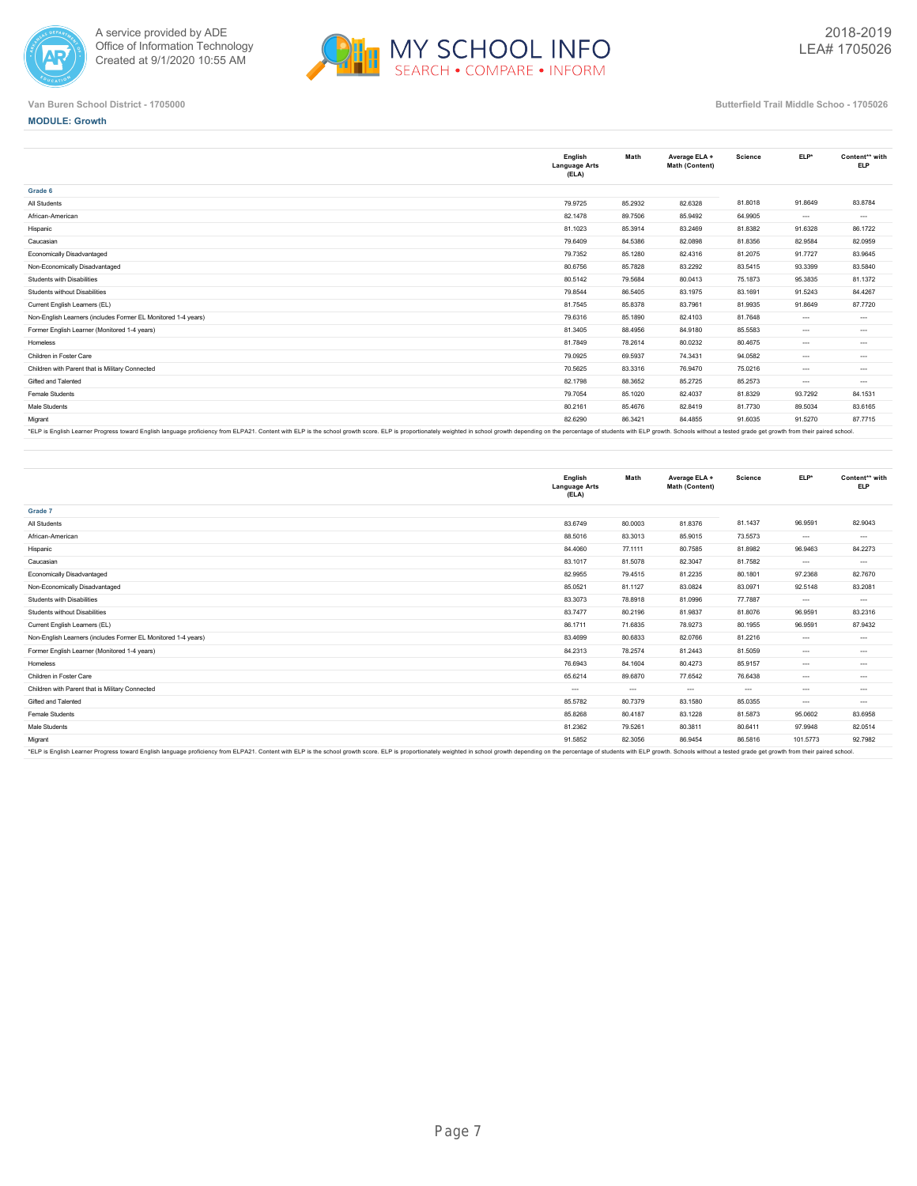Van Buren School District - 1705000

Butterfield Trail Middle Schoo - 1705026

**MODULE: Growth**

| | English Language Arts (ELA) | Math | Average ELA + Math (Content) | Science | ELP* | Content** with ELP |
|---|---|---|---|---|---|---|
| **Grade 6** | | | | | | |
| All Students | 79.9725 | 85.2932 | 82.6328 | 81.8018 | 91.8649 | 83.8784 |
| African-American | 82.1478 | 89.7506 | 85.9492 | 64.9905 | --- | --- |
| Hispanic | 81.1023 | 85.3914 | 83.2469 | 81.8382 | 91.6328 | 86.1722 |
| Caucasian | 79.6409 | 84.5386 | 82.0898 | 81.8356 | 82.9584 | 82.0959 |
| Economically Disadvantaged | 79.7352 | 85.1280 | 82.4316 | 81.2075 | 91.7727 | 83.9645 |
| Non-Economically Disadvantaged | 80.6756 | 85.7828 | 83.2292 | 83.5415 | 93.3399 | 83.5840 |
| Students with Disabilities | 80.5142 | 79.5684 | 80.0413 | 75.1873 | 95.3835 | 81.1372 |
| Students without Disabilities | 79.8544 | 86.5405 | 83.1975 | 83.1691 | 91.5243 | 84.4267 |
| Current English Learners (EL) | 81.7545 | 85.8378 | 83.7961 | 81.9935 | 91.8649 | 87.7720 |
| Non-English Learners (includes Former EL Monitored 1-4 years) | 79.6316 | 85.1890 | 82.4103 | 81.7648 | --- | --- |
| Former English Learner (Monitored 1-4 years) | 81.3405 | 88.4956 | 84.9180 | 85.5583 | --- | --- |
| Homeless | 81.7849 | 78.2614 | 80.0232 | 80.4675 | --- | --- |
| Children in Foster Care | 79.0925 | 69.5937 | 74.3431 | 94.0582 | --- | --- |
| Children with Parent that is Military Connected | 70.5625 | 83.3316 | 76.9470 | 75.0216 | --- | --- |
| Gifted and Talented | 82.1798 | 88.3652 | 85.2725 | 85.2573 | --- | --- |
| Female Students | 79.7054 | 85.1020 | 82.4037 | 81.8329 | 93.7292 | 84.1531 |
| Male Students | 80.2161 | 85.4676 | 82.8419 | 81.7730 | 89.5034 | 83.6165 |
| Migrant | 82.6290 | 86.3421 | 84.4855 | 91.6035 | 91.5270 | 87.7715 |

*ELP is English Learner Progress toward English language proficiency from ELPA21. Content with ELP is the school growth score. ELP is proportionately weighted in school growth depending on the percentage of students with ELP growth. Schools without a tested grade get growth from their paired school.

| | English Language Arts (ELA) | Math | Average ELA + Math (Content) | Science | ELP* | Content** with ELP |
|---|---|---|---|---|---|---|
| **Grade 7** | | | | | | |
| All Students | 83.6749 | 80.0003 | 81.8376 | 81.1437 | 96.9591 | 82.9043 |
| African-American | 88.5016 | 83.3013 | 85.9015 | 73.5573 | --- | --- |
| Hispanic | 84.4060 | 77.1111 | 80.7585 | 81.8982 | 96.9463 | 84.2273 |
| Caucasian | 83.1017 | 81.5078 | 82.3047 | 81.7582 | --- | --- |
| Economically Disadvantaged | 82.9955 | 79.4515 | 81.2235 | 80.1801 | 97.2368 | 82.7670 |
| Non-Economically Disadvantaged | 85.0521 | 81.1127 | 83.0824 | 83.0971 | 92.5148 | 83.2081 |
| Students with Disabilities | 83.3073 | 78.8918 | 81.0996 | 77.7887 | --- | --- |
| Students without Disabilities | 83.7477 | 80.2196 | 81.9837 | 81.8076 | 96.9591 | 83.2316 |
| Current English Learners (EL) | 86.1711 | 71.6835 | 78.9273 | 80.1955 | 96.9591 | 87.9432 |
| Non-English Learners (includes Former EL Monitored 1-4 years) | 83.4699 | 80.6833 | 82.0766 | 81.2216 | --- | --- |
| Former English Learner (Monitored 1-4 years) | 84.2313 | 78.2574 | 81.2443 | 81.5059 | --- | --- |
| Homeless | 76.6943 | 84.1604 | 80.4273 | 85.9157 | --- | --- |
| Children in Foster Care | 65.6214 | 89.6870 | 77.6542 | 76.6438 | --- | --- |
| Children with Parent that is Military Connected | --- | --- | --- | --- | --- | --- |
| Gifted and Talented | 85.5782 | 80.7379 | 83.1580 | 85.0355 | --- | --- |
| Female Students | 85.8268 | 80.4187 | 83.1228 | 81.5873 | 95.0602 | 83.6958 |
| Male Students | 81.2362 | 79.5261 | 80.3811 | 80.6411 | 97.9948 | 82.0514 |
| Migrant | 91.5852 | 82.3056 | 86.9454 | 86.5816 | 101.5773 | 92.7982 |

*ELP is English Learner Progress toward English language proficiency from ELPA21. Content with ELP is the school growth score. ELP is proportionately weighted in school growth depending on the percentage of students with ELP growth. Schools without a tested grade get growth from their paired school.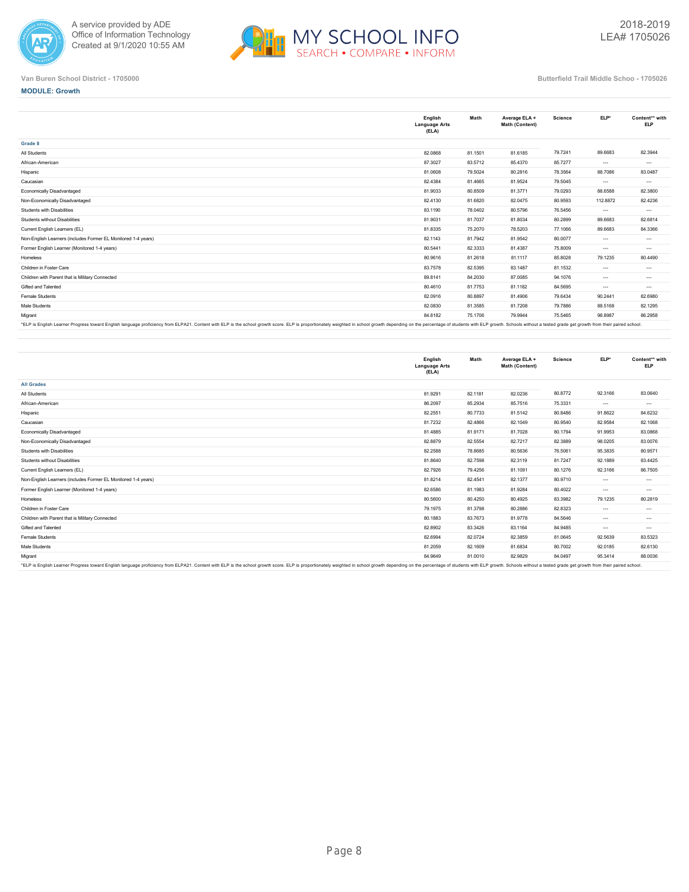Van Buren School District - 1705000

Butterfield Trail Middle Schoo - 1705026

**MODULE: Growth**

| | English Language Arts (ELA) | Math | Average ELA + Math (Content) | Science | ELP* | Content** with ELP |
|---|---|---|---|---|---|---|
| **Grade 8** | | | | | | |
| All Students | 82.0868 | 81.1501 | 81.6185 | 79.7241 | 89.6683 | 82.3944 |
| African-American | 87.3027 | 83.5712 | 85.4370 | 85.7277 | --- | --- |
| Hispanic | 81.0608 | 79.5024 | 80.2816 | 78.3564 | 88.7086 | 83.0487 |
| Caucasian | 82.4384 | 81.4665 | 81.9524 | 79.5045 | --- | --- |
| Economically Disadvantaged | 81.9033 | 80.8509 | 81.3771 | 79.0293 | 88.6588 | 82.3800 |
| Non-Economically Disadvantaged | 82.4130 | 81.6820 | 82.0475 | 80.9593 | 112.8872 | 82.4236 |
| Students with Disabilities | 83.1190 | 78.0402 | 80.5796 | 76.5456 | --- | --- |
| Students without Disabilities | 81.9031 | 81.7037 | 81.8034 | 80.2899 | 89.6683 | 82.6814 |
| Current English Learners (EL) | 81.8335 | 75.2070 | 78.5203 | 77.1066 | 89.6683 | 84.3366 |
| Non-English Learners (includes Former EL Monitored 1-4 years) | 82.1143 | 81.7942 | 81.9542 | 80.0077 | --- | --- |
| Former English Learner (Monitored 1-4 years) | 80.5441 | 82.3333 | 81.4387 | 75.8009 | --- | --- |
| Homeless | 80.9616 | 81.2618 | 81.1117 | 85.8028 | 79.1235 | 80.4490 |
| Children in Foster Care | 83.7578 | 82.5395 | 83.1487 | 81.1532 | --- | --- |
| Children with Parent that is Military Connected | 89.8141 | 84.2030 | 87.0085 | 94.1076 | --- | --- |
| Gifted and Talented | 80.4610 | 81.7753 | 81.1182 | 84.5695 | --- | --- |
| Female Students | 82.0916 | 80.8897 | 81.4906 | 79.6434 | 90.2441 | 82.6980 |
| Male Students | 82.0830 | 81.3585 | 81.7208 | 79.7886 | 88.5168 | 82.1295 |
| Migrant | 84.8182 | 75.1706 | 79.9944 | 75.5465 | 98.8987 | 86.2958 |

*ELP is English Learner Progress toward English language proficiency from ELPA21. Content with ELP is the school growth score. ELP is proportionately weighted in school growth depending on the percentage of students with ELP growth. Schools without a tested grade get growth from their paired school.

| | English Language Arts (ELA) | Math | Average ELA + Math (Content) | Science | ELP* | Content** with ELP |
|---|---|---|---|---|---|---|
| **All Grades** | | | | | | |
| All Students | 81.9291 | 82.1181 | 82.0236 | 80.8772 | 92.3166 | 83.0640 |
| African-American | 86.2097 | 85.2934 | 85.7516 | 75.3331 | --- | --- |
| Hispanic | 82.2551 | 80.7733 | 81.5142 | 80.8486 | 91.8622 | 84.6232 |
| Caucasian | 81.7232 | 82.4866 | 82.1049 | 80.9540 | 82.9584 | 82.1068 |
| Economically Disadvantaged | 81.4885 | 81.9171 | 81.7028 | 80.1794 | 91.9953 | 83.0868 |
| Non-Economically Disadvantaged | 82.8879 | 82.5554 | 82.7217 | 82.3889 | 98.0205 | 83.0076 |
| Students with Disabilities | 82.2588 | 78.8685 | 80.5636 | 76.5061 | 95.3835 | 80.9571 |
| Students without Disabilities | 81.8640 | 82.7598 | 82.3119 | 81.7247 | 92.1889 | 83.4425 |
| Current English Learners (EL) | 82.7926 | 79.4256 | 81.1091 | 80.1276 | 92.3166 | 86.7505 |
| Non-English Learners (includes Former EL Monitored 1-4 years) | 81.8214 | 82.4541 | 82.1377 | 80.9710 | --- | --- |
| Former English Learner (Monitored 1-4 years) | 82.6586 | 81.1983 | 81.9284 | 80.4022 | --- | --- |
| Homeless | 80.5600 | 80.4250 | 80.4925 | 83.3982 | 79.1235 | 80.2819 |
| Children in Foster Care | 79.1975 | 81.3798 | 80.2886 | 82.8323 | --- | --- |
| Children with Parent that is Military Connected | 80.1883 | 83.7673 | 81.9778 | 84.5646 | --- | --- |
| Gifted and Talented | 82.8902 | 83.3426 | 83.1164 | 84.9485 | --- | --- |
| Female Students | 82.6994 | 82.0724 | 82.3859 | 81.0645 | 92.5639 | 83.5323 |
| Male Students | 81.2059 | 82.1609 | 81.6834 | 80.7002 | 92.0185 | 82.6130 |
| Migrant | 84.9649 | 81.0010 | 82.9829 | 84.0497 | 95.3414 | 88.0036 |

*ELP is English Learner Progress toward English language proficiency from ELPA21. Content with ELP is the school growth score. ELP is proportionately weighted in school growth depending on the percentage of students with ELP growth. Schools without a tested grade get growth from their paired school.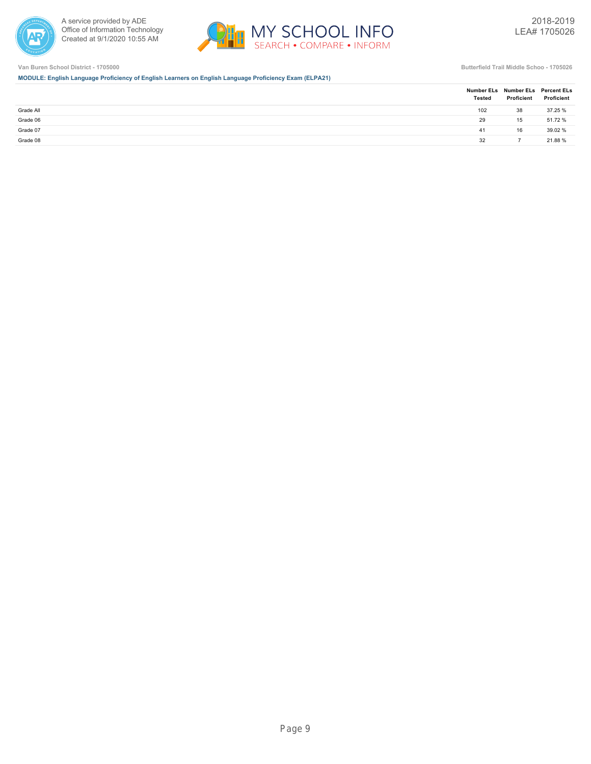Van Buren School District - 1705000

Butterfield Trail Middle Schoo - 1705026

**MODULE: English Language Proficiency of English Learners on English Language Proficiency Exam (ELPA21)**

| | Number ELs Tested | Number ELs Proficient | Percent ELs Proficient |
|---|---|---|---|
| Grade All | 102 | 38 | 37.25 % |
| Grade 06 | 29 | 15 | 51.72 % |
| Grade 07 | 41 | 16 | 39.02 % |
| Grade 08 | 32 | 7 | 21.88 % |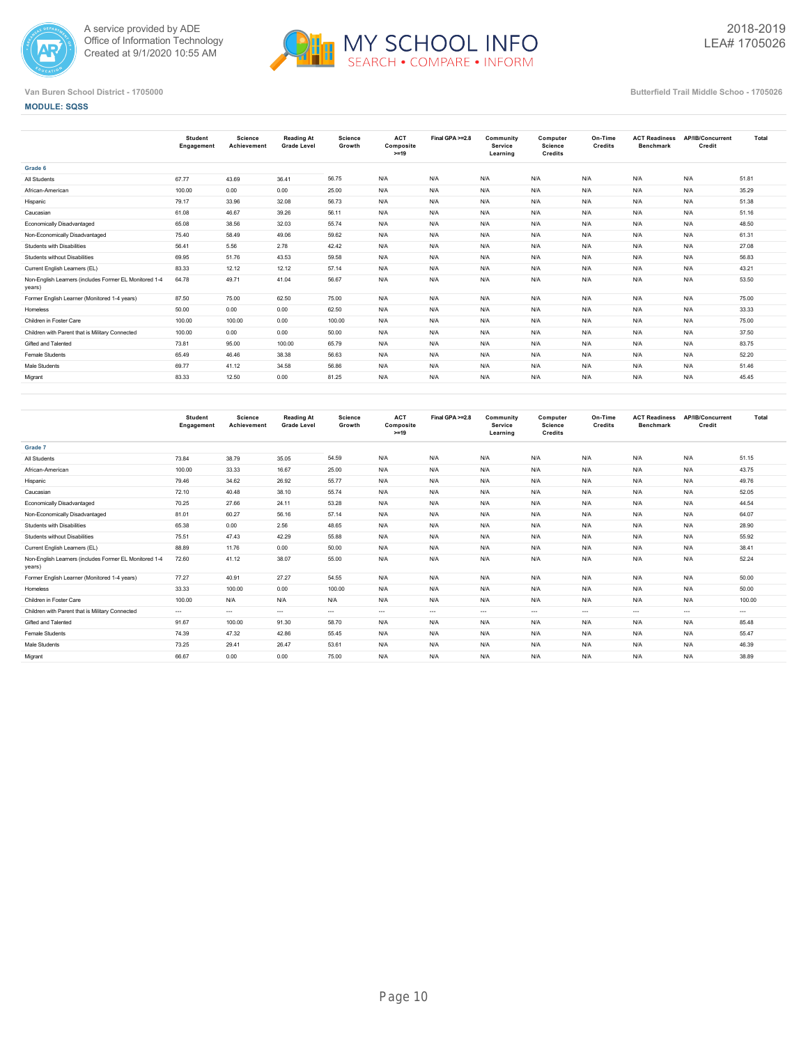Van Buren School District - 1705000

Butterfield Trail Middle Schoo - 1705026

**MODULE: SQSS**

| | Student Engagement | Science Achievement | Reading At Grade Level | Science Growth | ACT Composite >=19 | Final GPA >=2.8 | Community Service Learning | Computer Science Credits | On-Time Credits | ACT Readiness Benchmark | AP/IB/Concurrent Credit | Total |
|---|---|---|---|---|---|---|---|---|---|---|---|---|
| **Grade 6** | | | | | | | | | | | | |
| All Students | 67.77 | 43.69 | 36.41 | 56.75 | N/A | N/A | N/A | N/A | N/A | N/A | N/A | 51.81 |
| African-American | 100.00 | 0.00 | 0.00 | 25.00 | N/A | N/A | N/A | N/A | N/A | N/A | N/A | 35.29 |
| Hispanic | 79.17 | 33.96 | 32.08 | 56.73 | N/A | N/A | N/A | N/A | N/A | N/A | N/A | 51.38 |
| Caucasian | 61.08 | 46.67 | 39.26 | 56.11 | N/A | N/A | N/A | N/A | N/A | N/A | N/A | 51.16 |
| Economically Disadvantaged | 65.08 | 38.56 | 32.03 | 55.74 | N/A | N/A | N/A | N/A | N/A | N/A | N/A | 48.50 |
| Non-Economically Disadvantaged | 75.40 | 58.49 | 49.06 | 59.62 | N/A | N/A | N/A | N/A | N/A | N/A | N/A | 61.31 |
| Students with Disabilities | 56.41 | 5.56 | 2.78 | 42.42 | N/A | N/A | N/A | N/A | N/A | N/A | N/A | 27.08 |
| Students without Disabilities | 69.95 | 51.76 | 43.53 | 59.58 | N/A | N/A | N/A | N/A | N/A | N/A | N/A | 56.83 |
| Current English Learners (EL) | 83.33 | 12.12 | 12.12 | 57.14 | N/A | N/A | N/A | N/A | N/A | N/A | N/A | 43.21 |
| Non-English Learners (includes Former EL Monitored 1-4 years) | 64.78 | 49.71 | 41.04 | 56.67 | N/A | N/A | N/A | N/A | N/A | N/A | N/A | 53.50 |
| Former English Learner (Monitored 1-4 years) | 87.50 | 75.00 | 62.50 | 75.00 | N/A | N/A | N/A | N/A | N/A | N/A | N/A | 75.00 |
| Homeless | 50.00 | 0.00 | 0.00 | 62.50 | N/A | N/A | N/A | N/A | N/A | N/A | N/A | 33.33 |
| Children in Foster Care | 100.00 | 100.00 | 0.00 | 100.00 | N/A | N/A | N/A | N/A | N/A | N/A | N/A | 75.00 |
| Children with Parent that is Military Connected | 100.00 | 0.00 | 0.00 | 50.00 | N/A | N/A | N/A | N/A | N/A | N/A | N/A | 37.50 |
| Gifted and Talented | 73.81 | 95.00 | 100.00 | 65.79 | N/A | N/A | N/A | N/A | N/A | N/A | N/A | 83.75 |
| Female Students | 65.49 | 46.46 | 38.38 | 56.63 | N/A | N/A | N/A | N/A | N/A | N/A | N/A | 52.20 |
| Male Students | 69.77 | 41.12 | 34.58 | 56.86 | N/A | N/A | N/A | N/A | N/A | N/A | N/A | 51.46 |
| Migrant | 83.33 | 12.50 | 0.00 | 81.25 | N/A | N/A | N/A | N/A | N/A | N/A | N/A | 45.45 |

| | Student Engagement | Science Achievement | Reading At Grade Level | Science Growth | ACT Composite >=19 | Final GPA >=2.8 | Community Service Learning | Computer Science Credits | On-Time Credits | ACT Readiness Benchmark | AP/IB/Concurrent Credit | Total |
|---|---|---|---|---|---|---|---|---|---|---|---|---|
| **Grade 7** | | | | | | | | | | | | |
| All Students | 73.84 | 38.79 | 35.05 | 54.59 | N/A | N/A | N/A | N/A | N/A | N/A | N/A | 51.15 |
| African-American | 100.00 | 33.33 | 16.67 | 25.00 | N/A | N/A | N/A | N/A | N/A | N/A | N/A | 43.75 |
| Hispanic | 79.46 | 34.62 | 26.92 | 55.77 | N/A | N/A | N/A | N/A | N/A | N/A | N/A | 49.76 |
| Caucasian | 72.10 | 40.48 | 38.10 | 55.74 | N/A | N/A | N/A | N/A | N/A | N/A | N/A | 52.05 |
| Economically Disadvantaged | 70.25 | 27.66 | 24.11 | 53.28 | N/A | N/A | N/A | N/A | N/A | N/A | N/A | 44.54 |
| Non-Economically Disadvantaged | 81.01 | 60.27 | 56.16 | 57.14 | N/A | N/A | N/A | N/A | N/A | N/A | N/A | 64.07 |
| Students with Disabilities | 65.38 | 0.00 | 2.56 | 48.65 | N/A | N/A | N/A | N/A | N/A | N/A | N/A | 28.90 |
| Students without Disabilities | 75.51 | 47.43 | 42.29 | 55.88 | N/A | N/A | N/A | N/A | N/A | N/A | N/A | 55.92 |
| Current English Learners (EL) | 88.89 | 11.76 | 0.00 | 50.00 | N/A | N/A | N/A | N/A | N/A | N/A | N/A | 38.41 |
| Non-English Learners (includes Former EL Monitored 1-4 years) | 72.60 | 41.12 | 38.07 | 55.00 | N/A | N/A | N/A | N/A | N/A | N/A | N/A | 52.24 |
| Former English Learner (Monitored 1-4 years) | 77.27 | 40.91 | 27.27 | 54.55 | N/A | N/A | N/A | N/A | N/A | N/A | N/A | 50.00 |
| Homeless | 33.33 | 100.00 | 0.00 | 100.00 | N/A | N/A | N/A | N/A | N/A | N/A | N/A | 50.00 |
| Children in Foster Care | 100.00 | N/A | N/A | N/A | N/A | N/A | N/A | N/A | N/A | N/A | N/A | 100.00 |
| Children with Parent that is Military Connected | --- | --- | --- | --- | --- | --- | --- | --- | --- | --- | --- | --- |
| Gifted and Talented | 91.67 | 100.00 | 91.30 | 58.70 | N/A | N/A | N/A | N/A | N/A | N/A | N/A | 85.48 |
| Female Students | 74.39 | 47.32 | 42.86 | 55.45 | N/A | N/A | N/A | N/A | N/A | N/A | N/A | 55.47 |
| Male Students | 73.25 | 29.41 | 26.47 | 53.61 | N/A | N/A | N/A | N/A | N/A | N/A | N/A | 46.39 |
| Migrant | 66.67 | 0.00 | 0.00 | 75.00 | N/A | N/A | N/A | N/A | N/A | N/A | N/A | 38.89 |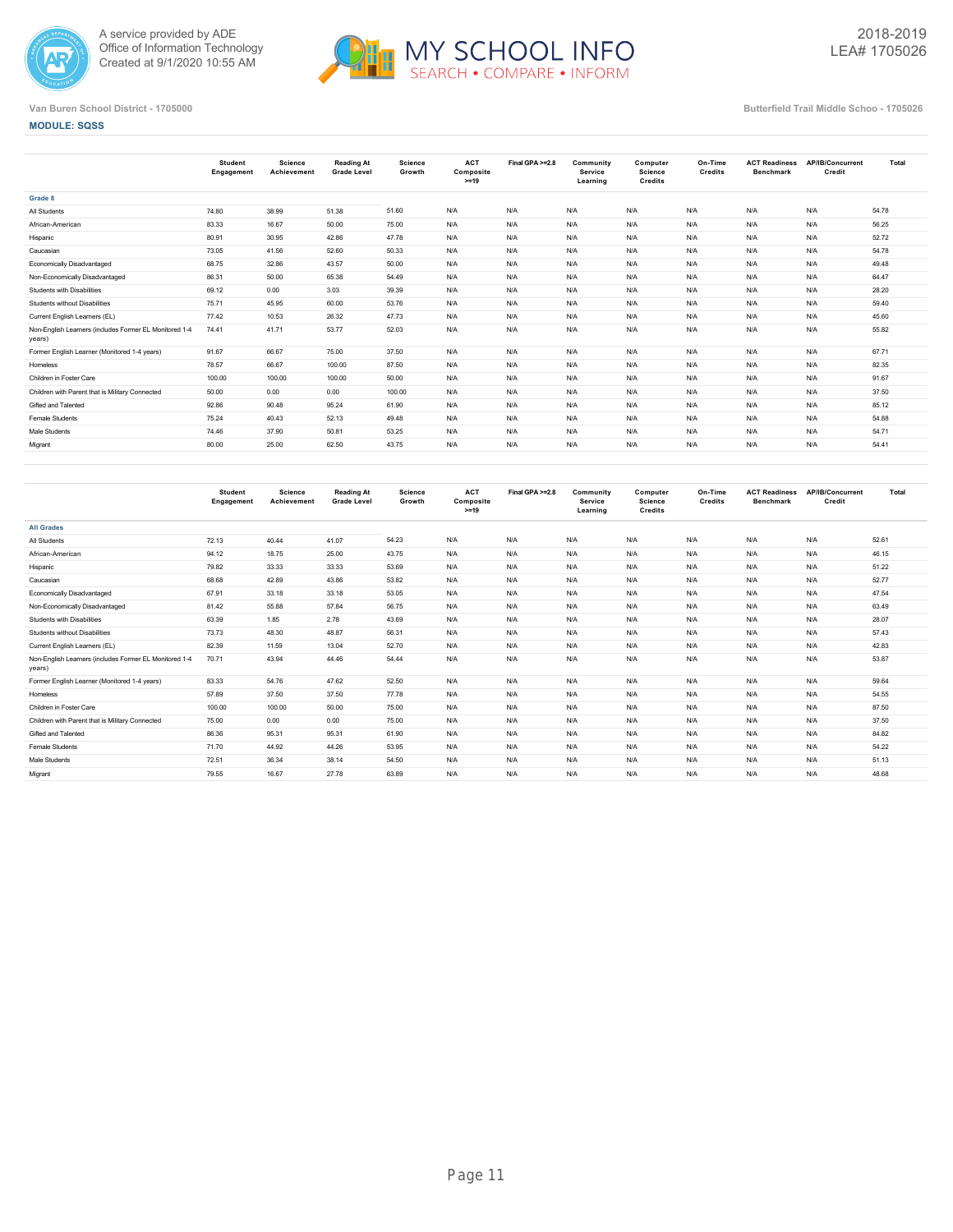Van Buren School District - 1705000

Butterfield Trail Middle Schoo - 1705026

**MODULE: SQSS**

| | Student Engagement | Science Achievement | Reading At Grade Level | Science Growth | ACT Composite >=19 | Final GPA >=2.8 | Community Service Learning | Computer Science Credits | On-Time Credits | ACT Readiness Benchmark | AP/IB/Concurrent Credit | Total |
|---|---|---|---|---|---|---|---|---|---|---|---|---|
| **Grade 8** | | | | | | | | | | | | |
| All Students | 74.80 | 38.99 | 51.38 | 51.60 | N/A | N/A | N/A | N/A | N/A | N/A | N/A | 54.78 |
| African-American | 83.33 | 16.67 | 50.00 | 75.00 | N/A | N/A | N/A | N/A | N/A | N/A | N/A | 56.25 |
| Hispanic | 80.91 | 30.95 | 42.86 | 47.78 | N/A | N/A | N/A | N/A | N/A | N/A | N/A | 52.72 |
| Caucasian | 73.05 | 41.56 | 52.60 | 50.33 | N/A | N/A | N/A | N/A | N/A | N/A | N/A | 54.78 |
| Economically Disadvantaged | 68.75 | 32.86 | 43.57 | 50.00 | N/A | N/A | N/A | N/A | N/A | N/A | N/A | 49.48 |
| Non-Economically Disadvantaged | 86.31 | 50.00 | 65.38 | 54.49 | N/A | N/A | N/A | N/A | N/A | N/A | N/A | 64.47 |
| Students with Disabilities | 69.12 | 0.00 | 3.03 | 39.39 | N/A | N/A | N/A | N/A | N/A | N/A | N/A | 28.20 |
| Students without Disabilities | 75.71 | 45.95 | 60.00 | 53.76 | N/A | N/A | N/A | N/A | N/A | N/A | N/A | 59.40 |
| Current English Learners (EL) | 77.42 | 10.53 | 26.32 | 47.73 | N/A | N/A | N/A | N/A | N/A | N/A | N/A | 45.60 |
| Non-English Learners (includes Former EL Monitored 1-4 years) | 74.41 | 41.71 | 53.77 | 52.03 | N/A | N/A | N/A | N/A | N/A | N/A | N/A | 55.82 |
| Former English Learner (Monitored 1-4 years) | 91.67 | 66.67 | 75.00 | 37.50 | N/A | N/A | N/A | N/A | N/A | N/A | N/A | 67.71 |
| Homeless | 78.57 | 66.67 | 100.00 | 87.50 | N/A | N/A | N/A | N/A | N/A | N/A | N/A | 82.35 |
| Children in Foster Care | 100.00 | 100.00 | 100.00 | 50.00 | N/A | N/A | N/A | N/A | N/A | N/A | N/A | 91.67 |
| Children with Parent that is Military Connected | 50.00 | 0.00 | 0.00 | 100.00 | N/A | N/A | N/A | N/A | N/A | N/A | N/A | 37.50 |
| Gifted and Talented | 92.86 | 90.48 | 95.24 | 61.90 | N/A | N/A | N/A | N/A | N/A | N/A | N/A | 85.12 |
| Female Students | 75.24 | 40.43 | 52.13 | 49.48 | N/A | N/A | N/A | N/A | N/A | N/A | N/A | 54.88 |
| Male Students | 74.46 | 37.90 | 50.81 | 53.25 | N/A | N/A | N/A | N/A | N/A | N/A | N/A | 54.71 |
| Migrant | 80.00 | 25.00 | 62.50 | 43.75 | N/A | N/A | N/A | N/A | N/A | N/A | N/A | 54.41 |

| | Student Engagement | Science Achievement | Reading At Grade Level | Science Growth | ACT Composite >=19 | Final GPA >=2.8 | Community Service Learning | Computer Science Credits | On-Time Credits | ACT Readiness Benchmark | AP/IB/Concurrent Credit | Total |
|---|---|---|---|---|---|---|---|---|---|---|---|---|
| **All Grades** | | | | | | | | | | | | |
| All Students | 72.13 | 40.44 | 41.07 | 54.23 | N/A | N/A | N/A | N/A | N/A | N/A | N/A | 52.61 |
| African-American | 94.12 | 18.75 | 25.00 | 43.75 | N/A | N/A | N/A | N/A | N/A | N/A | N/A | 46.15 |
| Hispanic | 79.82 | 33.33 | 33.33 | 53.69 | N/A | N/A | N/A | N/A | N/A | N/A | N/A | 51.22 |
| Caucasian | 68.68 | 42.89 | 43.86 | 53.82 | N/A | N/A | N/A | N/A | N/A | N/A | N/A | 52.77 |
| Economically Disadvantaged | 67.91 | 33.18 | 33.18 | 53.05 | N/A | N/A | N/A | N/A | N/A | N/A | N/A | 47.54 |
| Non-Economically Disadvantaged | 81.42 | 55.88 | 57.84 | 56.75 | N/A | N/A | N/A | N/A | N/A | N/A | N/A | 63.49 |
| Students with Disabilities | 63.39 | 1.85 | 2.78 | 43.69 | N/A | N/A | N/A | N/A | N/A | N/A | N/A | 28.07 |
| Students without Disabilities | 73.73 | 48.30 | 48.87 | 56.31 | N/A | N/A | N/A | N/A | N/A | N/A | N/A | 57.43 |
| Current English Learners (EL) | 82.39 | 11.59 | 13.04 | 52.70 | N/A | N/A | N/A | N/A | N/A | N/A | N/A | 42.83 |
| Non-English Learners (includes Former EL Monitored 1-4 years) | 70.71 | 43.94 | 44.46 | 54.44 | N/A | N/A | N/A | N/A | N/A | N/A | N/A | 53.87 |
| Former English Learner (Monitored 1-4 years) | 83.33 | 54.76 | 47.62 | 52.50 | N/A | N/A | N/A | N/A | N/A | N/A | N/A | 59.64 |
| Homeless | 57.89 | 37.50 | 37.50 | 77.78 | N/A | N/A | N/A | N/A | N/A | N/A | N/A | 54.55 |
| Children in Foster Care | 100.00 | 100.00 | 50.00 | 75.00 | N/A | N/A | N/A | N/A | N/A | N/A | N/A | 87.50 |
| Children with Parent that is Military Connected | 75.00 | 0.00 | 0.00 | 75.00 | N/A | N/A | N/A | N/A | N/A | N/A | N/A | 37.50 |
| Gifted and Talented | 86.36 | 95.31 | 95.31 | 61.90 | N/A | N/A | N/A | N/A | N/A | N/A | N/A | 84.82 |
| Female Students | 71.70 | 44.92 | 44.26 | 53.95 | N/A | N/A | N/A | N/A | N/A | N/A | N/A | 54.22 |
| Male Students | 72.51 | 36.34 | 38.14 | 54.50 | N/A | N/A | N/A | N/A | N/A | N/A | N/A | 51.13 |
| Migrant | 79.55 | 16.67 | 27.78 | 63.89 | N/A | N/A | N/A | N/A | N/A | N/A | N/A | 48.68 |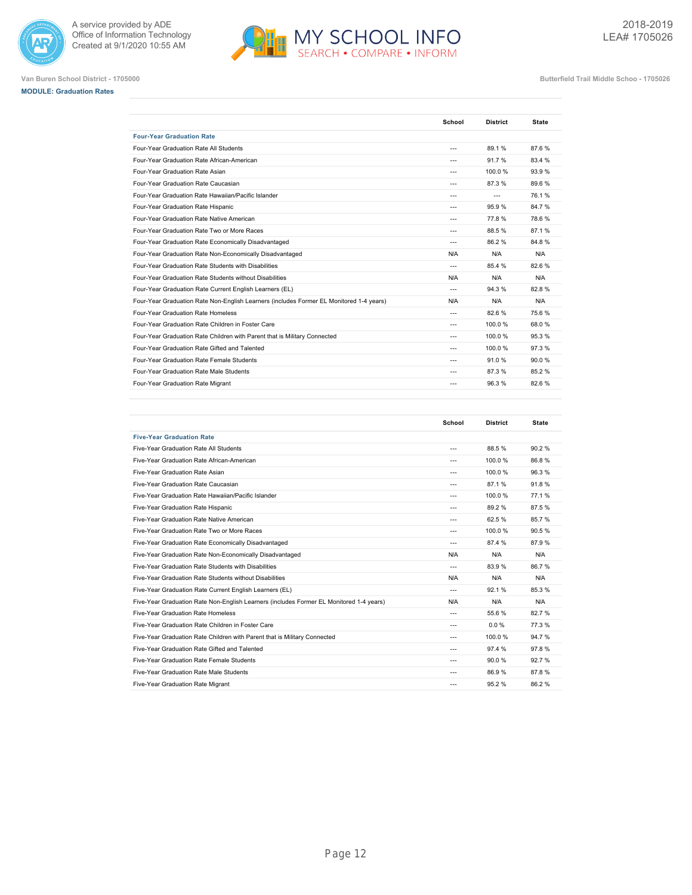Van Buren School District - 1705000

Butterfield Trail Middle Schoo - 1705026

**MODULE: Graduation Rates**

| | School | District | State |
|---|---|---|---|
| **Four-Year Graduation Rate** | | | |
| Four-Year Graduation Rate All Students | --- | 89.1 % | 87.6 % |
| Four-Year Graduation Rate African-American | --- | 91.7 % | 83.4 % |
| Four-Year Graduation Rate Asian | --- | 100.0 % | 93.9 % |
| Four-Year Graduation Rate Caucasian | --- | 87.3 % | 89.6 % |
| Four-Year Graduation Rate Hawaiian/Pacific Islander | --- | --- | 76.1 % |
| Four-Year Graduation Rate Hispanic | --- | 95.9 % | 84.7 % |
| Four-Year Graduation Rate Native American | --- | 77.8 % | 78.6 % |
| Four-Year Graduation Rate Two or More Races | --- | 88.5 % | 87.1 % |
| Four-Year Graduation Rate Economically Disadvantaged | --- | 86.2 % | 84.8 % |
| Four-Year Graduation Rate Non-Economically Disadvantaged | N/A | N/A | N/A |
| Four-Year Graduation Rate Students with Disabilities | --- | 85.4 % | 82.6 % |
| Four-Year Graduation Rate Students without Disabilities | N/A | N/A | N/A |
| Four-Year Graduation Rate Current English Learners (EL) | --- | 94.3 % | 82.8 % |
| Four-Year Graduation Rate Non-English Learners (includes Former EL Monitored 1-4 years) | N/A | N/A | N/A |
| Four-Year Graduation Rate Homeless | --- | 82.6 % | 75.6 % |
| Four-Year Graduation Rate Children in Foster Care | --- | 100.0 % | 68.0 % |
| Four-Year Graduation Rate Children with Parent that is Military Connected | --- | 100.0 % | 95.3 % |
| Four-Year Graduation Rate Gifted and Talented | --- | 100.0 % | 97.3 % |
| Four-Year Graduation Rate Female Students | --- | 91.0 % | 90.0 % |
| Four-Year Graduation Rate Male Students | --- | 87.3 % | 85.2 % |
| Four-Year Graduation Rate Migrant | --- | 96.3 % | 82.6 % |

| | School | District | State |
|---|---|---|---|
| **Five-Year Graduation Rate** | | | |
| Five-Year Graduation Rate All Students | --- | 88.5 % | 90.2 % |
| Five-Year Graduation Rate African-American | --- | 100.0 % | 86.8 % |
| Five-Year Graduation Rate Asian | --- | 100.0 % | 96.3 % |
| Five-Year Graduation Rate Caucasian | --- | 87.1 % | 91.8 % |
| Five-Year Graduation Rate Hawaiian/Pacific Islander | --- | 100.0 % | 77.1 % |
| Five-Year Graduation Rate Hispanic | --- | 89.2 % | 87.5 % |
| Five-Year Graduation Rate Native American | --- | 62.5 % | 85.7 % |
| Five-Year Graduation Rate Two or More Races | --- | 100.0 % | 90.5 % |
| Five-Year Graduation Rate Economically Disadvantaged | --- | 87.4 % | 87.9 % |
| Five-Year Graduation Rate Non-Economically Disadvantaged | N/A | N/A | N/A |
| Five-Year Graduation Rate Students with Disabilities | --- | 83.9 % | 86.7 % |
| Five-Year Graduation Rate Students without Disabilities | N/A | N/A | N/A |
| Five-Year Graduation Rate Current English Learners (EL) | --- | 92.1 % | 85.3 % |
| Five-Year Graduation Rate Non-English Learners (includes Former EL Monitored 1-4 years) | N/A | N/A | N/A |
| Five-Year Graduation Rate Homeless | --- | 55.6 % | 82.7 % |
| Five-Year Graduation Rate Children in Foster Care | --- | 0.0 % | 77.3 % |
| Five-Year Graduation Rate Children with Parent that is Military Connected | --- | 100.0 % | 94.7 % |
| Five-Year Graduation Rate Gifted and Talented | --- | 97.4 % | 97.8 % |
| Five-Year Graduation Rate Female Students | --- | 90.0 % | 92.7 % |
| Five-Year Graduation Rate Male Students | --- | 86.9 % | 87.8 % |
| Five-Year Graduation Rate Migrant | --- | 95.2 % | 86.2 % |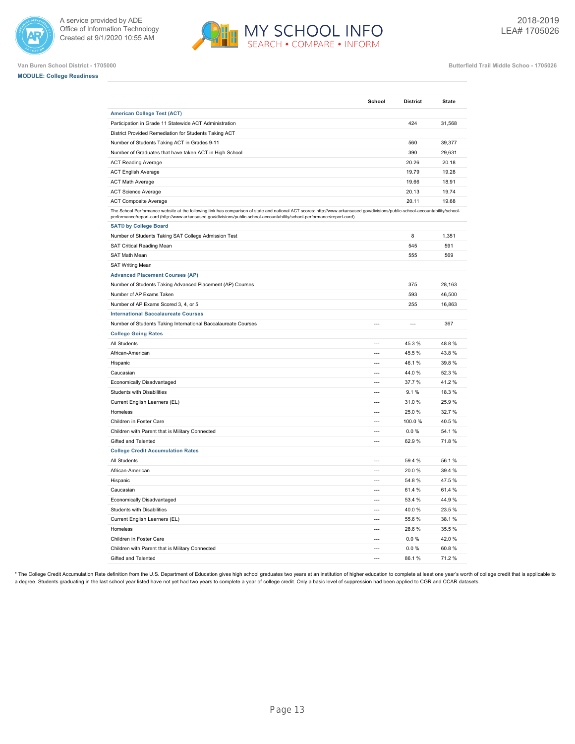Van Buren School District - 1705000

Butterfield Trail Middle Schoo - 1705026

**MODULE: College Readiness**

| | School | District | State |
|---|---|---|---|
| **American College Test (ACT)** | | | |
| Participation in Grade 11 Statewide ACT Administration | | 424 | 31,568 |
| District Provided Remediation for Students Taking ACT | | | |
| Number of Students Taking ACT in Grades 9-11 | | 560 | 39,377 |
| Number of Graduates that have taken ACT in High School | | 390 | 29,631 |
| ACT Reading Average | | 20.26 | 20.18 |
| ACT English Average | | 19.79 | 19.28 |
| ACT Math Average | | 19.66 | 18.91 |
| ACT Science Average | | 20.13 | 19.74 |
| ACT Composite Average | | 20.11 | 19.68 |
| The School Performance website at the following link has comparison of state and national ACT scores: http://www.arkansased.gov/divisions/public-school-accountability/school-performance/report-card (http://www.arkansased.gov/divisions/public-school-accountability/school-performance/report-card) | | | |
| **SAT® by College Board** | | | |
| Number of Students Taking SAT College Admission Test | | 8 | 1,351 |
| SAT Critical Reading Mean | | 545 | 591 |
| SAT Math Mean | | 555 | 569 |
| SAT Writing Mean | | | |
| **Advanced Placement Courses (AP)** | | | |
| Number of Students Taking Advanced Placement (AP) Courses | | 375 | 28,163 |
| Number of AP Exams Taken | | 593 | 46,500 |
| Number of AP Exams Scored 3, 4, or 5 | | 255 | 16,863 |
| **International Baccalaureate Courses** | | | |
| Number of Students Taking International Baccalaureate Courses | --- | --- | 367 |
| **College Going Rates** | | | |
| All Students | --- | 45.3 % | 48.8 % |
| African-American | --- | 45.5 % | 43.8 % |
| Hispanic | --- | 46.1 % | 39.8 % |
| Caucasian | --- | 44.0 % | 52.3 % |
| Economically Disadvantaged | --- | 37.7 % | 41.2 % |
| Students with Disabilities | --- | 9.1 % | 18.3 % |
| Current English Learners (EL) | --- | 31.0 % | 25.9 % |
| Homeless | --- | 25.0 % | 32.7 % |
| Children in Foster Care | --- | 100.0 % | 40.5 % |
| Children with Parent that is Military Connected | --- | 0.0 % | 54.1 % |
| Gifted and Talented | --- | 62.9 % | 71.8 % |
| **College Credit Accumulation Rates** | | | |
| All Students | --- | 59.4 % | 56.1 % |
| African-American | --- | 20.0 % | 39.4 % |
| Hispanic | --- | 54.8 % | 47.5 % |
| Caucasian | --- | 61.4 % | 61.4 % |
| Economically Disadvantaged | --- | 53.4 % | 44.9 % |
| Students with Disabilities | --- | 40.0 % | 23.5 % |
| Current English Learners (EL) | --- | 55.6 % | 38.1 % |
| Homeless | --- | 28.6 % | 35.5 % |
| Children in Foster Care | --- | 0.0 % | 42.0 % |
| Children with Parent that is Military Connected | --- | 0.0 % | 60.8 % |
| Gifted and Talented | --- | 86.1 % | 71.2 % |

* The College Credit Accumulation Rate definition from the U.S. Department of Education gives high school graduates two years at an institution of higher education to complete at least one year's worth of college credit that is applicable to a degree. Students graduating in the last school year listed have not yet had two years to complete a year of college credit. Only a basic level of suppression had been applied to CGR and CCAR datasets.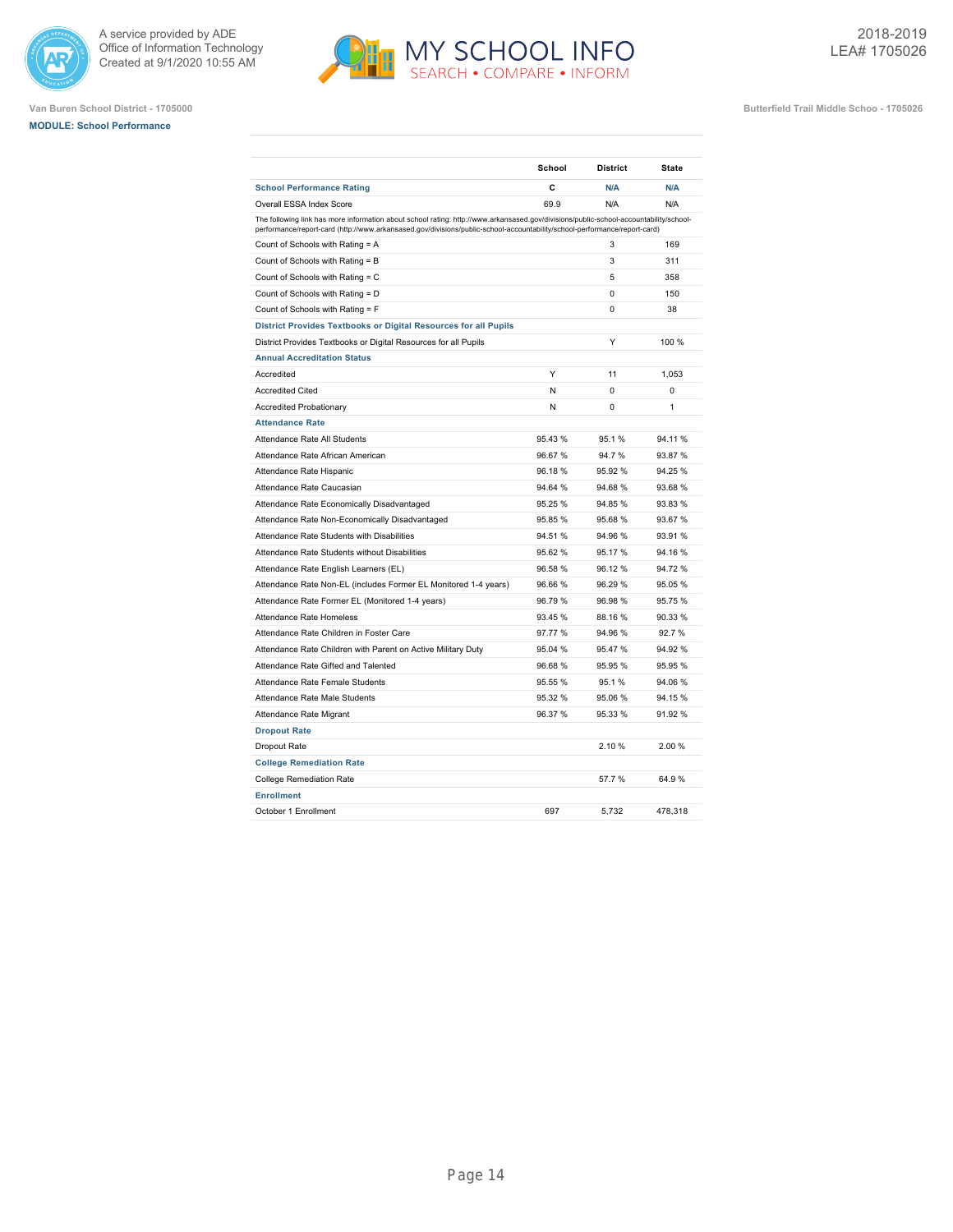Van Buren School District - 1705000

**MODULE: School Performance**

Butterfield Trail Middle Schoo - 1705026

2018-2019
LEA# 1705026

| | School | District | State |
|---|---|---|---|
| **School Performance Rating** | C | N/A | N/A |
| Overall ESSA Index Score | 69.9 | N/A | N/A |
| The following link has more information about school rating: http://www.arkansased.gov/divisions/public-school-accountability/school-performance/report-card (http://www.arkansased.gov/divisions/public-school-accountability/school-performance/report-card) | | | |
| Count of Schools with Rating = A | | 3 | 169 |
| Count of Schools with Rating = B | | 3 | 311 |
| Count of Schools with Rating = C | | 5 | 358 |
| Count of Schools with Rating = D | | 0 | 150 |
| Count of Schools with Rating = F | | 0 | 38 |
| **District Provides Textbooks or Digital Resources for all Pupils** | | | |
| District Provides Textbooks or Digital Resources for all Pupils | | Y | 100 % |
| **Annual Accreditation Status** | | | |
| Accredited | Y | 11 | 1,053 |
| Accredited Cited | N | 0 | 0 |
| Accredited Probationary | N | 0 | 1 |
| **Attendance Rate** | | | |
| Attendance Rate All Students | 95.43 % | 95.1 % | 94.11 % |
| Attendance Rate African American | 96.67 % | 94.7 % | 93.87 % |
| Attendance Rate Hispanic | 96.18 % | 95.92 % | 94.25 % |
| Attendance Rate Caucasian | 94.64 % | 94.68 % | 93.68 % |
| Attendance Rate Economically Disadvantaged | 95.25 % | 94.85 % | 93.83 % |
| Attendance Rate Non-Economically Disadvantaged | 95.85 % | 95.68 % | 93.67 % |
| Attendance Rate Students with Disabilities | 94.51 % | 94.96 % | 93.91 % |
| Attendance Rate Students without Disabilities | 95.62 % | 95.17 % | 94.16 % |
| Attendance Rate English Learners (EL) | 96.58 % | 96.12 % | 94.72 % |
| Attendance Rate Non-EL (includes Former EL Monitored 1-4 years) | 96.66 % | 96.29 % | 95.05 % |
| Attendance Rate Former EL (Monitored 1-4 years) | 96.79 % | 96.98 % | 95.75 % |
| Attendance Rate Homeless | 93.45 % | 88.16 % | 90.33 % |
| Attendance Rate Children in Foster Care | 97.77 % | 94.96 % | 92.7 % |
| Attendance Rate Children with Parent on Active Military Duty | 95.04 % | 95.47 % | 94.92 % |
| Attendance Rate Gifted and Talented | 96.68 % | 95.95 % | 95.95 % |
| Attendance Rate Female Students | 95.55 % | 95.1 % | 94.06 % |
| Attendance Rate Male Students | 95.32 % | 95.06 % | 94.15 % |
| Attendance Rate Migrant | 96.37 % | 95.33 % | 91.92 % |
| **Dropout Rate** | | | |
| Dropout Rate | | 2.10 % | 2.00 % |
| **College Remediation Rate** | | | |
| College Remediation Rate | | 57.7 % | 64.9 % |
| **Enrollment** | | | |
| October 1 Enrollment | 697 | 5,732 | 478,318 |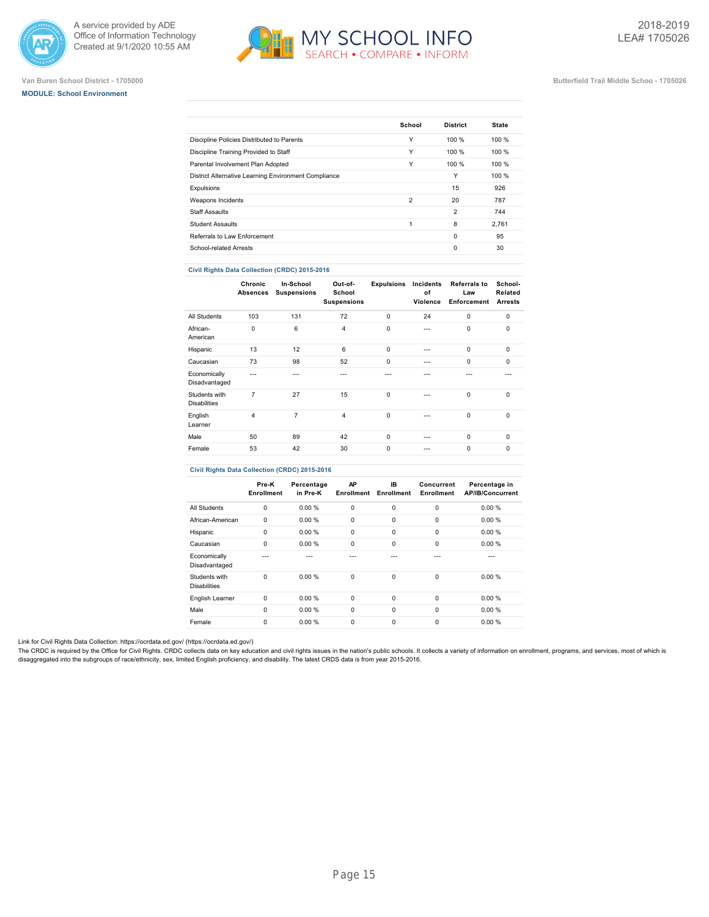Van Buren School District - 1705000

**MODULE: School Environment**

Butterfield Trail Middle Schoo - 1705026

|  | School | District | State |
|---|---|---|---|
| Discipline Policies Distributed to Parents | Y | 100 % | 100 % |
| Discipline Training Provided to Staff | Y | 100 % | 100 % |
| Parental Involvement Plan Adopted | Y | 100 % | 100 % |
| District Alternative Learning Environment Compliance |  | Y | 100 % |
| Expulsions |  | 15 | 926 |
| Weapons Incidents | 2 | 20 | 787 |
| Staff Assaults |  | 2 | 744 |
| Student Assaults | 1 | 8 | 2,761 |
| Referrals to Law Enforcement |  | 0 | 95 |
| School-related Arrests |  | 0 | 30 |

**Civil Rights Data Collection (CRDC) 2015-2016**

|  | Chronic Absences | In-School Suspensions | Out-of-School Suspensions | Expulsions | Incidents of Violence | Referrals to Law Enforcement | School-Related Arrests |
|---|---|---|---|---|---|---|---|
| All Students | 103 | 131 | 72 | 0 | 24 | 0 | 0 |
| African-American | 0 | 6 | 4 | 0 | --- | 0 | 0 |
| Hispanic | 13 | 12 | 6 | 0 | --- | 0 | 0 |
| Caucasian | 73 | 98 | 52 | 0 | --- | 0 | 0 |
| Economically Disadvantaged | --- | --- | --- | --- | --- | --- | --- |
| Students with Disabilities | 7 | 27 | 15 | 0 | --- | 0 | 0 |
| English Learner | 4 | 7 | 4 | 0 | --- | 0 | 0 |
| Male | 50 | 89 | 42 | 0 | --- | 0 | 0 |
| Female | 53 | 42 | 30 | 0 | --- | 0 | 0 |

**Civil Rights Data Collection (CRDC) 2015-2016**

|  | Pre-K Enrollment | Percentage in Pre-K | AP Enrollment | IB Enrollment | Concurrent Enrollment | Percentage in AP/IB/Concurrent |
|---|---|---|---|---|---|---|
| All Students | 0 | 0.00 % | 0 | 0 | 0 | 0.00 % |
| African-American | 0 | 0.00 % | 0 | 0 | 0 | 0.00 % |
| Hispanic | 0 | 0.00 % | 0 | 0 | 0 | 0.00 % |
| Caucasian | 0 | 0.00 % | 0 | 0 | 0 | 0.00 % |
| Economically Disadvantaged | --- | --- | --- | --- | --- | --- |
| Students with Disabilities | 0 | 0.00 % | 0 | 0 | 0 | 0.00 % |
| English Learner | 0 | 0.00 % | 0 | 0 | 0 | 0.00 % |
| Male | 0 | 0.00 % | 0 | 0 | 0 | 0.00 % |
| Female | 0 | 0.00 % | 0 | 0 | 0 | 0.00 % |

Link for Civil Rights Data Collection: https://ocrdata.ed.gov/ (https://ocrdata.ed.gov/)

The CRDC is required by the Office for Civil Rights. CRDC collects data on key education and civil rights issues in the nation's public schools. It collects a variety of information on enrollment, programs, and services, most of which is disaggregated into the subgroups of race/ethnicity, sex, limited English proficiency, and disability. The latest CRDS data is from year 2015-2016.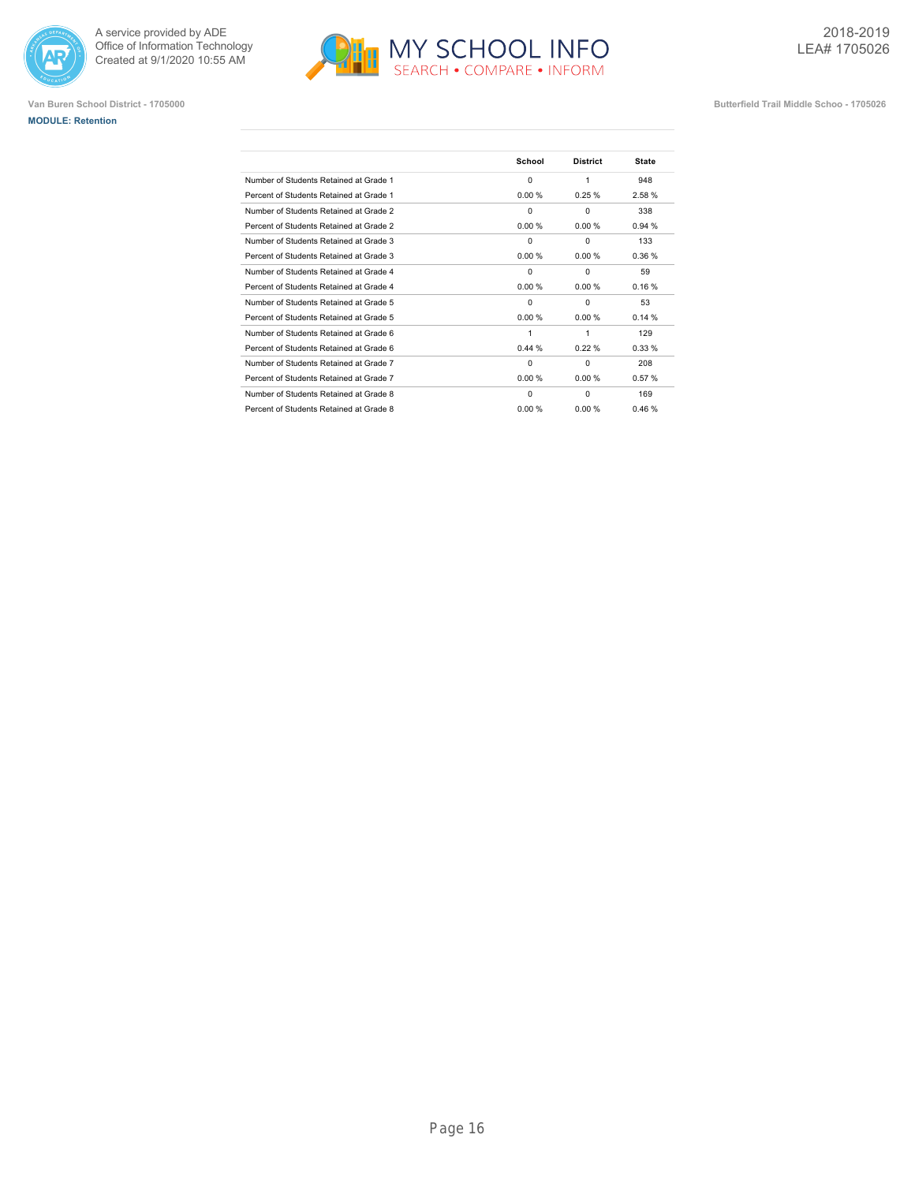Van Buren School District - 1705000

Butterfield Trail Middle Schoo - 1705026

**MODULE: Retention**

| | School | District | State |
|---|---|---|---|
| Number of Students Retained at Grade 1 | 0 | 1 | 948 |
| Percent of Students Retained at Grade 1 | 0.00 % | 0.25 % | 2.58 % |
| Number of Students Retained at Grade 2 | 0 | 0 | 338 |
| Percent of Students Retained at Grade 2 | 0.00 % | 0.00 % | 0.94 % |
| Number of Students Retained at Grade 3 | 0 | 0 | 133 |
| Percent of Students Retained at Grade 3 | 0.00 % | 0.00 % | 0.36 % |
| Number of Students Retained at Grade 4 | 0 | 0 | 59 |
| Percent of Students Retained at Grade 4 | 0.00 % | 0.00 % | 0.16 % |
| Number of Students Retained at Grade 5 | 0 | 0 | 53 |
| Percent of Students Retained at Grade 5 | 0.00 % | 0.00 % | 0.14 % |
| Number of Students Retained at Grade 6 | 1 | 1 | 129 |
| Percent of Students Retained at Grade 6 | 0.44 % | 0.22 % | 0.33 % |
| Number of Students Retained at Grade 7 | 0 | 0 | 208 |
| Percent of Students Retained at Grade 7 | 0.00 % | 0.00 % | 0.57 % |
| Number of Students Retained at Grade 8 | 0 | 0 | 169 |
| Percent of Students Retained at Grade 8 | 0.00 % | 0.00 % | 0.46 % |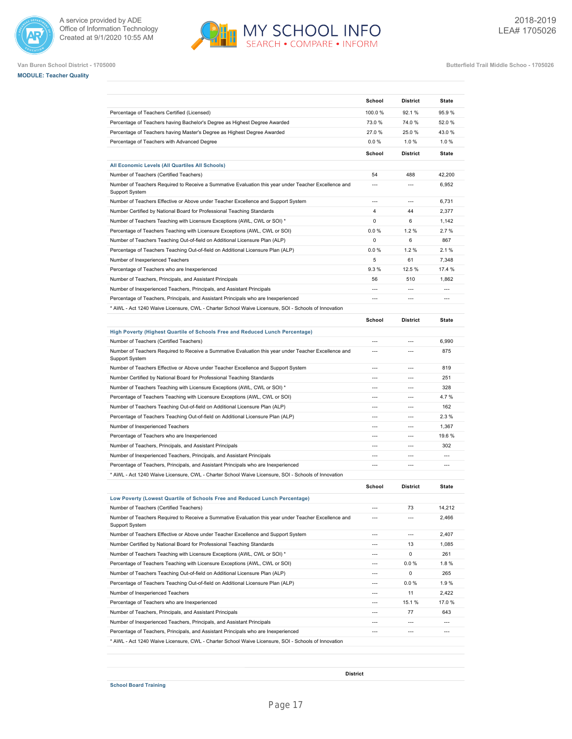Van Buren School District - 1705000

Butterfield Trail Middle Schoo - 1705026

**MODULE: Teacher Quality**

| | School | District | State |
|---|---|---|---|
| Percentage of Teachers Certified (Licensed) | 100.0 % | 92.1 % | 95.9 % |
| Percentage of Teachers having Bachelor's Degree as Highest Degree Awarded | 73.0 % | 74.0 % | 52.0 % |
| Percentage of Teachers having Master's Degree as Highest Degree Awarded | 27.0 % | 25.0 % | 43.0 % |
| Percentage of Teachers with Advanced Degree | 0.0 % | 1.0 % | 1.0 % |

| | School | District | State |
|---|---|---|---|
| **All Economic Levels (All Quartiles All Schools)** | | | |
| Number of Teachers (Certified Teachers) | 54 | 488 | 42,200 |
| Number of Teachers Required to Receive a Summative Evaluation this year under Teacher Excellence and Support System | --- | --- | 6,952 |
| Number of Teachers Effective or Above under Teacher Excellence and Support System | --- | --- | 6,731 |
| Number Certified by National Board for Professional Teaching Standards | 4 | 44 | 2,377 |
| Number of Teachers Teaching with Licensure Exceptions (AWL, CWL or SOI) * | 0 | 6 | 1,142 |
| Percentage of Teachers Teaching with Licensure Exceptions (AWL, CWL or SOI) | 0.0 % | 1.2 % | 2.7 % |
| Number of Teachers Teaching Out-of-field on Additional Licensure Plan (ALP) | 0 | 6 | 867 |
| Percentage of Teachers Teaching Out-of-field on Additional Licensure Plan (ALP) | 0.0 % | 1.2 % | 2.1 % |
| Number of Inexperienced Teachers | 5 | 61 | 7,348 |
| Percentage of Teachers who are Inexperienced | 9.3 % | 12.5 % | 17.4 % |
| Number of Teachers, Principals, and Assistant Principals | 56 | 510 | 1,862 |
| Number of Inexperienced Teachers, Principals, and Assistant Principals | --- | --- | --- |
| Percentage of Teachers, Principals, and Assistant Principals who are Inexperienced | --- | --- | --- |

* AWL - Act 1240 Waive Licensure, CWL - Charter School Waive Licensure, SOI - Schools of Innovation

| | School | District | State |
|---|---|---|---|
| **High Poverty (Highest Quartile of Schools Free and Reduced Lunch Percentage)** | | | |
| Number of Teachers (Certified Teachers) | --- | --- | 6,990 |
| Number of Teachers Required to Receive a Summative Evaluation this year under Teacher Excellence and Support System | --- | --- | 875 |
| Number of Teachers Effective or Above under Teacher Excellence and Support System | --- | --- | 819 |
| Number Certified by National Board for Professional Teaching Standards | --- | --- | 251 |
| Number of Teachers Teaching with Licensure Exceptions (AWL, CWL or SOI) * | --- | --- | 328 |
| Percentage of Teachers Teaching with Licensure Exceptions (AWL, CWL or SOI) | --- | --- | 4.7 % |
| Number of Teachers Teaching Out-of-field on Additional Licensure Plan (ALP) | --- | --- | 162 |
| Percentage of Teachers Teaching Out-of-field on Additional Licensure Plan (ALP) | --- | --- | 2.3 % |
| Number of Inexperienced Teachers | --- | --- | 1,367 |
| Percentage of Teachers who are Inexperienced | --- | --- | 19.6 % |
| Number of Teachers, Principals, and Assistant Principals | --- | --- | 302 |
| Number of Inexperienced Teachers, Principals, and Assistant Principals | --- | --- | --- |
| Percentage of Teachers, Principals, and Assistant Principals who are Inexperienced | --- | --- | --- |

* AWL - Act 1240 Waive Licensure, CWL - Charter School Waive Licensure, SOI - Schools of Innovation

| | School | District | State |
|---|---|---|---|
| **Low Poverty (Lowest Quartile of Schools Free and Reduced Lunch Percentage)** | | | |
| Number of Teachers (Certified Teachers) | --- | 73 | 14,212 |
| Number of Teachers Required to Receive a Summative Evaluation this year under Teacher Excellence and Support System | --- | --- | 2,466 |
| Number of Teachers Effective or Above under Teacher Excellence and Support System | --- | --- | 2,407 |
| Number Certified by National Board for Professional Teaching Standards | --- | 13 | 1,085 |
| Number of Teachers Teaching with Licensure Exceptions (AWL, CWL or SOI) * | --- | 0 | 261 |
| Percentage of Teachers Teaching with Licensure Exceptions (AWL, CWL or SOI) | --- | 0.0 % | 1.8 % |
| Number of Teachers Teaching Out-of-field on Additional Licensure Plan (ALP) | --- | 0 | 265 |
| Percentage of Teachers Teaching Out-of-field on Additional Licensure Plan (ALP) | --- | 0.0 % | 1.9 % |
| Number of Inexperienced Teachers | --- | 11 | 2,422 |
| Percentage of Teachers who are Inexperienced | --- | 15.1 % | 17.0 % |
| Number of Teachers, Principals, and Assistant Principals | --- | 77 | 643 |
| Number of Inexperienced Teachers, Principals, and Assistant Principals | --- | --- | --- |
| Percentage of Teachers, Principals, and Assistant Principals who are Inexperienced | --- | --- | --- |

* AWL - Act 1240 Waive Licensure, CWL - Charter School Waive Licensure, SOI - Schools of Innovation

| | District |
|---|---|
| **School Board Training** | |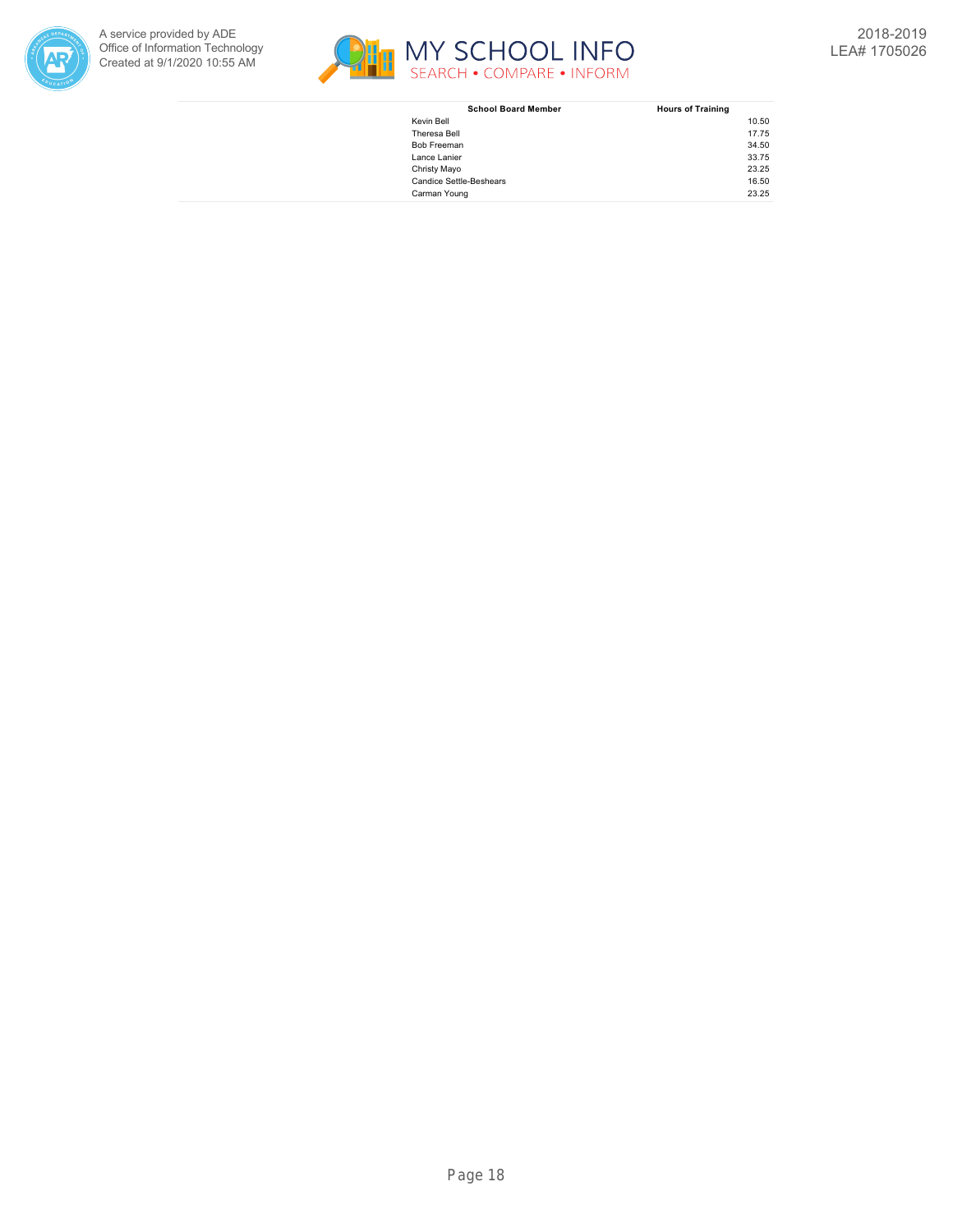| School Board Member | Hours of Training |
| --- | --- |
| Kevin Bell | 10.50 |
| Theresa Bell | 17.75 |
| Bob Freeman | 34.50 |
| Lance Lanier | 33.75 |
| Christy Mayo | 23.25 |
| Candice Settle-Beshears | 16.50 |
| Carman Young | 23.25 |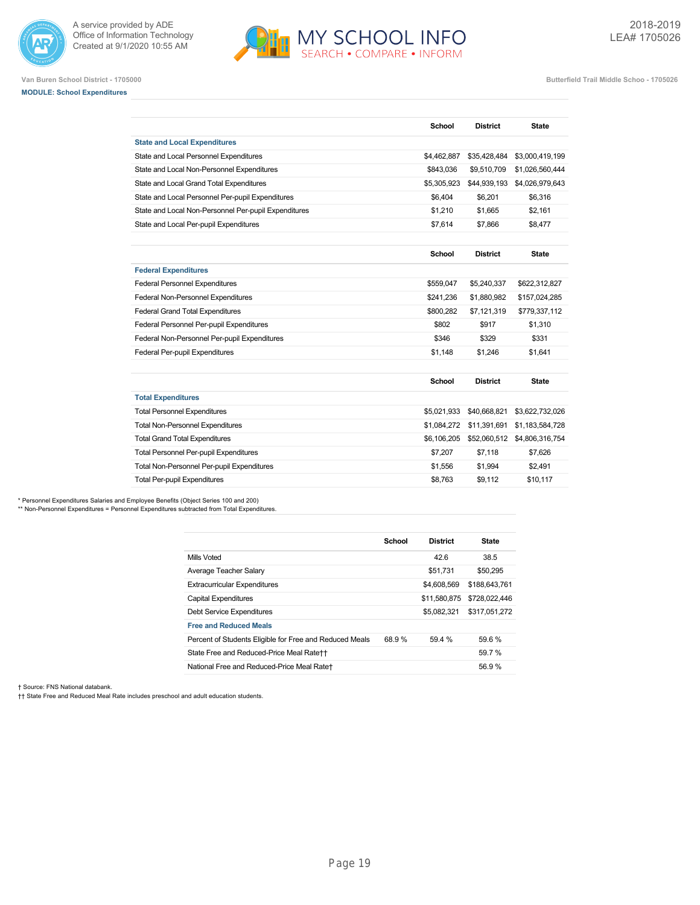Van Buren School District - 1705000

Butterfield Trail Middle Schoo - 1705026

**MODULE: School Expenditures**

| | School | District | State |
|---|---|---|---|
| **State and Local Expenditures** | | | |
| State and Local Personnel Expenditures | $4,462,887 | $35,428,484 | $3,000,419,199 |
| State and Local Non-Personnel Expenditures | $843,036 | $9,510,709 | $1,026,560,444 |
| State and Local Grand Total Expenditures | $5,305,923 | $44,939,193 | $4,026,979,643 |
| State and Local Personnel Per-pupil Expenditures | $6,404 | $6,201 | $6,316 |
| State and Local Non-Personnel Per-pupil Expenditures | $1,210 | $1,665 | $2,161 |
| State and Local Per-pupil Expenditures | $7,614 | $7,866 | $8,477 |

| | School | District | State |
|---|---|---|---|
| **Federal Expenditures** | | | |
| Federal Personnel Expenditures | $559,047 | $5,240,337 | $622,312,827 |
| Federal Non-Personnel Expenditures | $241,236 | $1,880,982 | $157,024,285 |
| Federal Grand Total Expenditures | $800,282 | $7,121,319 | $779,337,112 |
| Federal Personnel Per-pupil Expenditures | $802 | $917 | $1,310 |
| Federal Non-Personnel Per-pupil Expenditures | $346 | $329 | $331 |
| Federal Per-pupil Expenditures | $1,148 | $1,246 | $1,641 |

| | School | District | State |
|---|---|---|---|
| **Total Expenditures** | | | |
| Total Personnel Expenditures | $5,021,933 | $40,668,821 | $3,622,732,026 |
| Total Non-Personnel Expenditures | $1,084,272 | $11,391,691 | $1,183,584,728 |
| Total Grand Total Expenditures | $6,106,205 | $52,060,512 | $4,806,316,754 |
| Total Personnel Per-pupil Expenditures | $7,207 | $7,118 | $7,626 |
| Total Non-Personnel Per-pupil Expenditures | $1,556 | $1,994 | $2,491 |
| Total Per-pupil Expenditures | $8,763 | $9,112 | $10,117 |

\* Personnel Expenditures Salaries and Employee Benefits (Object Series 100 and 200)
\*\* Non-Personnel Expenditures = Personnel Expenditures subtracted from Total Expenditures.

| | School | District | State |
|---|---|---|---|
| Mills Voted | | 42.6 | 38.5 |
| Average Teacher Salary | | $51,731 | $50,295 |
| Extracurricular Expenditures | | $4,608,569 | $188,643,761 |
| Capital Expenditures | | $11,580,875 | $728,022,446 |
| Debt Service Expenditures | | $5,082,321 | $317,051,272 |
| **Free and Reduced Meals** | | | |
| Percent of Students Eligible for Free and Reduced Meals | 68.9 % | 59.4 % | 59.6 % |
| State Free and Reduced-Price Meal Rate†† | | | 59.7 % |
| National Free and Reduced-Price Meal Rate† | | | 56.9 % |

† Source: FNS National databank.
†† State Free and Reduced Meal Rate includes preschool and adult education students.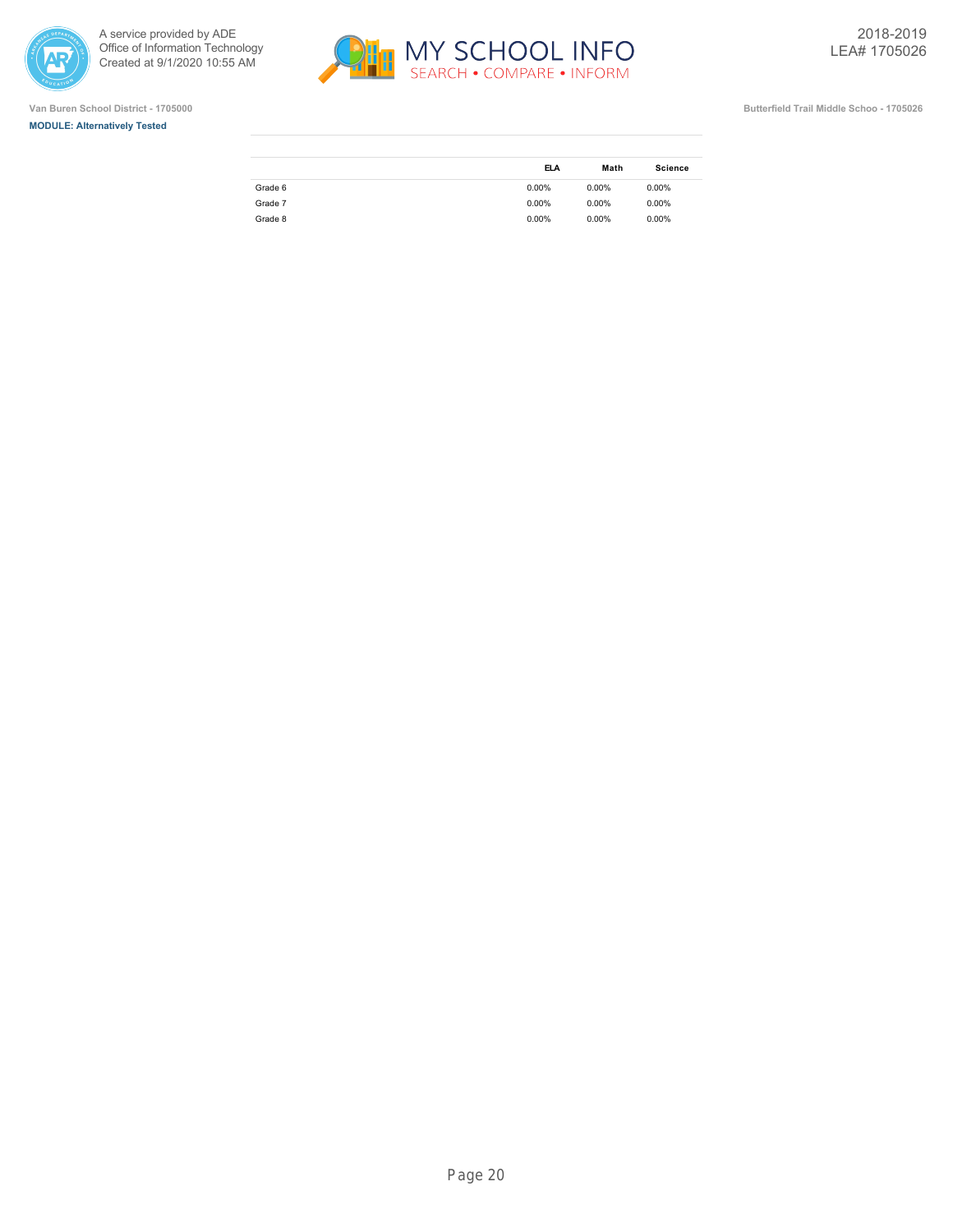Van Buren School District - 1705000

**MODULE: Alternatively Tested**

Butterfield Trail Middle Schoo - 1705026

| | ELA | Math | Science |
|---|---|---|---|
| Grade 6 | 0.00% | 0.00% | 0.00% |
| Grade 7 | 0.00% | 0.00% | 0.00% |
| Grade 8 | 0.00% | 0.00% | 0.00% |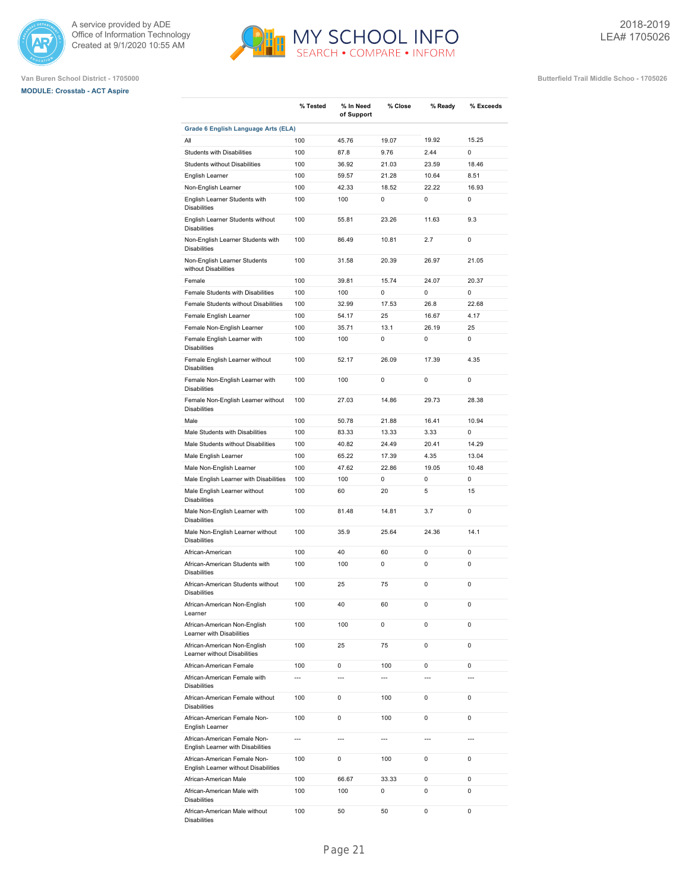Van Buren School District - 1705000

**MODULE: Crosstab - ACT Aspire**

Butterfield Trail Middle Schoo - 1705026

| | % Tested | % In Need of Support | % Close | % Ready | % Exceeds |
|---|---|---|---|---|---|
| **Grade 6 English Language Arts (ELA)** | | | | | |
| All | 100 | 45.76 | 19.07 | 19.92 | 15.25 |
| Students with Disabilities | 100 | 87.8 | 9.76 | 2.44 | 0 |
| Students without Disabilities | 100 | 36.92 | 21.03 | 23.59 | 18.46 |
| English Learner | 100 | 59.57 | 21.28 | 10.64 | 8.51 |
| Non-English Learner | 100 | 42.33 | 18.52 | 22.22 | 16.93 |
| English Learner Students with Disabilities | 100 | 100 | 0 | 0 | 0 |
| English Learner Students without Disabilities | 100 | 55.81 | 23.26 | 11.63 | 9.3 |
| Non-English Learner Students with Disabilities | 100 | 86.49 | 10.81 | 2.7 | 0 |
| Non-English Learner Students without Disabilities | 100 | 31.58 | 20.39 | 26.97 | 21.05 |
| Female | 100 | 39.81 | 15.74 | 24.07 | 20.37 |
| Female Students with Disabilities | 100 | 100 | 0 | 0 | 0 |
| Female Students without Disabilities | 100 | 32.99 | 17.53 | 26.8 | 22.68 |
| Female English Learner | 100 | 54.17 | 25 | 16.67 | 4.17 |
| Female Non-English Learner | 100 | 35.71 | 13.1 | 26.19 | 25 |
| Female English Learner with Disabilities | 100 | 100 | 0 | 0 | 0 |
| Female English Learner without Disabilities | 100 | 52.17 | 26.09 | 17.39 | 4.35 |
| Female Non-English Learner with Disabilities | 100 | 100 | 0 | 0 | 0 |
| Female Non-English Learner without Disabilities | 100 | 27.03 | 14.86 | 29.73 | 28.38 |
| Male | 100 | 50.78 | 21.88 | 16.41 | 10.94 |
| Male Students with Disabilities | 100 | 83.33 | 13.33 | 3.33 | 0 |
| Male Students without Disabilities | 100 | 40.82 | 24.49 | 20.41 | 14.29 |
| Male English Learner | 100 | 65.22 | 17.39 | 4.35 | 13.04 |
| Male Non-English Learner | 100 | 47.62 | 22.86 | 19.05 | 10.48 |
| Male English Learner with Disabilities | 100 | 100 | 0 | 0 | 0 |
| Male English Learner without Disabilities | 100 | 60 | 20 | 5 | 15 |
| Male Non-English Learner with Disabilities | 100 | 81.48 | 14.81 | 3.7 | 0 |
| Male Non-English Learner without Disabilities | 100 | 35.9 | 25.64 | 24.36 | 14.1 |
| African-American | 100 | 40 | 60 | 0 | 0 |
| African-American Students with Disabilities | 100 | 100 | 0 | 0 | 0 |
| African-American Students without Disabilities | 100 | 25 | 75 | 0 | 0 |
| African-American Non-English Learner | 100 | 40 | 60 | 0 | 0 |
| African-American Non-English Learner with Disabilities | 100 | 100 | 0 | 0 | 0 |
| African-American Non-English Learner without Disabilities | 100 | 25 | 75 | 0 | 0 |
| African-American Female | 100 | 0 | 100 | 0 | 0 |
| African-American Female with Disabilities | --- | --- | --- | --- | --- |
| African-American Female without Disabilities | 100 | 0 | 100 | 0 | 0 |
| African-American Female Non-English Learner | 100 | 0 | 100 | 0 | 0 |
| African-American Female Non-English Learner with Disabilities | --- | --- | --- | --- | --- |
| African-American Female Non-English Learner without Disabilities | 100 | 0 | 100 | 0 | 0 |
| African-American Male | 100 | 66.67 | 33.33 | 0 | 0 |
| African-American Male with Disabilities | 100 | 100 | 0 | 0 | 0 |
| African-American Male without Disabilities | 100 | 50 | 50 | 0 | 0 |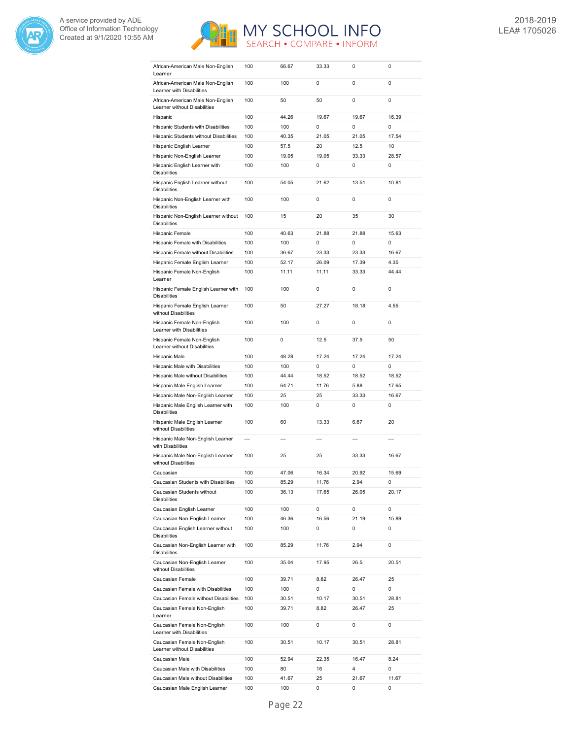| | | | | | |
|---|---|---|---|---|---|
| African-American Male Non-English Learner | 100 | 66.67 | 33.33 | 0 | 0 |
| African-American Male Non-English Learner with Disabilities | 100 | 100 | 0 | 0 | 0 |
| African-American Male Non-English Learner without Disabilities | 100 | 50 | 50 | 0 | 0 |
| Hispanic | 100 | 44.26 | 19.67 | 19.67 | 16.39 |
| Hispanic Students with Disabilities | 100 | 100 | 0 | 0 | 0 |
| Hispanic Students without Disabilities | 100 | 40.35 | 21.05 | 21.05 | 17.54 |
| Hispanic English Learner | 100 | 57.5 | 20 | 12.5 | 10 |
| Hispanic Non-English Learner | 100 | 19.05 | 19.05 | 33.33 | 28.57 |
| Hispanic English Learner with Disabilities | 100 | 100 | 0 | 0 | 0 |
| Hispanic English Learner without Disabilities | 100 | 54.05 | 21.62 | 13.51 | 10.81 |
| Hispanic Non-English Learner with Disabilities | 100 | 100 | 0 | 0 | 0 |
| Hispanic Non-English Learner without Disabilities | 100 | 15 | 20 | 35 | 30 |
| Hispanic Female | 100 | 40.63 | 21.88 | 21.88 | 15.63 |
| Hispanic Female with Disabilities | 100 | 100 | 0 | 0 | 0 |
| Hispanic Female without Disabilities | 100 | 36.67 | 23.33 | 23.33 | 16.67 |
| Hispanic Female English Learner | 100 | 52.17 | 26.09 | 17.39 | 4.35 |
| Hispanic Female Non-English Learner | 100 | 11.11 | 11.11 | 33.33 | 44.44 |
| Hispanic Female English Learner with Disabilities | 100 | 100 | 0 | 0 | 0 |
| Hispanic Female English Learner without Disabilities | 100 | 50 | 27.27 | 18.18 | 4.55 |
| Hispanic Female Non-English Learner with Disabilities | 100 | 100 | 0 | 0 | 0 |
| Hispanic Female Non-English Learner without Disabilities | 100 | 0 | 12.5 | 37.5 | 50 |
| Hispanic Male | 100 | 48.28 | 17.24 | 17.24 | 17.24 |
| Hispanic Male with Disabilities | 100 | 100 | 0 | 0 | 0 |
| Hispanic Male without Disabilities | 100 | 44.44 | 18.52 | 18.52 | 18.52 |
| Hispanic Male English Learner | 100 | 64.71 | 11.76 | 5.88 | 17.65 |
| Hispanic Male Non-English Learner | 100 | 25 | 25 | 33.33 | 16.67 |
| Hispanic Male English Learner with Disabilities | 100 | 100 | 0 | 0 | 0 |
| Hispanic Male English Learner without Disabilities | 100 | 60 | 13.33 | 6.67 | 20 |
| Hispanic Male Non-English Learner with Disabilities | --- | --- | --- | --- | --- |
| Hispanic Male Non-English Learner without Disabilities | 100 | 25 | 25 | 33.33 | 16.67 |
| Caucasian | 100 | 47.06 | 16.34 | 20.92 | 15.69 |
| Caucasian Students with Disabilities | 100 | 85.29 | 11.76 | 2.94 | 0 |
| Caucasian Students without Disabilities | 100 | 36.13 | 17.65 | 26.05 | 20.17 |
| Caucasian English Learner | 100 | 100 | 0 | 0 | 0 |
| Caucasian Non-English Learner | 100 | 46.36 | 16.56 | 21.19 | 15.89 |
| Caucasian English Learner without Disabilities | 100 | 100 | 0 | 0 | 0 |
| Caucasian Non-English Learner with Disabilities | 100 | 85.29 | 11.76 | 2.94 | 0 |
| Caucasian Non-English Learner without Disabilities | 100 | 35.04 | 17.95 | 26.5 | 20.51 |
| Caucasian Female | 100 | 39.71 | 8.82 | 26.47 | 25 |
| Caucasian Female with Disabilities | 100 | 100 | 0 | 0 | 0 |
| Caucasian Female without Disabilities | 100 | 30.51 | 10.17 | 30.51 | 28.81 |
| Caucasian Female Non-English Learner | 100 | 39.71 | 8.82 | 26.47 | 25 |
| Caucasian Female Non-English Learner with Disabilities | 100 | 100 | 0 | 0 | 0 |
| Caucasian Female Non-English Learner without Disabilities | 100 | 30.51 | 10.17 | 30.51 | 28.81 |
| Caucasian Male | 100 | 52.94 | 22.35 | 16.47 | 8.24 |
| Caucasian Male with Disabilities | 100 | 80 | 16 | 4 | 0 |
| Caucasian Male without Disabilities | 100 | 41.67 | 25 | 21.67 | 11.67 |
| Caucasian Male English Learner | 100 | 100 | 0 | 0 | 0 |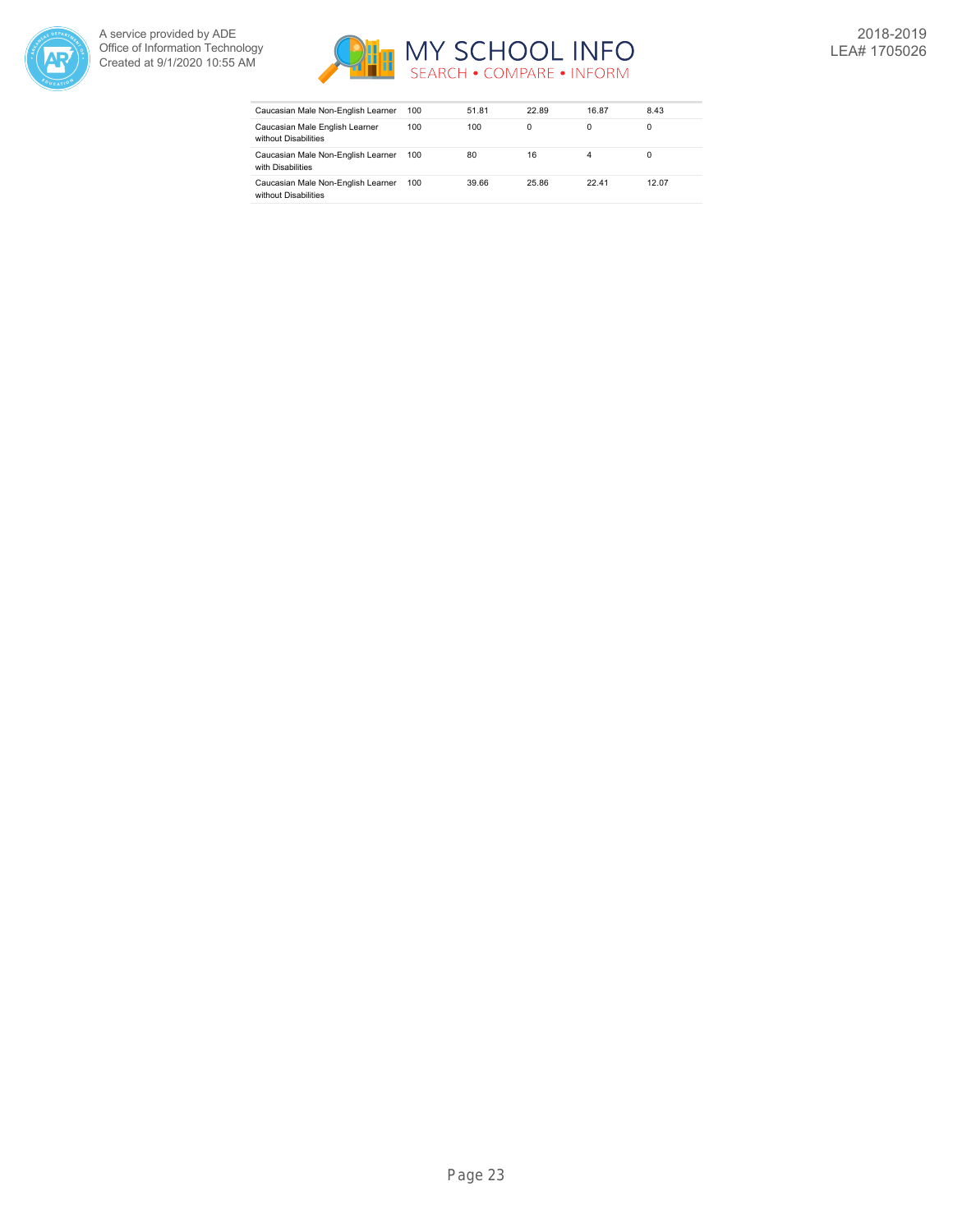| | | | | | |
|---|---|---|---|---|---|
| Caucasian Male Non-English Learner | 100 | 51.81 | 22.89 | 16.87 | 8.43 |
| Caucasian Male English Learner without Disabilities | 100 | 100 | 0 | 0 | 0 |
| Caucasian Male Non-English Learner with Disabilities | 100 | 80 | 16 | 4 | 0 |
| Caucasian Male Non-English Learner without Disabilities | 100 | 39.66 | 25.86 | 22.41 | 12.07 |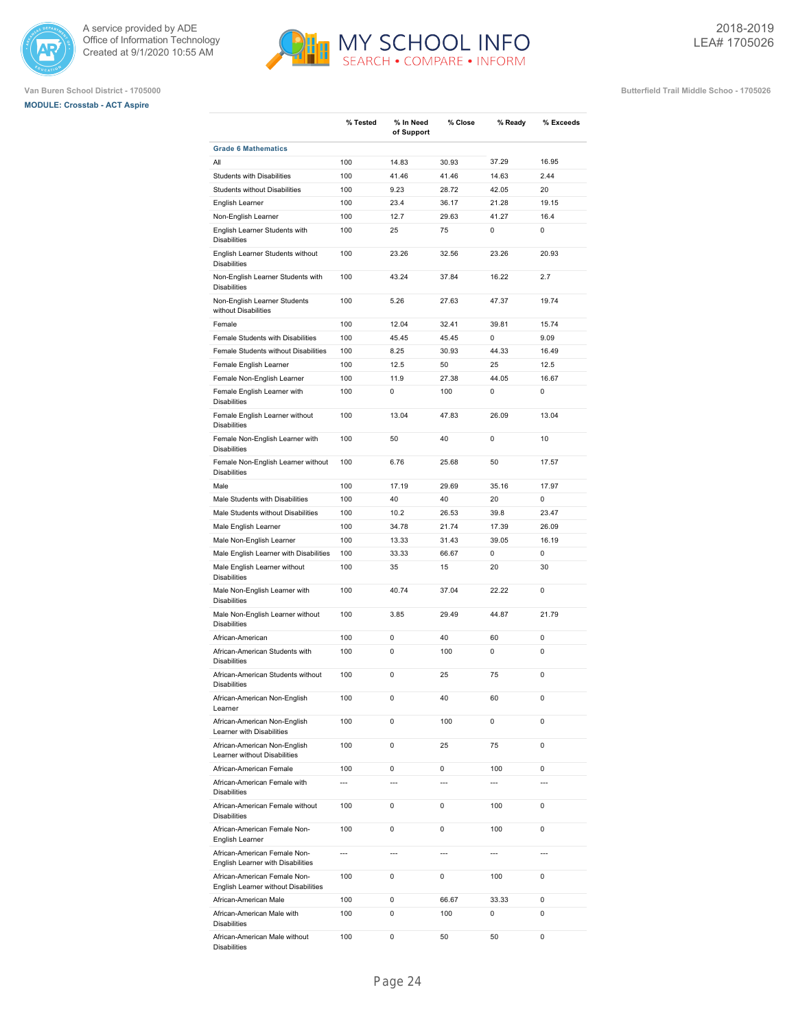Van Buren School District - 1705000

**MODULE: Crosstab - ACT Aspire**

Butterfield Trail Middle Schoo - 1705026

| | % Tested | % In Need of Support | % Close | % Ready | % Exceeds |
|---|---|---|---|---|---|
| **Grade 6 Mathematics** | | | | | |
| All | 100 | 14.83 | 30.93 | 37.29 | 16.95 |
| Students with Disabilities | 100 | 41.46 | 41.46 | 14.63 | 2.44 |
| Students without Disabilities | 100 | 9.23 | 28.72 | 42.05 | 20 |
| English Learner | 100 | 23.4 | 36.17 | 21.28 | 19.15 |
| Non-English Learner | 100 | 12.7 | 29.63 | 41.27 | 16.4 |
| English Learner Students with Disabilities | 100 | 25 | 75 | 0 | 0 |
| English Learner Students without Disabilities | 100 | 23.26 | 32.56 | 23.26 | 20.93 |
| Non-English Learner Students with Disabilities | 100 | 43.24 | 37.84 | 16.22 | 2.7 |
| Non-English Learner Students without Disabilities | 100 | 5.26 | 27.63 | 47.37 | 19.74 |
| Female | 100 | 12.04 | 32.41 | 39.81 | 15.74 |
| Female Students with Disabilities | 100 | 45.45 | 45.45 | 0 | 9.09 |
| Female Students without Disabilities | 100 | 8.25 | 30.93 | 44.33 | 16.49 |
| Female English Learner | 100 | 12.5 | 50 | 25 | 12.5 |
| Female Non-English Learner | 100 | 11.9 | 27.38 | 44.05 | 16.67 |
| Female English Learner with Disabilities | 100 | 0 | 100 | 0 | 0 |
| Female English Learner without Disabilities | 100 | 13.04 | 47.83 | 26.09 | 13.04 |
| Female Non-English Learner with Disabilities | 100 | 50 | 40 | 0 | 10 |
| Female Non-English Learner without Disabilities | 100 | 6.76 | 25.68 | 50 | 17.57 |
| Male | 100 | 17.19 | 29.69 | 35.16 | 17.97 |
| Male Students with Disabilities | 100 | 40 | 40 | 20 | 0 |
| Male Students without Disabilities | 100 | 10.2 | 26.53 | 39.8 | 23.47 |
| Male English Learner | 100 | 34.78 | 21.74 | 17.39 | 26.09 |
| Male Non-English Learner | 100 | 13.33 | 31.43 | 39.05 | 16.19 |
| Male English Learner with Disabilities | 100 | 33.33 | 66.67 | 0 | 0 |
| Male English Learner without Disabilities | 100 | 35 | 15 | 20 | 30 |
| Male Non-English Learner with Disabilities | 100 | 40.74 | 37.04 | 22.22 | 0 |
| Male Non-English Learner without Disabilities | 100 | 3.85 | 29.49 | 44.87 | 21.79 |
| African-American | 100 | 0 | 40 | 60 | 0 |
| African-American Students with Disabilities | 100 | 0 | 100 | 0 | 0 |
| African-American Students without Disabilities | 100 | 0 | 25 | 75 | 0 |
| African-American Non-English Learner | 100 | 0 | 40 | 60 | 0 |
| African-American Non-English Learner with Disabilities | 100 | 0 | 100 | 0 | 0 |
| African-American Non-English Learner without Disabilities | 100 | 0 | 25 | 75 | 0 |
| African-American Female | 100 | 0 | 0 | 100 | 0 |
| African-American Female with Disabilities | --- | --- | --- | --- | --- |
| African-American Female without Disabilities | 100 | 0 | 0 | 100 | 0 |
| African-American Female Non-English Learner | 100 | 0 | 0 | 100 | 0 |
| African-American Female Non-English Learner with Disabilities | --- | --- | --- | --- | --- |
| African-American Female Non-English Learner without Disabilities | 100 | 0 | 0 | 100 | 0 |
| African-American Male | 100 | 0 | 66.67 | 33.33 | 0 |
| African-American Male with Disabilities | 100 | 0 | 100 | 0 | 0 |
| African-American Male without Disabilities | 100 | 0 | 50 | 50 | 0 |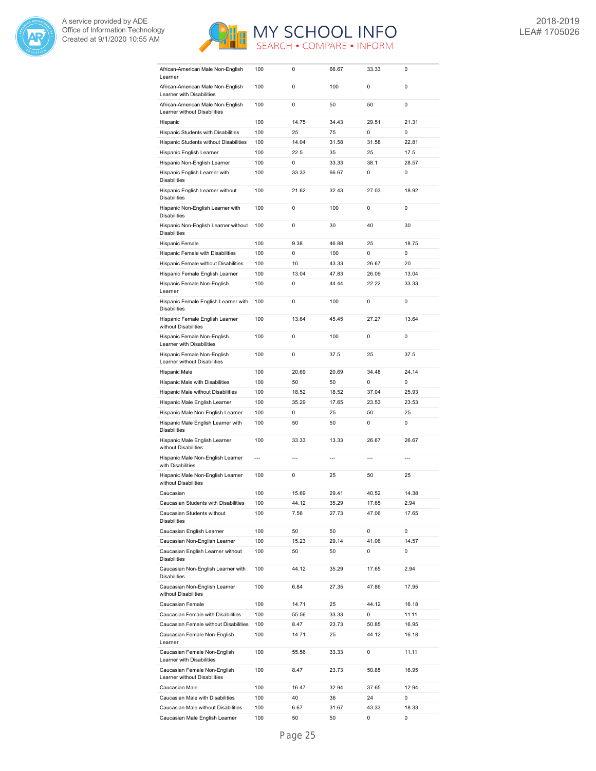| | | | | | |
|---|---|---|---|---|---|
| African-American Male Non-English Learner | 100 | 0 | 66.67 | 33.33 | 0 |
| African-American Male Non-English Learner with Disabilities | 100 | 0 | 100 | 0 | 0 |
| African-American Male Non-English Learner without Disabilities | 100 | 0 | 50 | 50 | 0 |
| Hispanic | 100 | 14.75 | 34.43 | 29.51 | 21.31 |
| Hispanic Students with Disabilities | 100 | 25 | 75 | 0 | 0 |
| Hispanic Students without Disabilities | 100 | 14.04 | 31.58 | 31.58 | 22.81 |
| Hispanic English Learner | 100 | 22.5 | 35 | 25 | 17.5 |
| Hispanic Non-English Learner | 100 | 0 | 33.33 | 38.1 | 28.57 |
| Hispanic English Learner with Disabilities | 100 | 33.33 | 66.67 | 0 | 0 |
| Hispanic English Learner without Disabilities | 100 | 21.62 | 32.43 | 27.03 | 18.92 |
| Hispanic Non-English Learner with Disabilities | 100 | 0 | 100 | 0 | 0 |
| Hispanic Non-English Learner without Disabilities | 100 | 0 | 30 | 40 | 30 |
| Hispanic Female | 100 | 9.38 | 46.88 | 25 | 18.75 |
| Hispanic Female with Disabilities | 100 | 0 | 100 | 0 | 0 |
| Hispanic Female without Disabilities | 100 | 10 | 43.33 | 26.67 | 20 |
| Hispanic Female English Learner | 100 | 13.04 | 47.83 | 26.09 | 13.04 |
| Hispanic Female Non-English Learner | 100 | 0 | 44.44 | 22.22 | 33.33 |
| Hispanic Female English Learner with Disabilities | 100 | 0 | 100 | 0 | 0 |
| Hispanic Female English Learner without Disabilities | 100 | 13.64 | 45.45 | 27.27 | 13.64 |
| Hispanic Female Non-English Learner with Disabilities | 100 | 0 | 100 | 0 | 0 |
| Hispanic Female Non-English Learner without Disabilities | 100 | 0 | 37.5 | 25 | 37.5 |
| Hispanic Male | 100 | 20.69 | 20.69 | 34.48 | 24.14 |
| Hispanic Male with Disabilities | 100 | 50 | 50 | 0 | 0 |
| Hispanic Male without Disabilities | 100 | 18.52 | 18.52 | 37.04 | 25.93 |
| Hispanic Male English Learner | 100 | 35.29 | 17.65 | 23.53 | 23.53 |
| Hispanic Male Non-English Learner | 100 | 0 | 25 | 50 | 25 |
| Hispanic Male English Learner with Disabilities | 100 | 50 | 50 | 0 | 0 |
| Hispanic Male English Learner without Disabilities | 100 | 33.33 | 13.33 | 26.67 | 26.67 |
| Hispanic Male Non-English Learner with Disabilities | --- | --- | --- | --- | --- |
| Hispanic Male Non-English Learner without Disabilities | 100 | 0 | 25 | 50 | 25 |
| Caucasian | 100 | 15.69 | 29.41 | 40.52 | 14.38 |
| Caucasian Students with Disabilities | 100 | 44.12 | 35.29 | 17.65 | 2.94 |
| Caucasian Students without Disabilities | 100 | 7.56 | 27.73 | 47.06 | 17.65 |
| Caucasian English Learner | 100 | 50 | 50 | 0 | 0 |
| Caucasian Non-English Learner | 100 | 15.23 | 29.14 | 41.06 | 14.57 |
| Caucasian English Learner without Disabilities | 100 | 50 | 50 | 0 | 0 |
| Caucasian Non-English Learner with Disabilities | 100 | 44.12 | 35.29 | 17.65 | 2.94 |
| Caucasian Non-English Learner without Disabilities | 100 | 6.84 | 27.35 | 47.86 | 17.95 |
| Caucasian Female | 100 | 14.71 | 25 | 44.12 | 16.18 |
| Caucasian Female with Disabilities | 100 | 55.56 | 33.33 | 0 | 11.11 |
| Caucasian Female without Disabilities | 100 | 8.47 | 23.73 | 50.85 | 16.95 |
| Caucasian Female Non-English Learner | 100 | 14.71 | 25 | 44.12 | 16.18 |
| Caucasian Female Non-English Learner with Disabilities | 100 | 55.56 | 33.33 | 0 | 11.11 |
| Caucasian Female Non-English Learner without Disabilities | 100 | 8.47 | 23.73 | 50.85 | 16.95 |
| Caucasian Male | 100 | 16.47 | 32.94 | 37.65 | 12.94 |
| Caucasian Male with Disabilities | 100 | 40 | 36 | 24 | 0 |
| Caucasian Male without Disabilities | 100 | 6.67 | 31.67 | 43.33 | 18.33 |
| Caucasian Male English Learner | 100 | 50 | 50 | 0 | 0 |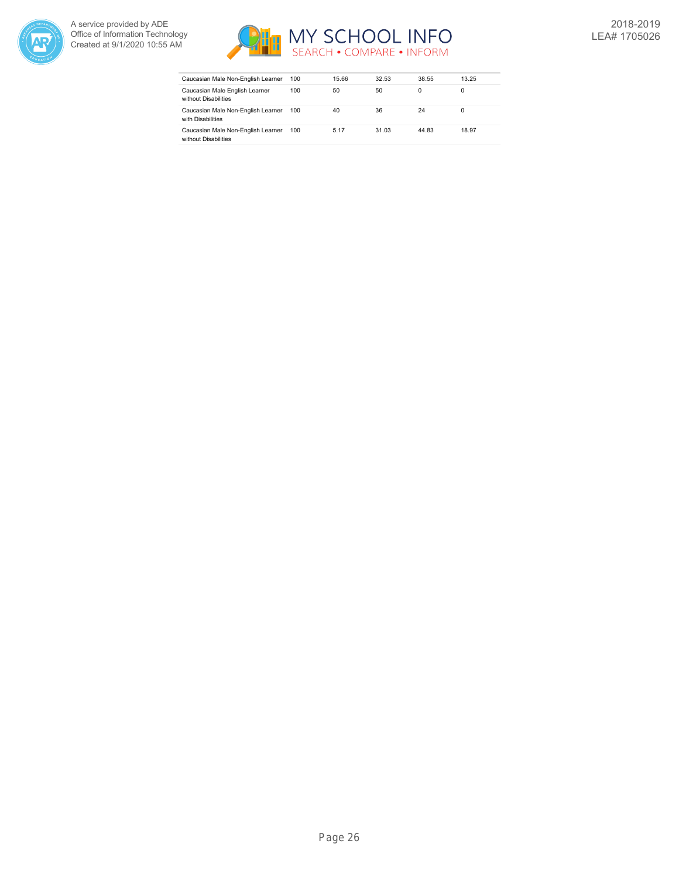| | | | | | |
|---|---|---|---|---|---|
| Caucasian Male Non-English Learner | 100 | 15.66 | 32.53 | 38.55 | 13.25 |
| Caucasian Male English Learner without Disabilities | 100 | 50 | 50 | 0 | 0 |
| Caucasian Male Non-English Learner with Disabilities | 100 | 40 | 36 | 24 | 0 |
| Caucasian Male Non-English Learner without Disabilities | 100 | 5.17 | 31.03 | 44.83 | 18.97 |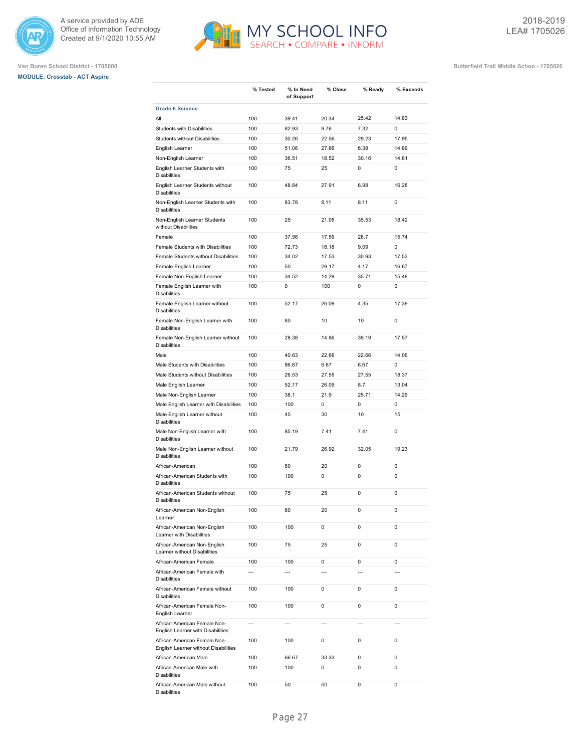Van Buren School District - 1705000

**MODULE: Crosstab - ACT Aspire**

Butterfield Trail Middle Schoo - 1705026

2018-2019
LEA# 1705026

| | % Tested | % In Need of Support | % Close | % Ready | % Exceeds |
|---|---|---|---|---|---|
| **Grade 6 Science** | | | | | |
| All | 100 | 39.41 | 20.34 | 25.42 | 14.83 |
| Students with Disabilities | 100 | 82.93 | 9.76 | 7.32 | 0 |
| Students without Disabilities | 100 | 30.26 | 22.56 | 29.23 | 17.95 |
| English Learner | 100 | 51.06 | 27.66 | 6.38 | 14.89 |
| Non-English Learner | 100 | 36.51 | 18.52 | 30.16 | 14.81 |
| English Learner Students with Disabilities | 100 | 75 | 25 | 0 | 0 |
| English Learner Students without Disabilities | 100 | 48.84 | 27.91 | 6.98 | 16.28 |
| Non-English Learner Students with Disabilities | 100 | 83.78 | 8.11 | 8.11 | 0 |
| Non-English Learner Students without Disabilities | 100 | 25 | 21.05 | 35.53 | 18.42 |
| Female | 100 | 37.96 | 17.59 | 28.7 | 15.74 |
| Female Students with Disabilities | 100 | 72.73 | 18.18 | 9.09 | 0 |
| Female Students without Disabilities | 100 | 34.02 | 17.53 | 30.93 | 17.53 |
| Female English Learner | 100 | 50 | 29.17 | 4.17 | 16.67 |
| Female Non-English Learner | 100 | 34.52 | 14.29 | 35.71 | 15.48 |
| Female English Learner with Disabilities | 100 | 0 | 100 | 0 | 0 |
| Female English Learner without Disabilities | 100 | 52.17 | 26.09 | 4.35 | 17.39 |
| Female Non-English Learner with Disabilities | 100 | 80 | 10 | 10 | 0 |
| Female Non-English Learner without Disabilities | 100 | 28.38 | 14.86 | 39.19 | 17.57 |
| Male | 100 | 40.63 | 22.66 | 22.66 | 14.06 |
| Male Students with Disabilities | 100 | 86.67 | 6.67 | 6.67 | 0 |
| Male Students without Disabilities | 100 | 26.53 | 27.55 | 27.55 | 18.37 |
| Male English Learner | 100 | 52.17 | 26.09 | 8.7 | 13.04 |
| Male Non-English Learner | 100 | 38.1 | 21.9 | 25.71 | 14.29 |
| Male English Learner with Disabilities | 100 | 100 | 0 | 0 | 0 |
| Male English Learner without Disabilities | 100 | 45 | 30 | 10 | 15 |
| Male Non-English Learner with Disabilities | 100 | 85.19 | 7.41 | 7.41 | 0 |
| Male Non-English Learner without Disabilities | 100 | 21.79 | 26.92 | 32.05 | 19.23 |
| African-American | 100 | 80 | 20 | 0 | 0 |
| African-American Students with Disabilities | 100 | 100 | 0 | 0 | 0 |
| African-American Students without Disabilities | 100 | 75 | 25 | 0 | 0 |
| African-American Non-English Learner | 100 | 80 | 20 | 0 | 0 |
| African-American Non-English Learner with Disabilities | 100 | 100 | 0 | 0 | 0 |
| African-American Non-English Learner without Disabilities | 100 | 75 | 25 | 0 | 0 |
| African-American Female | 100 | 100 | 0 | 0 | 0 |
| African-American Female with Disabilities | --- | --- | --- | --- | --- |
| African-American Female without Disabilities | 100 | 100 | 0 | 0 | 0 |
| African-American Female Non-English Learner | 100 | 100 | 0 | 0 | 0 |
| African-American Female Non-English Learner with Disabilities | --- | --- | --- | --- | --- |
| African-American Female Non-English Learner without Disabilities | 100 | 100 | 0 | 0 | 0 |
| African-American Male | 100 | 66.67 | 33.33 | 0 | 0 |
| African-American Male with Disabilities | 100 | 100 | 0 | 0 | 0 |
| African-American Male without Disabilities | 100 | 50 | 50 | 0 | 0 |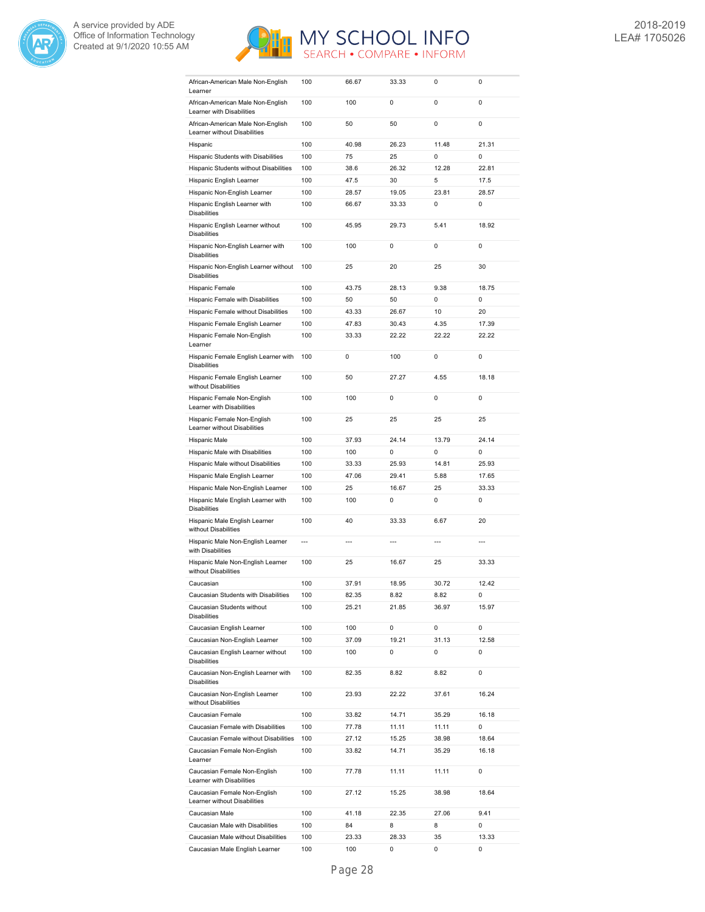| | | | | | |
|---|---|---|---|---|---|
| African-American Male Non-English Learner | 100 | 66.67 | 33.33 | 0 | 0 |
| African-American Male Non-English Learner with Disabilities | 100 | 100 | 0 | 0 | 0 |
| African-American Male Non-English Learner without Disabilities | 100 | 50 | 50 | 0 | 0 |
| Hispanic | 100 | 40.98 | 26.23 | 11.48 | 21.31 |
| Hispanic Students with Disabilities | 100 | 75 | 25 | 0 | 0 |
| Hispanic Students without Disabilities | 100 | 38.6 | 26.32 | 12.28 | 22.81 |
| Hispanic English Learner | 100 | 47.5 | 30 | 5 | 17.5 |
| Hispanic Non-English Learner | 100 | 28.57 | 19.05 | 23.81 | 28.57 |
| Hispanic English Learner with Disabilities | 100 | 66.67 | 33.33 | 0 | 0 |
| Hispanic English Learner without Disabilities | 100 | 45.95 | 29.73 | 5.41 | 18.92 |
| Hispanic Non-English Learner with Disabilities | 100 | 100 | 0 | 0 | 0 |
| Hispanic Non-English Learner without Disabilities | 100 | 25 | 20 | 25 | 30 |
| Hispanic Female | 100 | 43.75 | 28.13 | 9.38 | 18.75 |
| Hispanic Female with Disabilities | 100 | 50 | 50 | 0 | 0 |
| Hispanic Female without Disabilities | 100 | 43.33 | 26.67 | 10 | 20 |
| Hispanic Female English Learner | 100 | 47.83 | 30.43 | 4.35 | 17.39 |
| Hispanic Female Non-English Learner | 100 | 33.33 | 22.22 | 22.22 | 22.22 |
| Hispanic Female English Learner with Disabilities | 100 | 0 | 100 | 0 | 0 |
| Hispanic Female English Learner without Disabilities | 100 | 50 | 27.27 | 4.55 | 18.18 |
| Hispanic Female Non-English Learner with Disabilities | 100 | 100 | 0 | 0 | 0 |
| Hispanic Female Non-English Learner without Disabilities | 100 | 25 | 25 | 25 | 25 |
| Hispanic Male | 100 | 37.93 | 24.14 | 13.79 | 24.14 |
| Hispanic Male with Disabilities | 100 | 100 | 0 | 0 | 0 |
| Hispanic Male without Disabilities | 100 | 33.33 | 25.93 | 14.81 | 25.93 |
| Hispanic Male English Learner | 100 | 47.06 | 29.41 | 5.88 | 17.65 |
| Hispanic Male Non-English Learner | 100 | 25 | 16.67 | 25 | 33.33 |
| Hispanic Male English Learner with Disabilities | 100 | 100 | 0 | 0 | 0 |
| Hispanic Male English Learner without Disabilities | 100 | 40 | 33.33 | 6.67 | 20 |
| Hispanic Male Non-English Learner with Disabilities | --- | --- | --- | --- | --- |
| Hispanic Male Non-English Learner without Disabilities | 100 | 25 | 16.67 | 25 | 33.33 |
| Caucasian | 100 | 37.91 | 18.95 | 30.72 | 12.42 |
| Caucasian Students with Disabilities | 100 | 82.35 | 8.82 | 8.82 | 0 |
| Caucasian Students without Disabilities | 100 | 25.21 | 21.85 | 36.97 | 15.97 |
| Caucasian English Learner | 100 | 100 | 0 | 0 | 0 |
| Caucasian Non-English Learner | 100 | 37.09 | 19.21 | 31.13 | 12.58 |
| Caucasian English Learner without Disabilities | 100 | 100 | 0 | 0 | 0 |
| Caucasian Non-English Learner with Disabilities | 100 | 82.35 | 8.82 | 8.82 | 0 |
| Caucasian Non-English Learner without Disabilities | 100 | 23.93 | 22.22 | 37.61 | 16.24 |
| Caucasian Female | 100 | 33.82 | 14.71 | 35.29 | 16.18 |
| Caucasian Female with Disabilities | 100 | 77.78 | 11.11 | 11.11 | 0 |
| Caucasian Female without Disabilities | 100 | 27.12 | 15.25 | 38.98 | 18.64 |
| Caucasian Female Non-English Learner | 100 | 33.82 | 14.71 | 35.29 | 16.18 |
| Caucasian Female Non-English Learner with Disabilities | 100 | 77.78 | 11.11 | 11.11 | 0 |
| Caucasian Female Non-English Learner without Disabilities | 100 | 27.12 | 15.25 | 38.98 | 18.64 |
| Caucasian Male | 100 | 41.18 | 22.35 | 27.06 | 9.41 |
| Caucasian Male with Disabilities | 100 | 84 | 8 | 8 | 0 |
| Caucasian Male without Disabilities | 100 | 23.33 | 28.33 | 35 | 13.33 |
| Caucasian Male English Learner | 100 | 100 | 0 | 0 | 0 |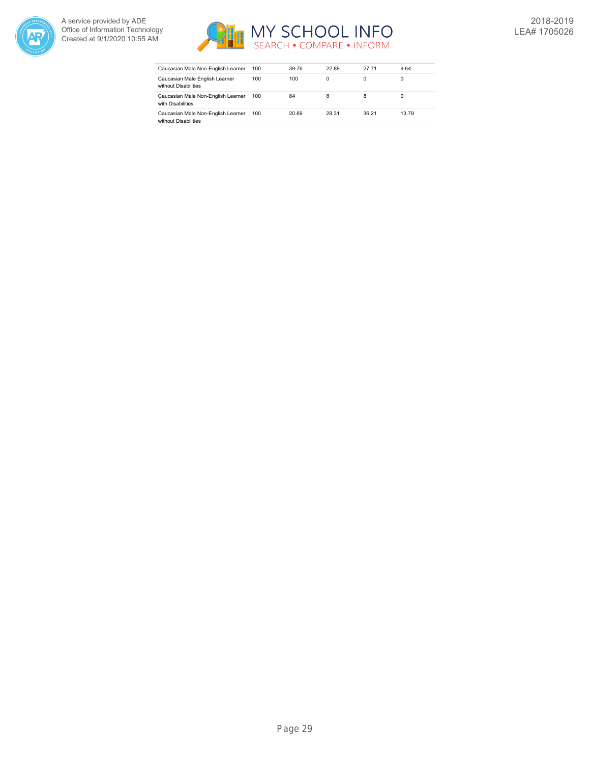| | | | | | |
|---|---|---|---|---|---|
| Caucasian Male Non-English Learner | 100 | 39.76 | 22.89 | 27.71 | 9.64 |
| Caucasian Male English Learner without Disabilities | 100 | 100 | 0 | 0 | 0 |
| Caucasian Male Non-English Learner with Disabilities | 100 | 84 | 8 | 8 | 0 |
| Caucasian Male Non-English Learner without Disabilities | 100 | 20.69 | 29.31 | 36.21 | 13.79 |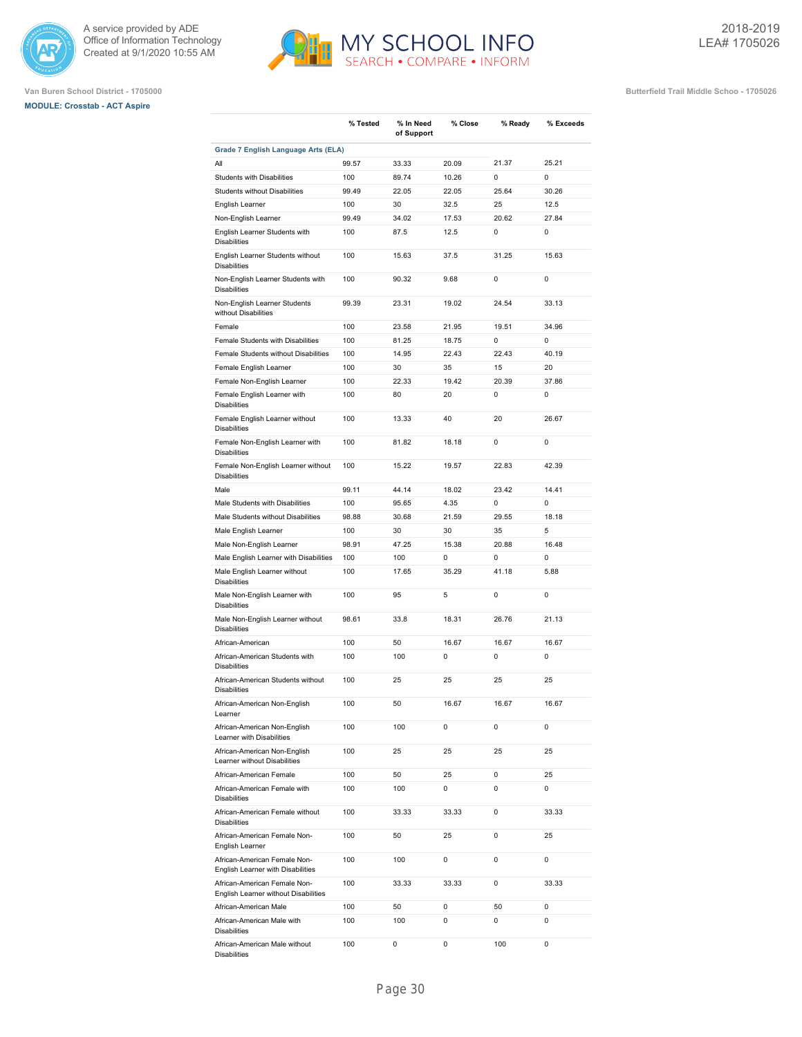Van Buren School District - 1705000

**MODULE: Crosstab - ACT Aspire**

Butterfield Trail Middle Schoo - 1705026

| | % Tested | % In Need of Support | % Close | % Ready | % Exceeds |
|---|---|---|---|---|---|
| **Grade 7 English Language Arts (ELA)** | | | | | |
| All | 99.57 | 33.33 | 20.09 | 21.37 | 25.21 |
| Students with Disabilities | 100 | 89.74 | 10.26 | 0 | 0 |
| Students without Disabilities | 99.49 | 22.05 | 22.05 | 25.64 | 30.26 |
| English Learner | 100 | 30 | 32.5 | 25 | 12.5 |
| Non-English Learner | 99.49 | 34.02 | 17.53 | 20.62 | 27.84 |
| English Learner Students with Disabilities | 100 | 87.5 | 12.5 | 0 | 0 |
| English Learner Students without Disabilities | 100 | 15.63 | 37.5 | 31.25 | 15.63 |
| Non-English Learner Students with Disabilities | 100 | 90.32 | 9.68 | 0 | 0 |
| Non-English Learner Students without Disabilities | 99.39 | 23.31 | 19.02 | 24.54 | 33.13 |
| Female | 100 | 23.58 | 21.95 | 19.51 | 34.96 |
| Female Students with Disabilities | 100 | 81.25 | 18.75 | 0 | 0 |
| Female Students without Disabilities | 100 | 14.95 | 22.43 | 22.43 | 40.19 |
| Female English Learner | 100 | 30 | 35 | 15 | 20 |
| Female Non-English Learner | 100 | 22.33 | 19.42 | 20.39 | 37.86 |
| Female English Learner with Disabilities | 100 | 80 | 20 | 0 | 0 |
| Female English Learner without Disabilities | 100 | 13.33 | 40 | 20 | 26.67 |
| Female Non-English Learner with Disabilities | 100 | 81.82 | 18.18 | 0 | 0 |
| Female Non-English Learner without Disabilities | 100 | 15.22 | 19.57 | 22.83 | 42.39 |
| Male | 99.11 | 44.14 | 18.02 | 23.42 | 14.41 |
| Male Students with Disabilities | 100 | 95.65 | 4.35 | 0 | 0 |
| Male Students without Disabilities | 98.88 | 30.68 | 21.59 | 29.55 | 18.18 |
| Male English Learner | 100 | 30 | 30 | 35 | 5 |
| Male Non-English Learner | 98.91 | 47.25 | 15.38 | 20.88 | 16.48 |
| Male English Learner with Disabilities | 100 | 100 | 0 | 0 | 0 |
| Male English Learner without Disabilities | 100 | 17.65 | 35.29 | 41.18 | 5.88 |
| Male Non-English Learner with Disabilities | 100 | 95 | 5 | 0 | 0 |
| Male Non-English Learner without Disabilities | 98.61 | 33.8 | 18.31 | 26.76 | 21.13 |
| African-American | 100 | 50 | 16.67 | 16.67 | 16.67 |
| African-American Students with Disabilities | 100 | 100 | 0 | 0 | 0 |
| African-American Students without Disabilities | 100 | 25 | 25 | 25 | 25 |
| African-American Non-English Learner | 100 | 50 | 16.67 | 16.67 | 16.67 |
| African-American Non-English Learner with Disabilities | 100 | 100 | 0 | 0 | 0 |
| African-American Non-English Learner without Disabilities | 100 | 25 | 25 | 25 | 25 |
| African-American Female | 100 | 50 | 25 | 0 | 25 |
| African-American Female with Disabilities | 100 | 100 | 0 | 0 | 0 |
| African-American Female without Disabilities | 100 | 33.33 | 33.33 | 0 | 33.33 |
| African-American Female Non-English Learner | 100 | 50 | 25 | 0 | 25 |
| African-American Female Non-English Learner with Disabilities | 100 | 100 | 0 | 0 | 0 |
| African-American Female Non-English Learner without Disabilities | 100 | 33.33 | 33.33 | 0 | 33.33 |
| African-American Male | 100 | 50 | 0 | 50 | 0 |
| African-American Male with Disabilities | 100 | 100 | 0 | 0 | 0 |
| African-American Male without Disabilities | 100 | 0 | 0 | 100 | 0 |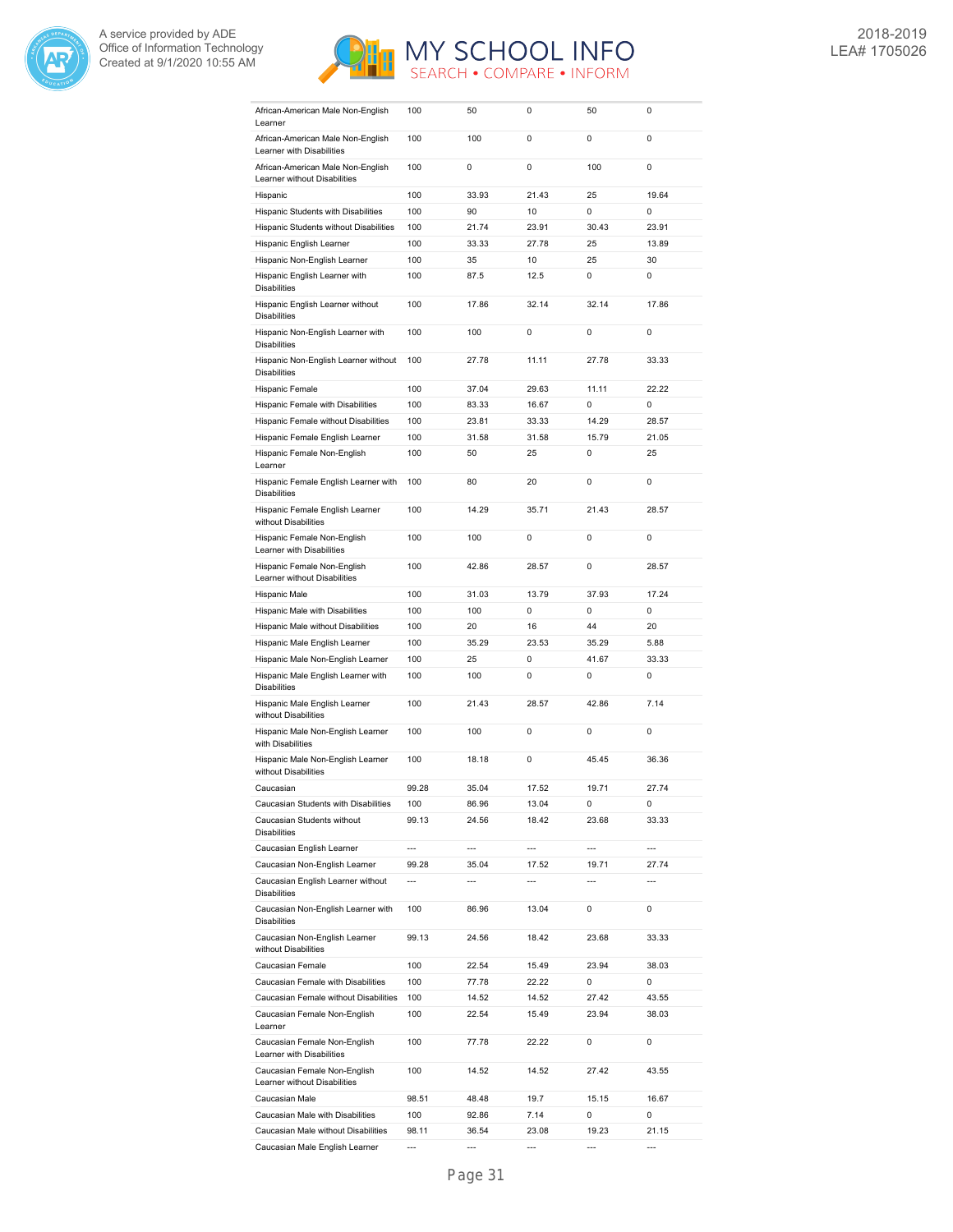| | | | | | |
|---|---|---|---|---|---|
| African-American Male Non-English Learner | 100 | 50 | 0 | 50 | 0 |
| African-American Male Non-English Learner with Disabilities | 100 | 100 | 0 | 0 | 0 |
| African-American Male Non-English Learner without Disabilities | 100 | 0 | 0 | 100 | 0 |
| Hispanic | 100 | 33.93 | 21.43 | 25 | 19.64 |
| Hispanic Students with Disabilities | 100 | 90 | 10 | 0 | 0 |
| Hispanic Students without Disabilities | 100 | 21.74 | 23.91 | 30.43 | 23.91 |
| Hispanic English Learner | 100 | 33.33 | 27.78 | 25 | 13.89 |
| Hispanic Non-English Learner | 100 | 35 | 10 | 25 | 30 |
| Hispanic English Learner with Disabilities | 100 | 87.5 | 12.5 | 0 | 0 |
| Hispanic English Learner without Disabilities | 100 | 17.86 | 32.14 | 32.14 | 17.86 |
| Hispanic Non-English Learner with Disabilities | 100 | 100 | 0 | 0 | 0 |
| Hispanic Non-English Learner without Disabilities | 100 | 27.78 | 11.11 | 27.78 | 33.33 |
| Hispanic Female | 100 | 37.04 | 29.63 | 11.11 | 22.22 |
| Hispanic Female with Disabilities | 100 | 83.33 | 16.67 | 0 | 0 |
| Hispanic Female without Disabilities | 100 | 23.81 | 33.33 | 14.29 | 28.57 |
| Hispanic Female English Learner | 100 | 31.58 | 31.58 | 15.79 | 21.05 |
| Hispanic Female Non-English Learner | 100 | 50 | 25 | 0 | 25 |
| Hispanic Female English Learner with Disabilities | 100 | 80 | 20 | 0 | 0 |
| Hispanic Female English Learner without Disabilities | 100 | 14.29 | 35.71 | 21.43 | 28.57 |
| Hispanic Female Non-English Learner with Disabilities | 100 | 100 | 0 | 0 | 0 |
| Hispanic Female Non-English Learner without Disabilities | 100 | 42.86 | 28.57 | 0 | 28.57 |
| Hispanic Male | 100 | 31.03 | 13.79 | 37.93 | 17.24 |
| Hispanic Male with Disabilities | 100 | 100 | 0 | 0 | 0 |
| Hispanic Male without Disabilities | 100 | 20 | 16 | 44 | 20 |
| Hispanic Male English Learner | 100 | 35.29 | 23.53 | 35.29 | 5.88 |
| Hispanic Male Non-English Learner | 100 | 25 | 0 | 41.67 | 33.33 |
| Hispanic Male English Learner with Disabilities | 100 | 100 | 0 | 0 | 0 |
| Hispanic Male English Learner without Disabilities | 100 | 21.43 | 28.57 | 42.86 | 7.14 |
| Hispanic Male Non-English Learner with Disabilities | 100 | 100 | 0 | 0 | 0 |
| Hispanic Male Non-English Learner without Disabilities | 100 | 18.18 | 0 | 45.45 | 36.36 |
| Caucasian | 99.28 | 35.04 | 17.52 | 19.71 | 27.74 |
| Caucasian Students with Disabilities | 100 | 86.96 | 13.04 | 0 | 0 |
| Caucasian Students without Disabilities | 99.13 | 24.56 | 18.42 | 23.68 | 33.33 |
| Caucasian English Learner | --- | --- | --- | --- | --- |
| Caucasian Non-English Learner | 99.28 | 35.04 | 17.52 | 19.71 | 27.74 |
| Caucasian English Learner without Disabilities | --- | --- | --- | --- | --- |
| Caucasian Non-English Learner with Disabilities | 100 | 86.96 | 13.04 | 0 | 0 |
| Caucasian Non-English Learner without Disabilities | 99.13 | 24.56 | 18.42 | 23.68 | 33.33 |
| Caucasian Female | 100 | 22.54 | 15.49 | 23.94 | 38.03 |
| Caucasian Female with Disabilities | 100 | 77.78 | 22.22 | 0 | 0 |
| Caucasian Female without Disabilities | 100 | 14.52 | 14.52 | 27.42 | 43.55 |
| Caucasian Female Non-English Learner | 100 | 22.54 | 15.49 | 23.94 | 38.03 |
| Caucasian Female Non-English Learner with Disabilities | 100 | 77.78 | 22.22 | 0 | 0 |
| Caucasian Female Non-English Learner without Disabilities | 100 | 14.52 | 14.52 | 27.42 | 43.55 |
| Caucasian Male | 98.51 | 48.48 | 19.7 | 15.15 | 16.67 |
| Caucasian Male with Disabilities | 100 | 92.86 | 7.14 | 0 | 0 |
| Caucasian Male without Disabilities | 98.11 | 36.54 | 23.08 | 19.23 | 21.15 |
| Caucasian Male English Learner | --- | --- | --- | --- | --- |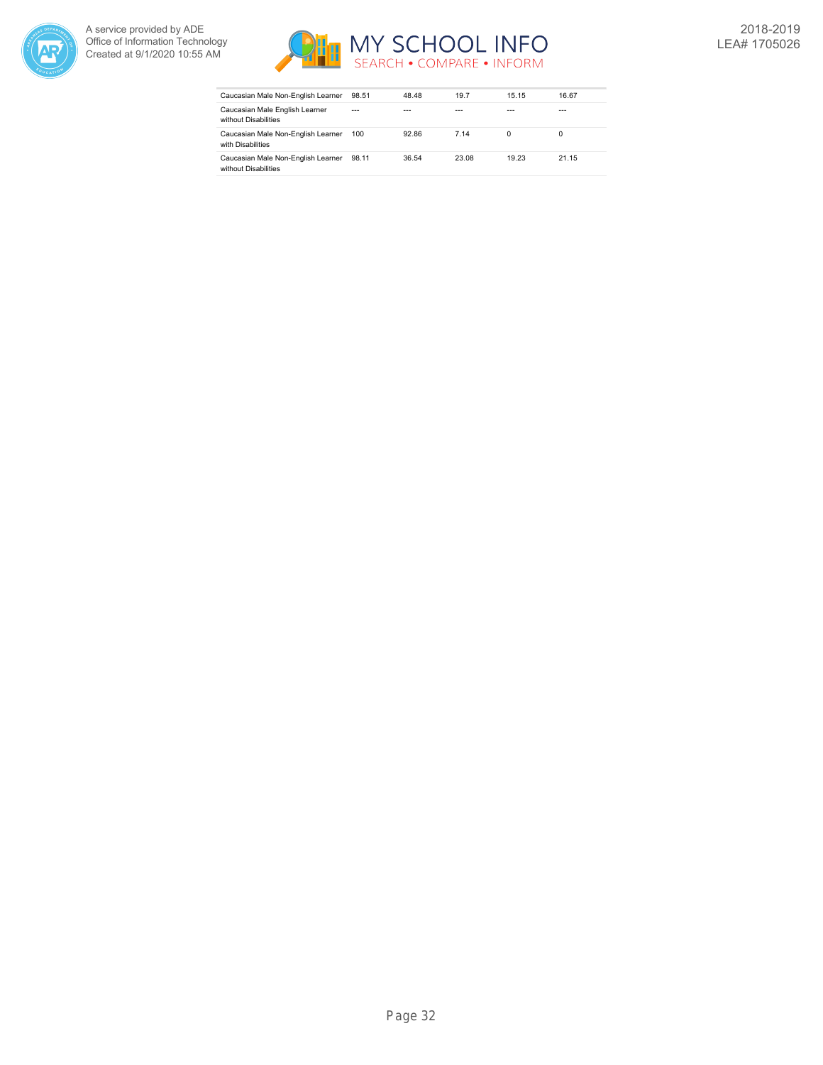| | | | | | |
|---|---|---|---|---|---|
| Caucasian Male Non-English Learner | 98.51 | 48.48 | 19.7 | 15.15 | 16.67 |
| Caucasian Male English Learner without Disabilities | --- | --- | --- | --- | --- |
| Caucasian Male Non-English Learner with Disabilities | 100 | 92.86 | 7.14 | 0 | 0 |
| Caucasian Male Non-English Learner without Disabilities | 98.11 | 36.54 | 23.08 | 19.23 | 21.15 |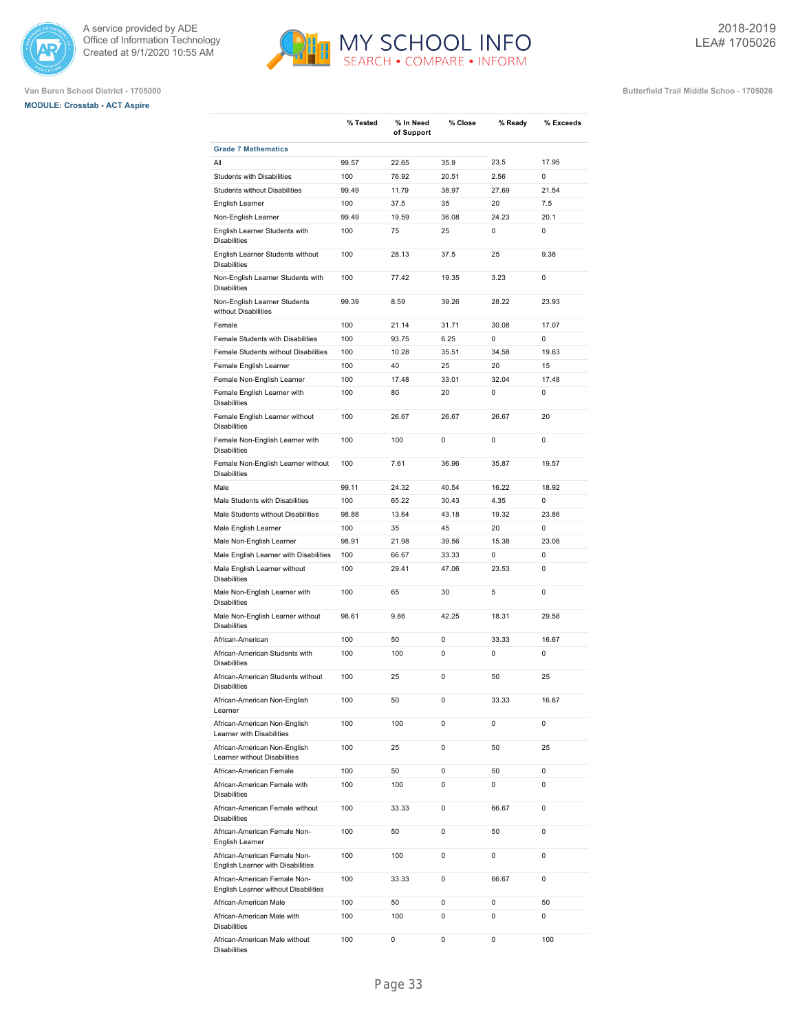Van Buren School District - 1705000

**MODULE: Crosstab - ACT Aspire**

Butterfield Trail Middle Schoo - 1705026

2018-2019
LEA# 1705026

| | % Tested | % In Need of Support | % Close | % Ready | % Exceeds |
|---|---|---|---|---|---|
| **Grade 7 Mathematics** | | | | | |
| All | 99.57 | 22.65 | 35.9 | 23.5 | 17.95 |
| Students with Disabilities | 100 | 76.92 | 20.51 | 2.56 | 0 |
| Students without Disabilities | 99.49 | 11.79 | 38.97 | 27.69 | 21.54 |
| English Learner | 100 | 37.5 | 35 | 20 | 7.5 |
| Non-English Learner | 99.49 | 19.59 | 36.08 | 24.23 | 20.1 |
| English Learner Students with Disabilities | 100 | 75 | 25 | 0 | 0 |
| English Learner Students without Disabilities | 100 | 28.13 | 37.5 | 25 | 9.38 |
| Non-English Learner Students with Disabilities | 100 | 77.42 | 19.35 | 3.23 | 0 |
| Non-English Learner Students without Disabilities | 99.39 | 8.59 | 39.26 | 28.22 | 23.93 |
| Female | 100 | 21.14 | 31.71 | 30.08 | 17.07 |
| Female Students with Disabilities | 100 | 93.75 | 6.25 | 0 | 0 |
| Female Students without Disabilities | 100 | 10.28 | 35.51 | 34.58 | 19.63 |
| Female English Learner | 100 | 40 | 25 | 20 | 15 |
| Female Non-English Learner | 100 | 17.48 | 33.01 | 32.04 | 17.48 |
| Female English Learner with Disabilities | 100 | 80 | 20 | 0 | 0 |
| Female English Learner without Disabilities | 100 | 26.67 | 26.67 | 26.67 | 20 |
| Female Non-English Learner with Disabilities | 100 | 100 | 0 | 0 | 0 |
| Female Non-English Learner without Disabilities | 100 | 7.61 | 36.96 | 35.87 | 19.57 |
| Male | 99.11 | 24.32 | 40.54 | 16.22 | 18.92 |
| Male Students with Disabilities | 100 | 65.22 | 30.43 | 4.35 | 0 |
| Male Students without Disabilities | 98.88 | 13.64 | 43.18 | 19.32 | 23.86 |
| Male English Learner | 100 | 35 | 45 | 20 | 0 |
| Male Non-English Learner | 98.91 | 21.98 | 39.56 | 15.38 | 23.08 |
| Male English Learner with Disabilities | 100 | 66.67 | 33.33 | 0 | 0 |
| Male English Learner without Disabilities | 100 | 29.41 | 47.06 | 23.53 | 0 |
| Male Non-English Learner with Disabilities | 100 | 65 | 30 | 5 | 0 |
| Male Non-English Learner without Disabilities | 98.61 | 9.86 | 42.25 | 18.31 | 29.58 |
| African-American | 100 | 50 | 0 | 33.33 | 16.67 |
| African-American Students with Disabilities | 100 | 100 | 0 | 0 | 0 |
| African-American Students without Disabilities | 100 | 25 | 0 | 50 | 25 |
| African-American Non-English Learner | 100 | 50 | 0 | 33.33 | 16.67 |
| African-American Non-English Learner with Disabilities | 100 | 100 | 0 | 0 | 0 |
| African-American Non-English Learner without Disabilities | 100 | 25 | 0 | 50 | 25 |
| African-American Female | 100 | 50 | 0 | 50 | 0 |
| African-American Female with Disabilities | 100 | 100 | 0 | 0 | 0 |
| African-American Female without Disabilities | 100 | 33.33 | 0 | 66.67 | 0 |
| African-American Female Non-English Learner | 100 | 50 | 0 | 50 | 0 |
| African-American Female Non-English Learner with Disabilities | 100 | 100 | 0 | 0 | 0 |
| African-American Female Non-English Learner without Disabilities | 100 | 33.33 | 0 | 66.67 | 0 |
| African-American Male | 100 | 50 | 0 | 0 | 50 |
| African-American Male with Disabilities | 100 | 100 | 0 | 0 | 0 |
| African-American Male without Disabilities | 100 | 0 | 0 | 0 | 100 |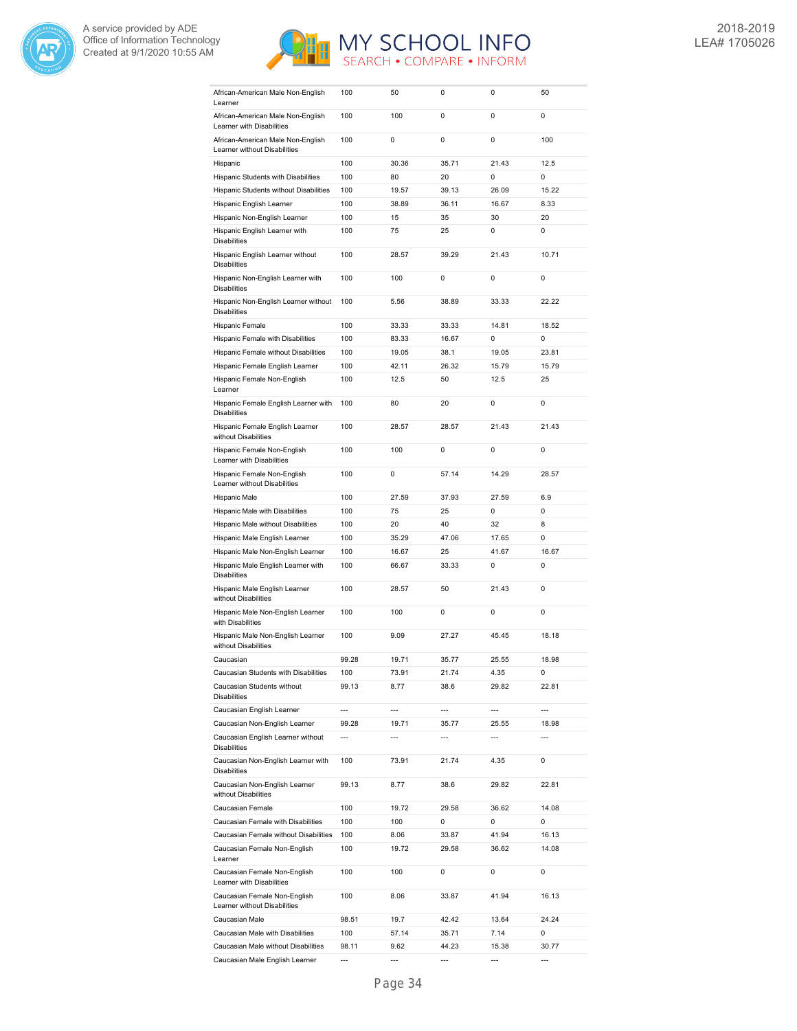| | | | | | |
|---|---|---|---|---|---|
| African-American Male Non-English Learner | 100 | 50 | 0 | 0 | 50 |
| African-American Male Non-English Learner with Disabilities | 100 | 100 | 0 | 0 | 0 |
| African-American Male Non-English Learner without Disabilities | 100 | 0 | 0 | 0 | 100 |
| Hispanic | 100 | 30.36 | 35.71 | 21.43 | 12.5 |
| Hispanic Students with Disabilities | 100 | 80 | 20 | 0 | 0 |
| Hispanic Students without Disabilities | 100 | 19.57 | 39.13 | 26.09 | 15.22 |
| Hispanic English Learner | 100 | 38.89 | 36.11 | 16.67 | 8.33 |
| Hispanic Non-English Learner | 100 | 15 | 35 | 30 | 20 |
| Hispanic English Learner with Disabilities | 100 | 75 | 25 | 0 | 0 |
| Hispanic English Learner without Disabilities | 100 | 28.57 | 39.29 | 21.43 | 10.71 |
| Hispanic Non-English Learner with Disabilities | 100 | 100 | 0 | 0 | 0 |
| Hispanic Non-English Learner without Disabilities | 100 | 5.56 | 38.89 | 33.33 | 22.22 |
| Hispanic Female | 100 | 33.33 | 33.33 | 14.81 | 18.52 |
| Hispanic Female with Disabilities | 100 | 83.33 | 16.67 | 0 | 0 |
| Hispanic Female without Disabilities | 100 | 19.05 | 38.1 | 19.05 | 23.81 |
| Hispanic Female English Learner | 100 | 42.11 | 26.32 | 15.79 | 15.79 |
| Hispanic Female Non-English Learner | 100 | 12.5 | 50 | 12.5 | 25 |
| Hispanic Female English Learner with Disabilities | 100 | 80 | 20 | 0 | 0 |
| Hispanic Female English Learner without Disabilities | 100 | 28.57 | 28.57 | 21.43 | 21.43 |
| Hispanic Female Non-English Learner with Disabilities | 100 | 100 | 0 | 0 | 0 |
| Hispanic Female Non-English Learner without Disabilities | 100 | 0 | 57.14 | 14.29 | 28.57 |
| Hispanic Male | 100 | 27.59 | 37.93 | 27.59 | 6.9 |
| Hispanic Male with Disabilities | 100 | 75 | 25 | 0 | 0 |
| Hispanic Male without Disabilities | 100 | 20 | 40 | 32 | 8 |
| Hispanic Male English Learner | 100 | 35.29 | 47.06 | 17.65 | 0 |
| Hispanic Male Non-English Learner | 100 | 16.67 | 25 | 41.67 | 16.67 |
| Hispanic Male English Learner with Disabilities | 100 | 66.67 | 33.33 | 0 | 0 |
| Hispanic Male English Learner without Disabilities | 100 | 28.57 | 50 | 21.43 | 0 |
| Hispanic Male Non-English Learner with Disabilities | 100 | 100 | 0 | 0 | 0 |
| Hispanic Male Non-English Learner without Disabilities | 100 | 9.09 | 27.27 | 45.45 | 18.18 |
| Caucasian | 99.28 | 19.71 | 35.77 | 25.55 | 18.98 |
| Caucasian Students with Disabilities | 100 | 73.91 | 21.74 | 4.35 | 0 |
| Caucasian Students without Disabilities | 99.13 | 8.77 | 38.6 | 29.82 | 22.81 |
| Caucasian English Learner | --- | --- | --- | --- | --- |
| Caucasian Non-English Learner | 99.28 | 19.71 | 35.77 | 25.55 | 18.98 |
| Caucasian English Learner without Disabilities | --- | --- | --- | --- | --- |
| Caucasian Non-English Learner with Disabilities | 100 | 73.91 | 21.74 | 4.35 | 0 |
| Caucasian Non-English Learner without Disabilities | 99.13 | 8.77 | 38.6 | 29.82 | 22.81 |
| Caucasian Female | 100 | 19.72 | 29.58 | 36.62 | 14.08 |
| Caucasian Female with Disabilities | 100 | 100 | 0 | 0 | 0 |
| Caucasian Female without Disabilities | 100 | 8.06 | 33.87 | 41.94 | 16.13 |
| Caucasian Female Non-English Learner | 100 | 19.72 | 29.58 | 36.62 | 14.08 |
| Caucasian Female Non-English Learner with Disabilities | 100 | 100 | 0 | 0 | 0 |
| Caucasian Female Non-English Learner without Disabilities | 100 | 8.06 | 33.87 | 41.94 | 16.13 |
| Caucasian Male | 98.51 | 19.7 | 42.42 | 13.64 | 24.24 |
| Caucasian Male with Disabilities | 100 | 57.14 | 35.71 | 7.14 | 0 |
| Caucasian Male without Disabilities | 98.11 | 9.62 | 44.23 | 15.38 | 30.77 |
| Caucasian Male English Learner | --- | --- | --- | --- | --- |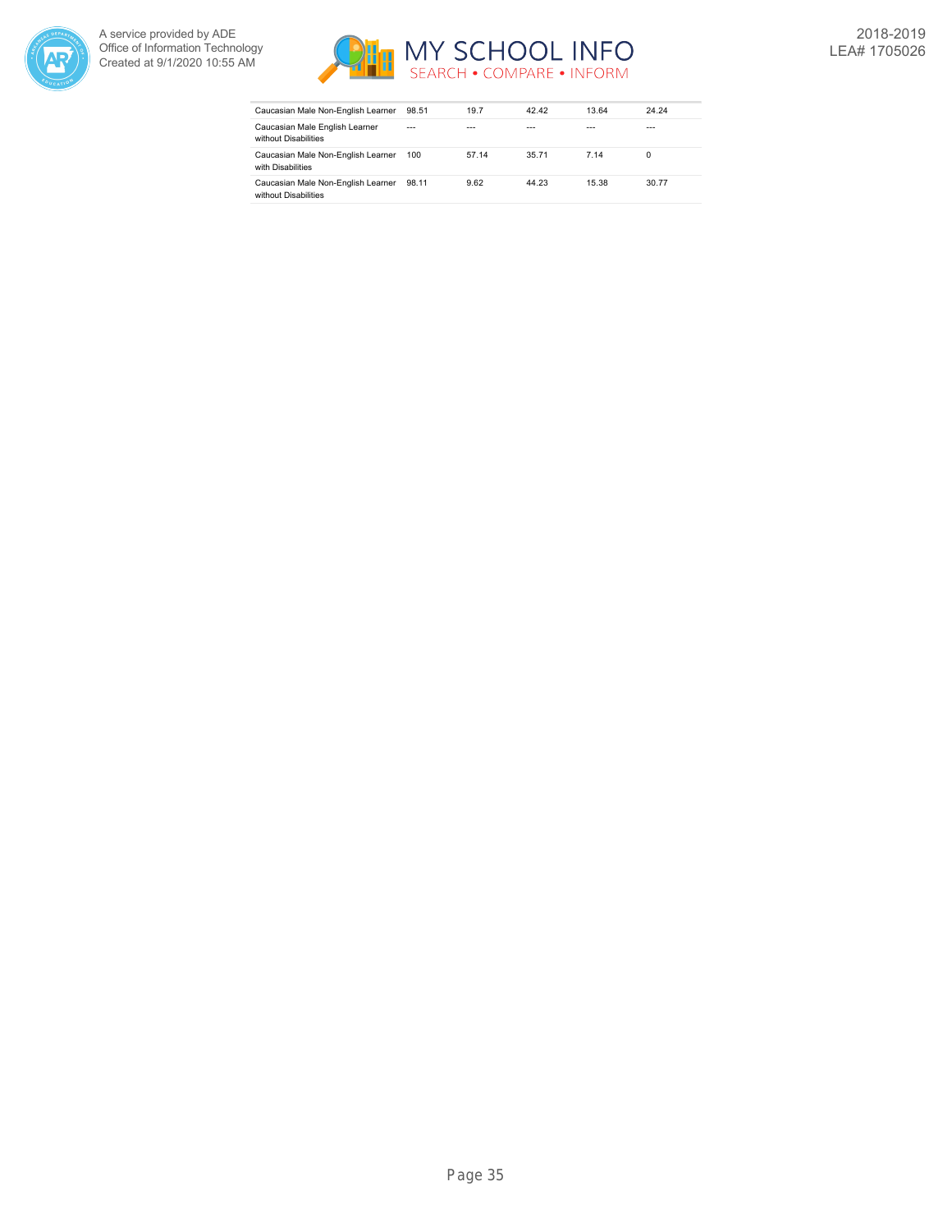| | | | | | |
|---|---|---|---|---|---|
| Caucasian Male Non-English Learner | 98.51 | 19.7 | 42.42 | 13.64 | 24.24 |
| Caucasian Male English Learner without Disabilities | --- | --- | --- | --- | --- |
| Caucasian Male Non-English Learner with Disabilities | 100 | 57.14 | 35.71 | 7.14 | 0 |
| Caucasian Male Non-English Learner without Disabilities | 98.11 | 9.62 | 44.23 | 15.38 | 30.77 |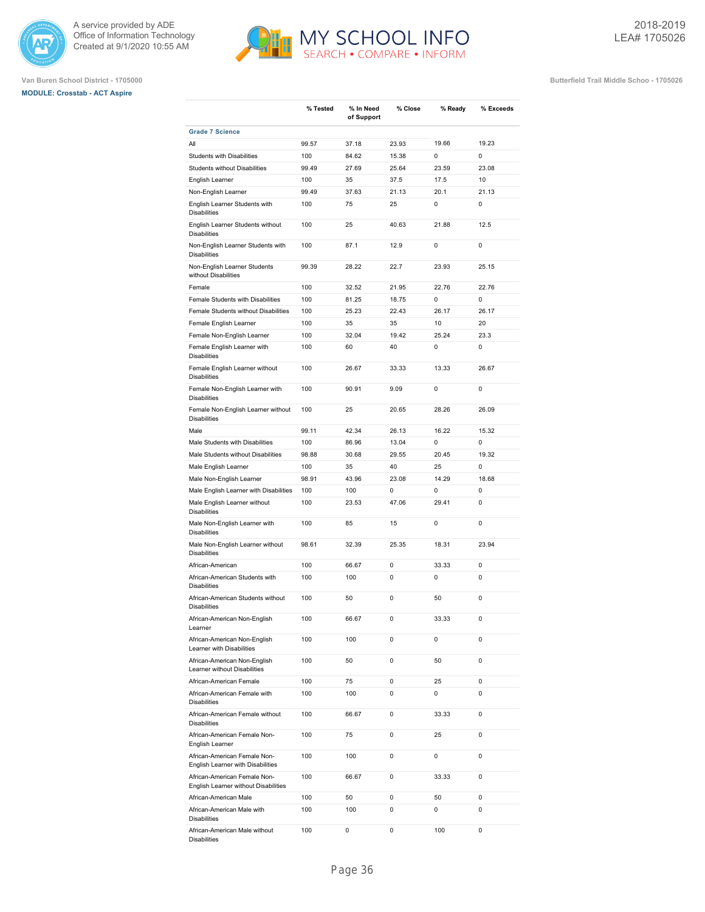Van Buren School District - 1705000

MODULE: Crosstab - ACT Aspire

Butterfield Trail Middle Schoo - 1705026

| | % Tested | % In Need of Support | % Close | % Ready | % Exceeds |
|---|---|---|---|---|---|
| **Grade 7 Science** | | | | | |
| All | 99.57 | 37.18 | 23.93 | 19.66 | 19.23 |
| Students with Disabilities | 100 | 84.62 | 15.38 | 0 | 0 |
| Students without Disabilities | 99.49 | 27.69 | 25.64 | 23.59 | 23.08 |
| English Learner | 100 | 35 | 37.5 | 17.5 | 10 |
| Non-English Learner | 99.49 | 37.63 | 21.13 | 20.1 | 21.13 |
| English Learner Students with Disabilities | 100 | 75 | 25 | 0 | 0 |
| English Learner Students without Disabilities | 100 | 25 | 40.63 | 21.88 | 12.5 |
| Non-English Learner Students with Disabilities | 100 | 87.1 | 12.9 | 0 | 0 |
| Non-English Learner Students without Disabilities | 99.39 | 28.22 | 22.7 | 23.93 | 25.15 |
| Female | 100 | 32.52 | 21.95 | 22.76 | 22.76 |
| Female Students with Disabilities | 100 | 81.25 | 18.75 | 0 | 0 |
| Female Students without Disabilities | 100 | 25.23 | 22.43 | 26.17 | 26.17 |
| Female English Learner | 100 | 35 | 35 | 10 | 20 |
| Female Non-English Learner | 100 | 32.04 | 19.42 | 25.24 | 23.3 |
| Female English Learner with Disabilities | 100 | 60 | 40 | 0 | 0 |
| Female English Learner without Disabilities | 100 | 26.67 | 33.33 | 13.33 | 26.67 |
| Female Non-English Learner with Disabilities | 100 | 90.91 | 9.09 | 0 | 0 |
| Female Non-English Learner without Disabilities | 100 | 25 | 20.65 | 28.26 | 26.09 |
| Male | 99.11 | 42.34 | 26.13 | 16.22 | 15.32 |
| Male Students with Disabilities | 100 | 86.96 | 13.04 | 0 | 0 |
| Male Students without Disabilities | 98.88 | 30.68 | 29.55 | 20.45 | 19.32 |
| Male English Learner | 100 | 35 | 40 | 25 | 0 |
| Male Non-English Learner | 98.91 | 43.96 | 23.08 | 14.29 | 18.68 |
| Male English Learner with Disabilities | 100 | 100 | 0 | 0 | 0 |
| Male English Learner without Disabilities | 100 | 23.53 | 47.06 | 29.41 | 0 |
| Male Non-English Learner with Disabilities | 100 | 85 | 15 | 0 | 0 |
| Male Non-English Learner without Disabilities | 98.61 | 32.39 | 25.35 | 18.31 | 23.94 |
| African-American | 100 | 66.67 | 0 | 33.33 | 0 |
| African-American Students with Disabilities | 100 | 100 | 0 | 0 | 0 |
| African-American Students without Disabilities | 100 | 50 | 0 | 50 | 0 |
| African-American Non-English Learner | 100 | 66.67 | 0 | 33.33 | 0 |
| African-American Non-English Learner with Disabilities | 100 | 100 | 0 | 0 | 0 |
| African-American Non-English Learner without Disabilities | 100 | 50 | 0 | 50 | 0 |
| African-American Female | 100 | 75 | 0 | 25 | 0 |
| African-American Female with Disabilities | 100 | 100 | 0 | 0 | 0 |
| African-American Female without Disabilities | 100 | 66.67 | 0 | 33.33 | 0 |
| African-American Female Non-English Learner | 100 | 75 | 0 | 25 | 0 |
| African-American Female Non-English Learner with Disabilities | 100 | 100 | 0 | 0 | 0 |
| African-American Female Non-English Learner without Disabilities | 100 | 66.67 | 0 | 33.33 | 0 |
| African-American Male | 100 | 50 | 0 | 50 | 0 |
| African-American Male with Disabilities | 100 | 100 | 0 | 0 | 0 |
| African-American Male without Disabilities | 100 | 0 | 0 | 100 | 0 |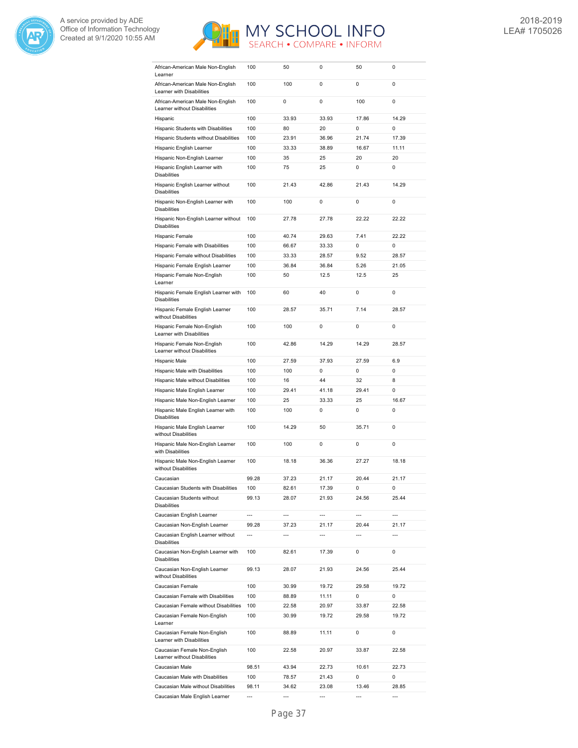| | | | | | |
|---|---|---|---|---|---|
| African-American Male Non-English Learner | 100 | 50 | 0 | 50 | 0 |
| African-American Male Non-English Learner with Disabilities | 100 | 100 | 0 | 0 | 0 |
| African-American Male Non-English Learner without Disabilities | 100 | 0 | 0 | 100 | 0 |
| Hispanic | 100 | 33.93 | 33.93 | 17.86 | 14.29 |
| Hispanic Students with Disabilities | 100 | 80 | 20 | 0 | 0 |
| Hispanic Students without Disabilities | 100 | 23.91 | 36.96 | 21.74 | 17.39 |
| Hispanic English Learner | 100 | 33.33 | 38.89 | 16.67 | 11.11 |
| Hispanic Non-English Learner | 100 | 35 | 25 | 20 | 20 |
| Hispanic English Learner with Disabilities | 100 | 75 | 25 | 0 | 0 |
| Hispanic English Learner without Disabilities | 100 | 21.43 | 42.86 | 21.43 | 14.29 |
| Hispanic Non-English Learner with Disabilities | 100 | 100 | 0 | 0 | 0 |
| Hispanic Non-English Learner without Disabilities | 100 | 27.78 | 27.78 | 22.22 | 22.22 |
| Hispanic Female | 100 | 40.74 | 29.63 | 7.41 | 22.22 |
| Hispanic Female with Disabilities | 100 | 66.67 | 33.33 | 0 | 0 |
| Hispanic Female without Disabilities | 100 | 33.33 | 28.57 | 9.52 | 28.57 |
| Hispanic Female English Learner | 100 | 36.84 | 36.84 | 5.26 | 21.05 |
| Hispanic Female Non-English Learner | 100 | 50 | 12.5 | 12.5 | 25 |
| Hispanic Female English Learner with Disabilities | 100 | 60 | 40 | 0 | 0 |
| Hispanic Female English Learner without Disabilities | 100 | 28.57 | 35.71 | 7.14 | 28.57 |
| Hispanic Female Non-English Learner with Disabilities | 100 | 100 | 0 | 0 | 0 |
| Hispanic Female Non-English Learner without Disabilities | 100 | 42.86 | 14.29 | 14.29 | 28.57 |
| Hispanic Male | 100 | 27.59 | 37.93 | 27.59 | 6.9 |
| Hispanic Male with Disabilities | 100 | 100 | 0 | 0 | 0 |
| Hispanic Male without Disabilities | 100 | 16 | 44 | 32 | 8 |
| Hispanic Male English Learner | 100 | 29.41 | 41.18 | 29.41 | 0 |
| Hispanic Male Non-English Learner | 100 | 25 | 33.33 | 25 | 16.67 |
| Hispanic Male English Learner with Disabilities | 100 | 100 | 0 | 0 | 0 |
| Hispanic Male English Learner without Disabilities | 100 | 14.29 | 50 | 35.71 | 0 |
| Hispanic Male Non-English Learner with Disabilities | 100 | 100 | 0 | 0 | 0 |
| Hispanic Male Non-English Learner without Disabilities | 100 | 18.18 | 36.36 | 27.27 | 18.18 |
| Caucasian | 99.28 | 37.23 | 21.17 | 20.44 | 21.17 |
| Caucasian Students with Disabilities | 100 | 82.61 | 17.39 | 0 | 0 |
| Caucasian Students without Disabilities | 99.13 | 28.07 | 21.93 | 24.56 | 25.44 |
| Caucasian English Learner | --- | --- | --- | --- | --- |
| Caucasian Non-English Learner | 99.28 | 37.23 | 21.17 | 20.44 | 21.17 |
| Caucasian English Learner without Disabilities | --- | --- | --- | --- | --- |
| Caucasian Non-English Learner with Disabilities | 100 | 82.61 | 17.39 | 0 | 0 |
| Caucasian Non-English Learner without Disabilities | 99.13 | 28.07 | 21.93 | 24.56 | 25.44 |
| Caucasian Female | 100 | 30.99 | 19.72 | 29.58 | 19.72 |
| Caucasian Female with Disabilities | 100 | 88.89 | 11.11 | 0 | 0 |
| Caucasian Female without Disabilities | 100 | 22.58 | 20.97 | 33.87 | 22.58 |
| Caucasian Female Non-English Learner | 100 | 30.99 | 19.72 | 29.58 | 19.72 |
| Caucasian Female Non-English Learner with Disabilities | 100 | 88.89 | 11.11 | 0 | 0 |
| Caucasian Female Non-English Learner without Disabilities | 100 | 22.58 | 20.97 | 33.87 | 22.58 |
| Caucasian Male | 98.51 | 43.94 | 22.73 | 10.61 | 22.73 |
| Caucasian Male with Disabilities | 100 | 78.57 | 21.43 | 0 | 0 |
| Caucasian Male without Disabilities | 98.11 | 34.62 | 23.08 | 13.46 | 28.85 |
| Caucasian Male English Learner | --- | --- | --- | --- | --- |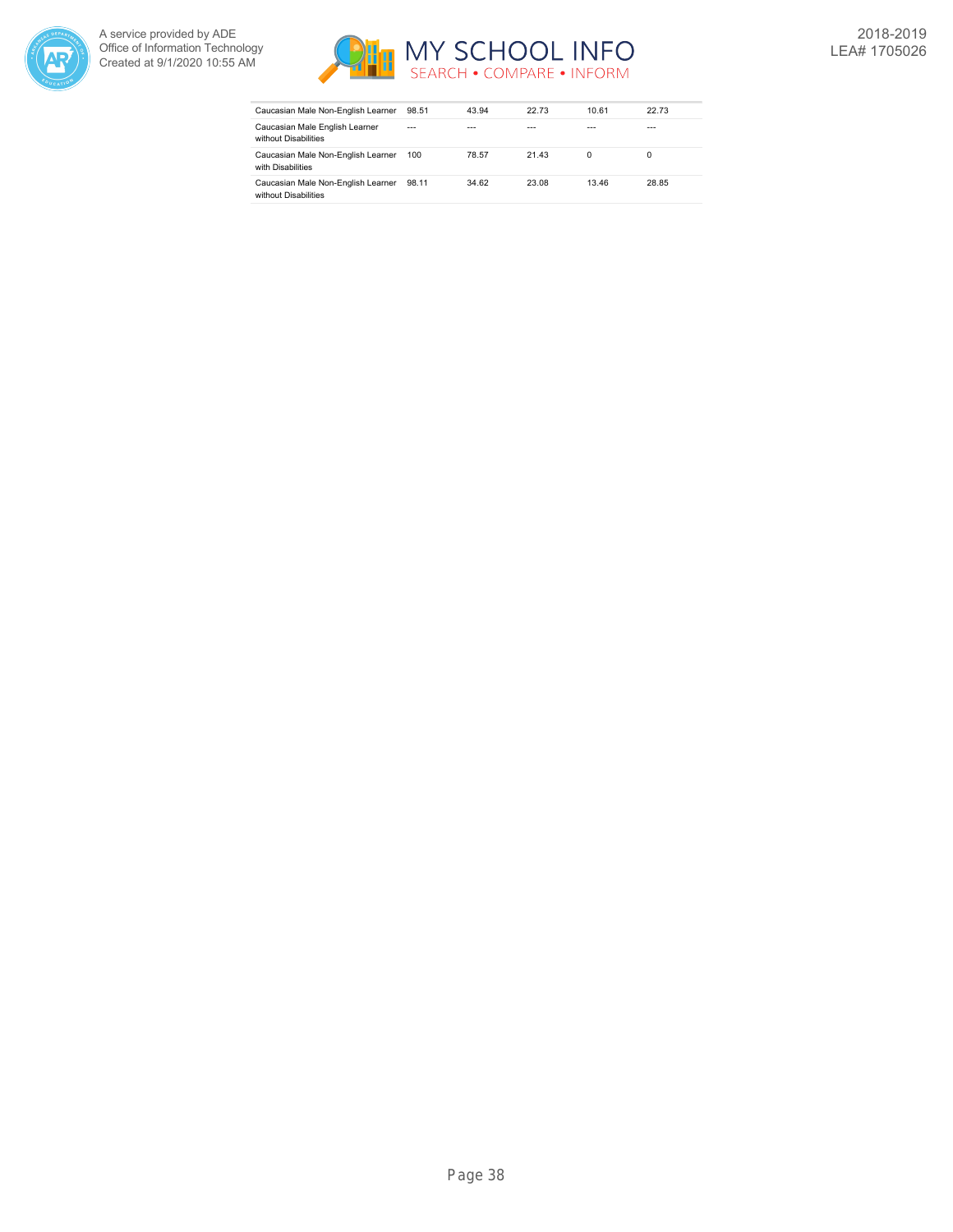| | | | | | |
|---|---|---|---|---|---|
| Caucasian Male Non-English Learner | 98.51 | 43.94 | 22.73 | 10.61 | 22.73 |
| Caucasian Male English Learner without Disabilities | --- | --- | --- | --- | --- |
| Caucasian Male Non-English Learner with Disabilities | 100 | 78.57 | 21.43 | 0 | 0 |
| Caucasian Male Non-English Learner without Disabilities | 98.11 | 34.62 | 23.08 | 13.46 | 28.85 |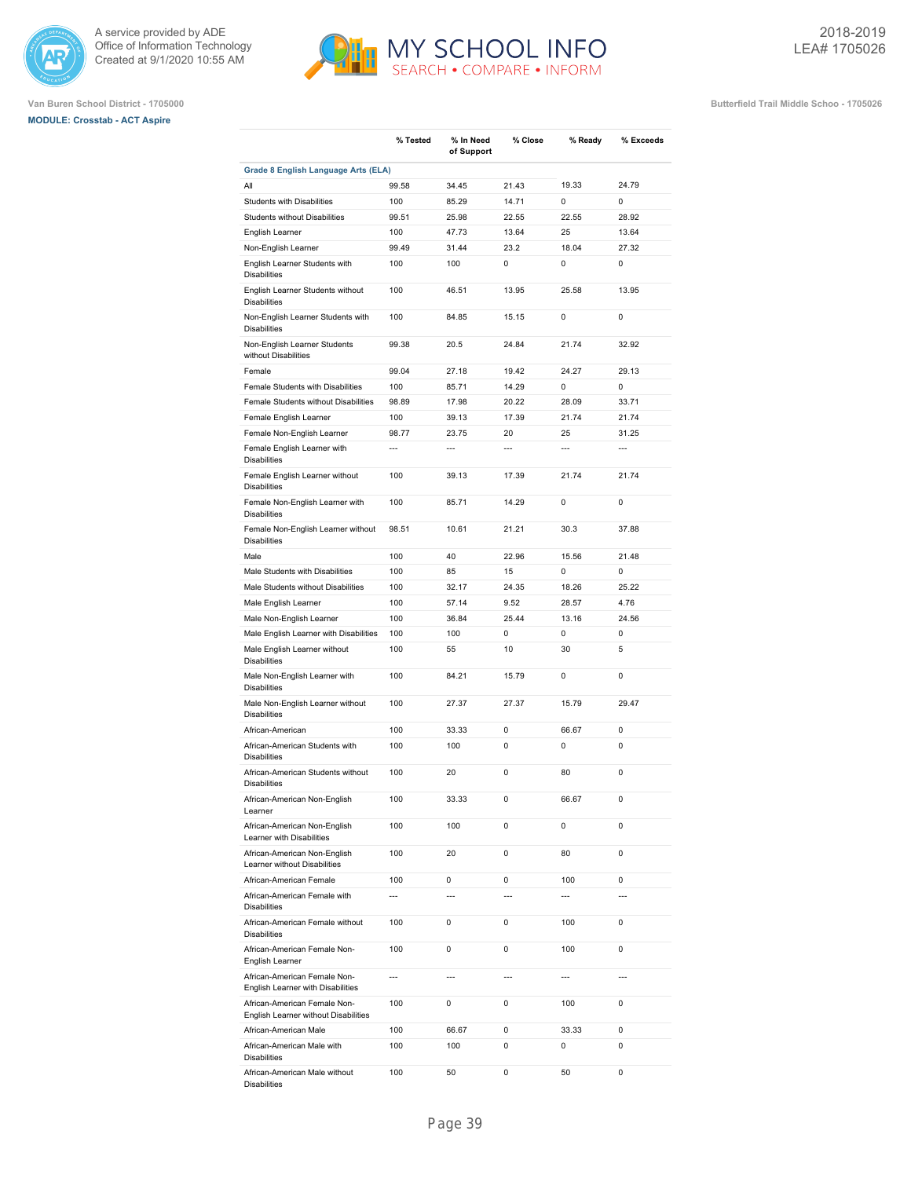Van Buren School District - 1705000

**MODULE: Crosstab - ACT Aspire**

Butterfield Trail Middle Schoo - 1705026

2018-2019
LEA# 1705026

| | % Tested | % In Need of Support | % Close | % Ready | % Exceeds |
|---|---|---|---|---|---|
| **Grade 8 English Language Arts (ELA)** | | | | | |
| All | 99.58 | 34.45 | 21.43 | 19.33 | 24.79 |
| Students with Disabilities | 100 | 85.29 | 14.71 | 0 | 0 |
| Students without Disabilities | 99.51 | 25.98 | 22.55 | 22.55 | 28.92 |
| English Learner | 100 | 47.73 | 13.64 | 25 | 13.64 |
| Non-English Learner | 99.49 | 31.44 | 23.2 | 18.04 | 27.32 |
| English Learner Students with Disabilities | 100 | 100 | 0 | 0 | 0 |
| English Learner Students without Disabilities | 100 | 46.51 | 13.95 | 25.58 | 13.95 |
| Non-English Learner Students with Disabilities | 100 | 84.85 | 15.15 | 0 | 0 |
| Non-English Learner Students without Disabilities | 99.38 | 20.5 | 24.84 | 21.74 | 32.92 |
| Female | 99.04 | 27.18 | 19.42 | 24.27 | 29.13 |
| Female Students with Disabilities | 100 | 85.71 | 14.29 | 0 | 0 |
| Female Students without Disabilities | 98.89 | 17.98 | 20.22 | 28.09 | 33.71 |
| Female English Learner | 100 | 39.13 | 17.39 | 21.74 | 21.74 |
| Female Non-English Learner | 98.77 | 23.75 | 20 | 25 | 31.25 |
| Female English Learner with Disabilities | --- | --- | --- | --- | --- |
| Female English Learner without Disabilities | 100 | 39.13 | 17.39 | 21.74 | 21.74 |
| Female Non-English Learner with Disabilities | 100 | 85.71 | 14.29 | 0 | 0 |
| Female Non-English Learner without Disabilities | 98.51 | 10.61 | 21.21 | 30.3 | 37.88 |
| Male | 100 | 40 | 22.96 | 15.56 | 21.48 |
| Male Students with Disabilities | 100 | 85 | 15 | 0 | 0 |
| Male Students without Disabilities | 100 | 32.17 | 24.35 | 18.26 | 25.22 |
| Male English Learner | 100 | 57.14 | 9.52 | 28.57 | 4.76 |
| Male Non-English Learner | 100 | 36.84 | 25.44 | 13.16 | 24.56 |
| Male English Learner with Disabilities | 100 | 100 | 0 | 0 | 0 |
| Male English Learner without Disabilities | 100 | 55 | 10 | 30 | 5 |
| Male Non-English Learner with Disabilities | 100 | 84.21 | 15.79 | 0 | 0 |
| Male Non-English Learner without Disabilities | 100 | 27.37 | 27.37 | 15.79 | 29.47 |
| African-American | 100 | 33.33 | 0 | 66.67 | 0 |
| African-American Students with Disabilities | 100 | 100 | 0 | 0 | 0 |
| African-American Students without Disabilities | 100 | 20 | 0 | 80 | 0 |
| African-American Non-English Learner | 100 | 33.33 | 0 | 66.67 | 0 |
| African-American Non-English Learner with Disabilities | 100 | 100 | 0 | 0 | 0 |
| African-American Non-English Learner without Disabilities | 100 | 20 | 0 | 80 | 0 |
| African-American Female | 100 | 0 | 0 | 100 | 0 |
| African-American Female with Disabilities | --- | --- | --- | --- | --- |
| African-American Female without Disabilities | 100 | 0 | 0 | 100 | 0 |
| African-American Female Non-English Learner | 100 | 0 | 0 | 100 | 0 |
| African-American Female Non-English Learner with Disabilities | --- | --- | --- | --- | --- |
| African-American Female Non-English Learner without Disabilities | 100 | 0 | 0 | 100 | 0 |
| African-American Male | 100 | 66.67 | 0 | 33.33 | 0 |
| African-American Male with Disabilities | 100 | 100 | 0 | 0 | 0 |
| African-American Male without Disabilities | 100 | 50 | 0 | 50 | 0 |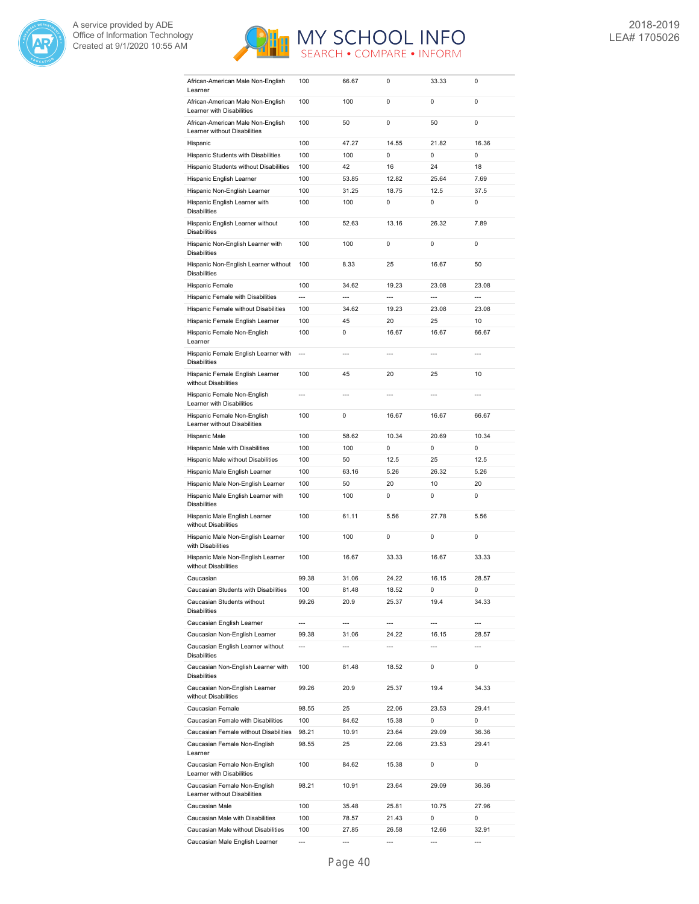| | | | | | |
|---|---|---|---|---|---|
| African-American Male Non-English Learner | 100 | 66.67 | 0 | 33.33 | 0 |
| African-American Male Non-English Learner with Disabilities | 100 | 100 | 0 | 0 | 0 |
| African-American Male Non-English Learner without Disabilities | 100 | 50 | 0 | 50 | 0 |
| Hispanic | 100 | 47.27 | 14.55 | 21.82 | 16.36 |
| Hispanic Students with Disabilities | 100 | 100 | 0 | 0 | 0 |
| Hispanic Students without Disabilities | 100 | 42 | 16 | 24 | 18 |
| Hispanic English Learner | 100 | 53.85 | 12.82 | 25.64 | 7.69 |
| Hispanic Non-English Learner | 100 | 31.25 | 18.75 | 12.5 | 37.5 |
| Hispanic English Learner with Disabilities | 100 | 100 | 0 | 0 | 0 |
| Hispanic English Learner without Disabilities | 100 | 52.63 | 13.16 | 26.32 | 7.89 |
| Hispanic Non-English Learner with Disabilities | 100 | 100 | 0 | 0 | 0 |
| Hispanic Non-English Learner without Disabilities | 100 | 8.33 | 25 | 16.67 | 50 |
| Hispanic Female | 100 | 34.62 | 19.23 | 23.08 | 23.08 |
| Hispanic Female with Disabilities | --- | --- | --- | --- | --- |
| Hispanic Female without Disabilities | 100 | 34.62 | 19.23 | 23.08 | 23.08 |
| Hispanic Female English Learner | 100 | 45 | 20 | 25 | 10 |
| Hispanic Female Non-English Learner | 100 | 0 | 16.67 | 16.67 | 66.67 |
| Hispanic Female English Learner with Disabilities | --- | --- | --- | --- | --- |
| Hispanic Female English Learner without Disabilities | 100 | 45 | 20 | 25 | 10 |
| Hispanic Female Non-English Learner with Disabilities | --- | --- | --- | --- | --- |
| Hispanic Female Non-English Learner without Disabilities | 100 | 0 | 16.67 | 16.67 | 66.67 |
| Hispanic Male | 100 | 58.62 | 10.34 | 20.69 | 10.34 |
| Hispanic Male with Disabilities | 100 | 100 | 0 | 0 | 0 |
| Hispanic Male without Disabilities | 100 | 50 | 12.5 | 25 | 12.5 |
| Hispanic Male English Learner | 100 | 63.16 | 5.26 | 26.32 | 5.26 |
| Hispanic Male Non-English Learner | 100 | 50 | 20 | 10 | 20 |
| Hispanic Male English Learner with Disabilities | 100 | 100 | 0 | 0 | 0 |
| Hispanic Male English Learner without Disabilities | 100 | 61.11 | 5.56 | 27.78 | 5.56 |
| Hispanic Male Non-English Learner with Disabilities | 100 | 100 | 0 | 0 | 0 |
| Hispanic Male Non-English Learner without Disabilities | 100 | 16.67 | 33.33 | 16.67 | 33.33 |
| Caucasian | 99.38 | 31.06 | 24.22 | 16.15 | 28.57 |
| Caucasian Students with Disabilities | 100 | 81.48 | 18.52 | 0 | 0 |
| Caucasian Students without Disabilities | 99.26 | 20.9 | 25.37 | 19.4 | 34.33 |
| Caucasian English Learner | --- | --- | --- | --- | --- |
| Caucasian Non-English Learner | 99.38 | 31.06 | 24.22 | 16.15 | 28.57 |
| Caucasian English Learner without Disabilities | --- | --- | --- | --- | --- |
| Caucasian Non-English Learner with Disabilities | 100 | 81.48 | 18.52 | 0 | 0 |
| Caucasian Non-English Learner without Disabilities | 99.26 | 20.9 | 25.37 | 19.4 | 34.33 |
| Caucasian Female | 98.55 | 25 | 22.06 | 23.53 | 29.41 |
| Caucasian Female with Disabilities | 100 | 84.62 | 15.38 | 0 | 0 |
| Caucasian Female without Disabilities | 98.21 | 10.91 | 23.64 | 29.09 | 36.36 |
| Caucasian Female Non-English Learner | 98.55 | 25 | 22.06 | 23.53 | 29.41 |
| Caucasian Female Non-English Learner with Disabilities | 100 | 84.62 | 15.38 | 0 | 0 |
| Caucasian Female Non-English Learner without Disabilities | 98.21 | 10.91 | 23.64 | 29.09 | 36.36 |
| Caucasian Male | 100 | 35.48 | 25.81 | 10.75 | 27.96 |
| Caucasian Male with Disabilities | 100 | 78.57 | 21.43 | 0 | 0 |
| Caucasian Male without Disabilities | 100 | 27.85 | 26.58 | 12.66 | 32.91 |
| Caucasian Male English Learner | --- | --- | --- | --- | --- |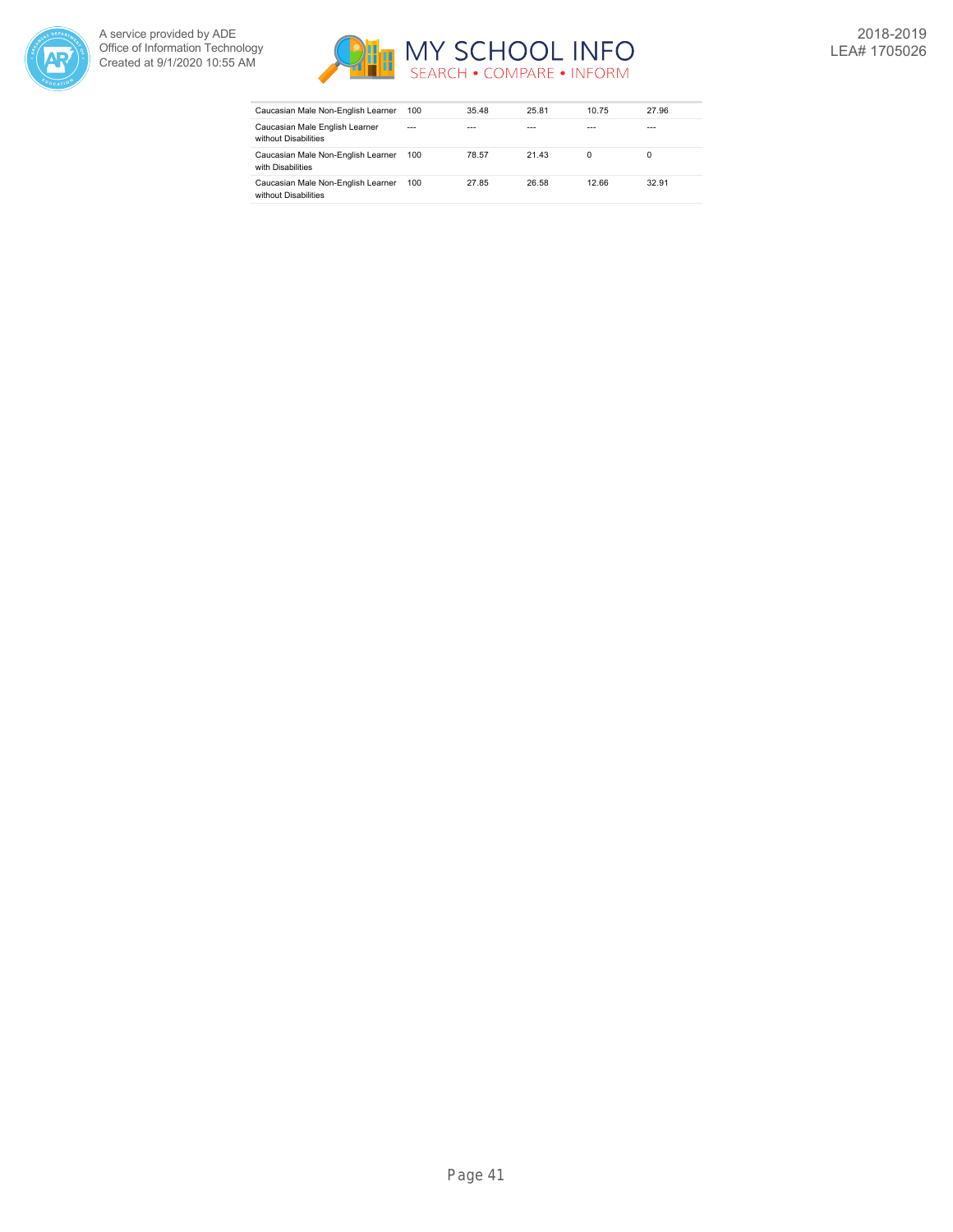| | | | | | |
|---|---|---|---|---|---|
| Caucasian Male Non-English Learner | 100 | 35.48 | 25.81 | 10.75 | 27.96 |
| Caucasian Male English Learner without Disabilities | --- | --- | --- | --- | --- |
| Caucasian Male Non-English Learner with Disabilities | 100 | 78.57 | 21.43 | 0 | 0 |
| Caucasian Male Non-English Learner without Disabilities | 100 | 27.85 | 26.58 | 12.66 | 32.91 |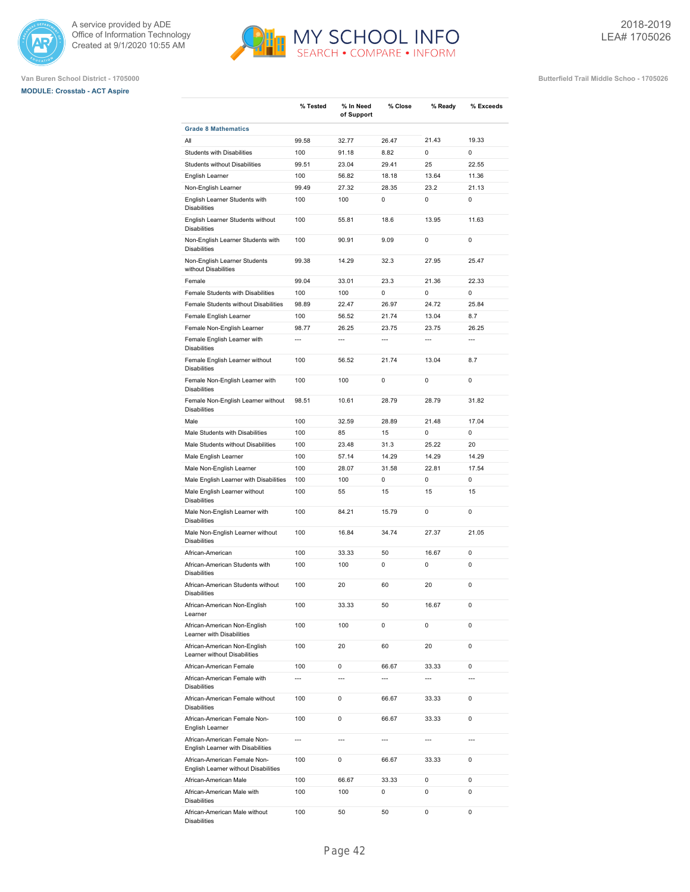Van Buren School District - 1705000

**MODULE: Crosstab - ACT Aspire**

Butterfield Trail Middle Schoo - 1705026

2018-2019
LEA# 1705026

| | % Tested | % In Need of Support | % Close | % Ready | % Exceeds |
|---|---|---|---|---|---|
| **Grade 8 Mathematics** | | | | | |
| All | 99.58 | 32.77 | 26.47 | 21.43 | 19.33 |
| Students with Disabilities | 100 | 91.18 | 8.82 | 0 | 0 |
| Students without Disabilities | 99.51 | 23.04 | 29.41 | 25 | 22.55 |
| English Learner | 100 | 56.82 | 18.18 | 13.64 | 11.36 |
| Non-English Learner | 99.49 | 27.32 | 28.35 | 23.2 | 21.13 |
| English Learner Students with Disabilities | 100 | 100 | 0 | 0 | 0 |
| English Learner Students without Disabilities | 100 | 55.81 | 18.6 | 13.95 | 11.63 |
| Non-English Learner Students with Disabilities | 100 | 90.91 | 9.09 | 0 | 0 |
| Non-English Learner Students without Disabilities | 99.38 | 14.29 | 32.3 | 27.95 | 25.47 |
| Female | 99.04 | 33.01 | 23.3 | 21.36 | 22.33 |
| Female Students with Disabilities | 100 | 100 | 0 | 0 | 0 |
| Female Students without Disabilities | 98.89 | 22.47 | 26.97 | 24.72 | 25.84 |
| Female English Learner | 100 | 56.52 | 21.74 | 13.04 | 8.7 |
| Female Non-English Learner | 98.77 | 26.25 | 23.75 | 23.75 | 26.25 |
| Female English Learner with Disabilities | --- | --- | --- | --- | --- |
| Female English Learner without Disabilities | 100 | 56.52 | 21.74 | 13.04 | 8.7 |
| Female Non-English Learner with Disabilities | 100 | 100 | 0 | 0 | 0 |
| Female Non-English Learner without Disabilities | 98.51 | 10.61 | 28.79 | 28.79 | 31.82 |
| Male | 100 | 32.59 | 28.89 | 21.48 | 17.04 |
| Male Students with Disabilities | 100 | 85 | 15 | 0 | 0 |
| Male Students without Disabilities | 100 | 23.48 | 31.3 | 25.22 | 20 |
| Male English Learner | 100 | 57.14 | 14.29 | 14.29 | 14.29 |
| Male Non-English Learner | 100 | 28.07 | 31.58 | 22.81 | 17.54 |
| Male English Learner with Disabilities | 100 | 100 | 0 | 0 | 0 |
| Male English Learner without Disabilities | 100 | 55 | 15 | 15 | 15 |
| Male Non-English Learner with Disabilities | 100 | 84.21 | 15.79 | 0 | 0 |
| Male Non-English Learner without Disabilities | 100 | 16.84 | 34.74 | 27.37 | 21.05 |
| African-American | 100 | 33.33 | 50 | 16.67 | 0 |
| African-American Students with Disabilities | 100 | 100 | 0 | 0 | 0 |
| African-American Students without Disabilities | 100 | 20 | 60 | 20 | 0 |
| African-American Non-English Learner | 100 | 33.33 | 50 | 16.67 | 0 |
| African-American Non-English Learner with Disabilities | 100 | 100 | 0 | 0 | 0 |
| African-American Non-English Learner without Disabilities | 100 | 20 | 60 | 20 | 0 |
| African-American Female | 100 | 0 | 66.67 | 33.33 | 0 |
| African-American Female with Disabilities | --- | --- | --- | --- | --- |
| African-American Female without Disabilities | 100 | 0 | 66.67 | 33.33 | 0 |
| African-American Female Non-English Learner | 100 | 0 | 66.67 | 33.33 | 0 |
| African-American Female Non-English Learner with Disabilities | --- | --- | --- | --- | --- |
| African-American Female Non-English Learner without Disabilities | 100 | 0 | 66.67 | 33.33 | 0 |
| African-American Male | 100 | 66.67 | 33.33 | 0 | 0 |
| African-American Male with Disabilities | 100 | 100 | 0 | 0 | 0 |
| African-American Male without Disabilities | 100 | 50 | 50 | 0 | 0 |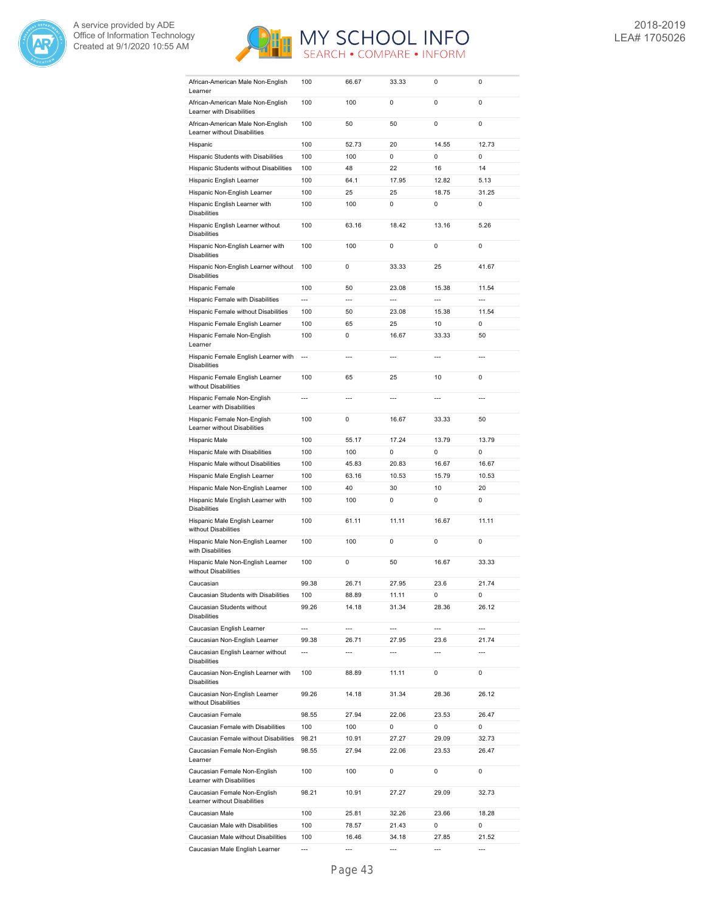| | | | | | |
|---|---|---|---|---|---|
| African-American Male Non-English Learner | 100 | 66.67 | 33.33 | 0 | 0 |
| African-American Male Non-English Learner with Disabilities | 100 | 100 | 0 | 0 | 0 |
| African-American Male Non-English Learner without Disabilities | 100 | 50 | 50 | 0 | 0 |
| Hispanic | 100 | 52.73 | 20 | 14.55 | 12.73 |
| Hispanic Students with Disabilities | 100 | 100 | 0 | 0 | 0 |
| Hispanic Students without Disabilities | 100 | 48 | 22 | 16 | 14 |
| Hispanic English Learner | 100 | 64.1 | 17.95 | 12.82 | 5.13 |
| Hispanic Non-English Learner | 100 | 25 | 25 | 18.75 | 31.25 |
| Hispanic English Learner with Disabilities | 100 | 100 | 0 | 0 | 0 |
| Hispanic English Learner without Disabilities | 100 | 63.16 | 18.42 | 13.16 | 5.26 |
| Hispanic Non-English Learner with Disabilities | 100 | 100 | 0 | 0 | 0 |
| Hispanic Non-English Learner without Disabilities | 100 | 0 | 33.33 | 25 | 41.67 |
| Hispanic Female | 100 | 50 | 23.08 | 15.38 | 11.54 |
| Hispanic Female with Disabilities | --- | --- | --- | --- | --- |
| Hispanic Female without Disabilities | 100 | 50 | 23.08 | 15.38 | 11.54 |
| Hispanic Female English Learner | 100 | 65 | 25 | 10 | 0 |
| Hispanic Female Non-English Learner | 100 | 0 | 16.67 | 33.33 | 50 |
| Hispanic Female English Learner with Disabilities | --- | --- | --- | --- | --- |
| Hispanic Female English Learner without Disabilities | 100 | 65 | 25 | 10 | 0 |
| Hispanic Female Non-English Learner with Disabilities | --- | --- | --- | --- | --- |
| Hispanic Female Non-English Learner without Disabilities | 100 | 0 | 16.67 | 33.33 | 50 |
| Hispanic Male | 100 | 55.17 | 17.24 | 13.79 | 13.79 |
| Hispanic Male with Disabilities | 100 | 100 | 0 | 0 | 0 |
| Hispanic Male without Disabilities | 100 | 45.83 | 20.83 | 16.67 | 16.67 |
| Hispanic Male English Learner | 100 | 63.16 | 10.53 | 15.79 | 10.53 |
| Hispanic Male Non-English Learner | 100 | 40 | 30 | 10 | 20 |
| Hispanic Male English Learner with Disabilities | 100 | 100 | 0 | 0 | 0 |
| Hispanic Male English Learner without Disabilities | 100 | 61.11 | 11.11 | 16.67 | 11.11 |
| Hispanic Male Non-English Learner with Disabilities | 100 | 100 | 0 | 0 | 0 |
| Hispanic Male Non-English Learner without Disabilities | 100 | 0 | 50 | 16.67 | 33.33 |
| Caucasian | 99.38 | 26.71 | 27.95 | 23.6 | 21.74 |
| Caucasian Students with Disabilities | 100 | 88.89 | 11.11 | 0 | 0 |
| Caucasian Students without Disabilities | 99.26 | 14.18 | 31.34 | 28.36 | 26.12 |
| Caucasian English Learner | --- | --- | --- | --- | --- |
| Caucasian Non-English Learner | 99.38 | 26.71 | 27.95 | 23.6 | 21.74 |
| Caucasian English Learner without Disabilities | --- | --- | --- | --- | --- |
| Caucasian Non-English Learner with Disabilities | 100 | 88.89 | 11.11 | 0 | 0 |
| Caucasian Non-English Learner without Disabilities | 99.26 | 14.18 | 31.34 | 28.36 | 26.12 |
| Caucasian Female | 98.55 | 27.94 | 22.06 | 23.53 | 26.47 |
| Caucasian Female with Disabilities | 100 | 100 | 0 | 0 | 0 |
| Caucasian Female without Disabilities | 98.21 | 10.91 | 27.27 | 29.09 | 32.73 |
| Caucasian Female Non-English Learner | 98.55 | 27.94 | 22.06 | 23.53 | 26.47 |
| Caucasian Female Non-English Learner with Disabilities | 100 | 100 | 0 | 0 | 0 |
| Caucasian Female Non-English Learner without Disabilities | 98.21 | 10.91 | 27.27 | 29.09 | 32.73 |
| Caucasian Male | 100 | 25.81 | 32.26 | 23.66 | 18.28 |
| Caucasian Male with Disabilities | 100 | 78.57 | 21.43 | 0 | 0 |
| Caucasian Male without Disabilities | 100 | 16.46 | 34.18 | 27.85 | 21.52 |
| Caucasian Male English Learner | --- | --- | --- | --- | --- |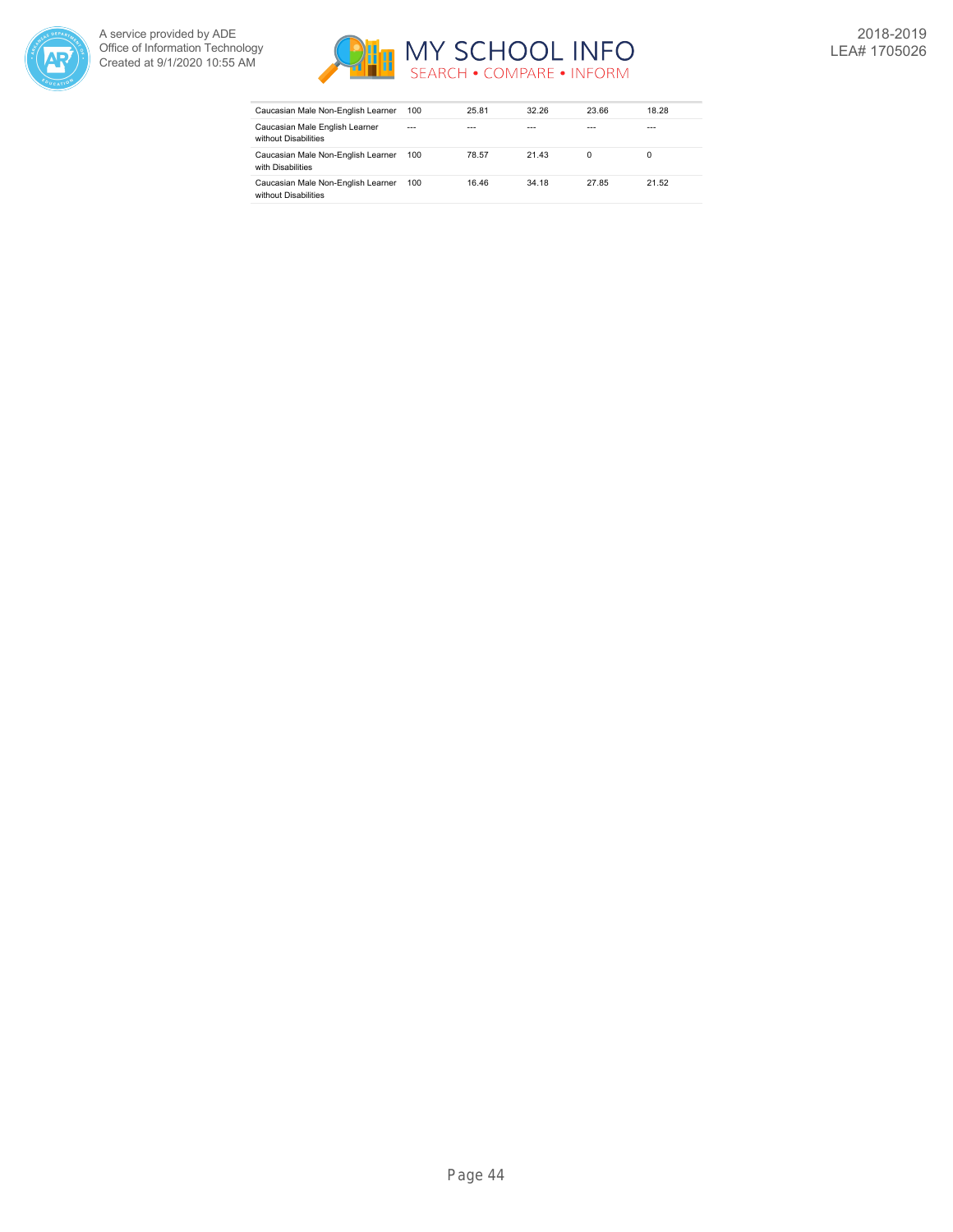| | | | | | |
|---|---|---|---|---|---|
| Caucasian Male Non-English Learner | 100 | 25.81 | 32.26 | 23.66 | 18.28 |
| Caucasian Male English Learner without Disabilities | --- | --- | --- | --- | --- |
| Caucasian Male Non-English Learner with Disabilities | 100 | 78.57 | 21.43 | 0 | 0 |
| Caucasian Male Non-English Learner without Disabilities | 100 | 16.46 | 34.18 | 27.85 | 21.52 |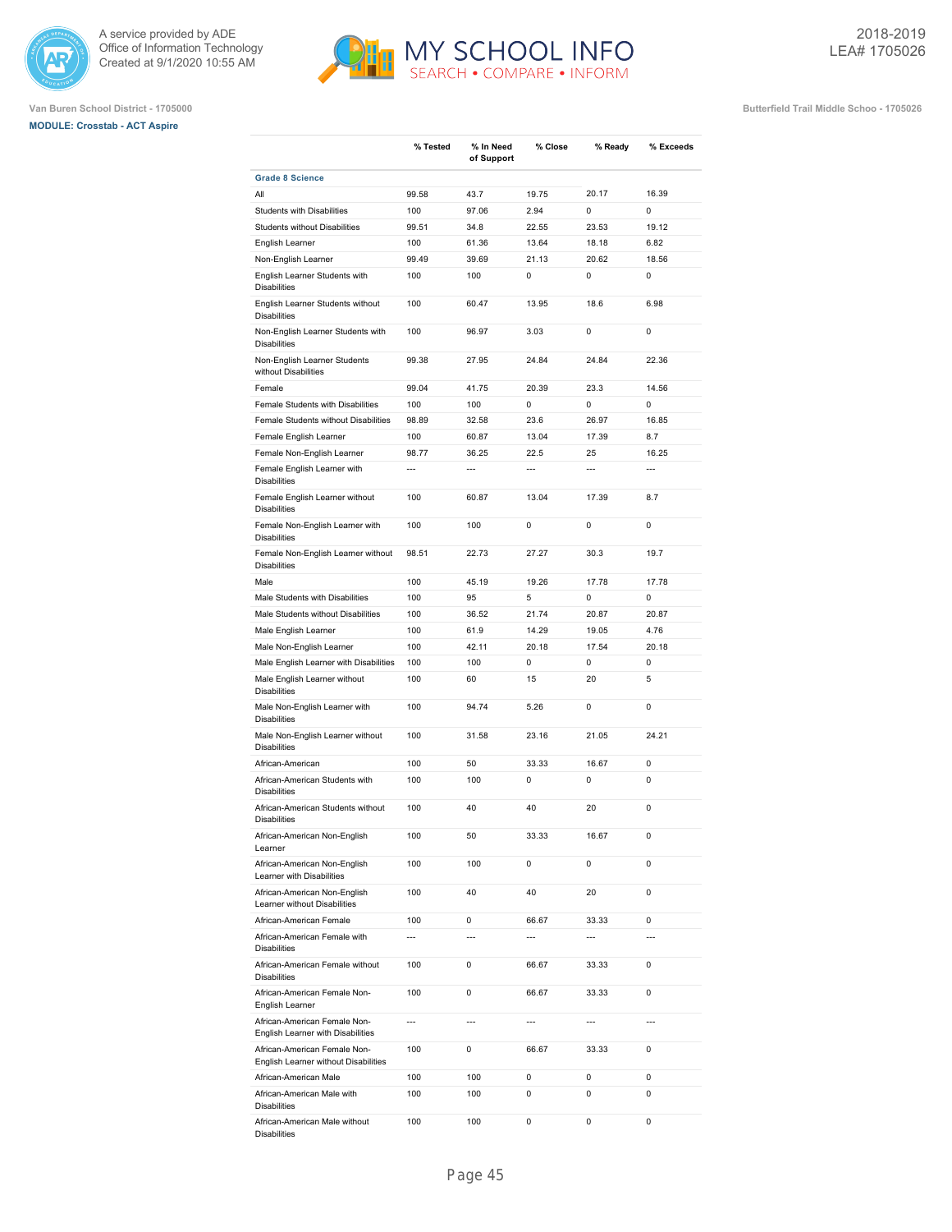Van Buren School District - 1705000

**MODULE: Crosstab - ACT Aspire**

2018-2019
LEA# 1705026

Butterfield Trail Middle Schoo - 1705026

| | % Tested | % In Need of Support | % Close | % Ready | % Exceeds |
|---|---|---|---|---|---|
| **Grade 8 Science** | | | | | |
| All | 99.58 | 43.7 | 19.75 | 20.17 | 16.39 |
| Students with Disabilities | 100 | 97.06 | 2.94 | 0 | 0 |
| Students without Disabilities | 99.51 | 34.8 | 22.55 | 23.53 | 19.12 |
| English Learner | 100 | 61.36 | 13.64 | 18.18 | 6.82 |
| Non-English Learner | 99.49 | 39.69 | 21.13 | 20.62 | 18.56 |
| English Learner Students with Disabilities | 100 | 100 | 0 | 0 | 0 |
| English Learner Students without Disabilities | 100 | 60.47 | 13.95 | 18.6 | 6.98 |
| Non-English Learner Students with Disabilities | 100 | 96.97 | 3.03 | 0 | 0 |
| Non-English Learner Students without Disabilities | 99.38 | 27.95 | 24.84 | 24.84 | 22.36 |
| Female | 99.04 | 41.75 | 20.39 | 23.3 | 14.56 |
| Female Students with Disabilities | 100 | 100 | 0 | 0 | 0 |
| Female Students without Disabilities | 98.89 | 32.58 | 23.6 | 26.97 | 16.85 |
| Female English Learner | 100 | 60.87 | 13.04 | 17.39 | 8.7 |
| Female Non-English Learner | 98.77 | 36.25 | 22.5 | 25 | 16.25 |
| Female English Learner with Disabilities | --- | --- | --- | --- | --- |
| Female English Learner without Disabilities | 100 | 60.87 | 13.04 | 17.39 | 8.7 |
| Female Non-English Learner with Disabilities | 100 | 100 | 0 | 0 | 0 |
| Female Non-English Learner without Disabilities | 98.51 | 22.73 | 27.27 | 30.3 | 19.7 |
| Male | 100 | 45.19 | 19.26 | 17.78 | 17.78 |
| Male Students with Disabilities | 100 | 95 | 5 | 0 | 0 |
| Male Students without Disabilities | 100 | 36.52 | 21.74 | 20.87 | 20.87 |
| Male English Learner | 100 | 61.9 | 14.29 | 19.05 | 4.76 |
| Male Non-English Learner | 100 | 42.11 | 20.18 | 17.54 | 20.18 |
| Male English Learner with Disabilities | 100 | 100 | 0 | 0 | 0 |
| Male English Learner without Disabilities | 100 | 60 | 15 | 20 | 5 |
| Male Non-English Learner with Disabilities | 100 | 94.74 | 5.26 | 0 | 0 |
| Male Non-English Learner without Disabilities | 100 | 31.58 | 23.16 | 21.05 | 24.21 |
| African-American | 100 | 50 | 33.33 | 16.67 | 0 |
| African-American Students with Disabilities | 100 | 100 | 0 | 0 | 0 |
| African-American Students without Disabilities | 100 | 40 | 40 | 20 | 0 |
| African-American Non-English Learner | 100 | 50 | 33.33 | 16.67 | 0 |
| African-American Non-English Learner with Disabilities | 100 | 100 | 0 | 0 | 0 |
| African-American Non-English Learner without Disabilities | 100 | 40 | 40 | 20 | 0 |
| African-American Female | 100 | 0 | 66.67 | 33.33 | 0 |
| African-American Female with Disabilities | --- | --- | --- | --- | --- |
| African-American Female without Disabilities | 100 | 0 | 66.67 | 33.33 | 0 |
| African-American Female Non-English Learner | 100 | 0 | 66.67 | 33.33 | 0 |
| African-American Female Non-English Learner with Disabilities | --- | --- | --- | --- | --- |
| African-American Female Non-English Learner without Disabilities | 100 | 0 | 66.67 | 33.33 | 0 |
| African-American Male | 100 | 100 | 0 | 0 | 0 |
| African-American Male with Disabilities | 100 | 100 | 0 | 0 | 0 |
| African-American Male without Disabilities | 100 | 100 | 0 | 0 | 0 |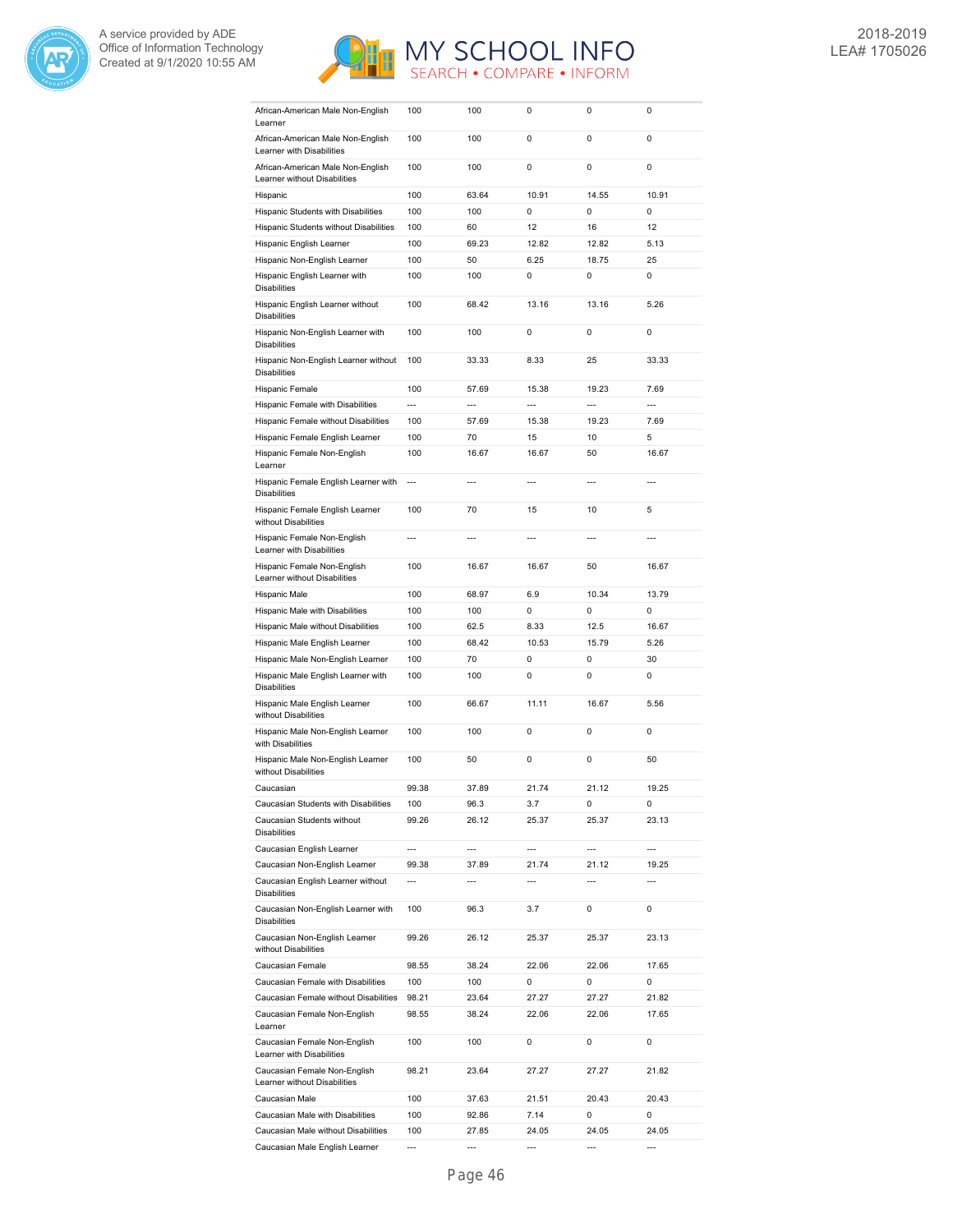| | | | | | |
|---|---|---|---|---|---|
| African-American Male Non-English Learner | 100 | 100 | 0 | 0 | 0 |
| African-American Male Non-English Learner with Disabilities | 100 | 100 | 0 | 0 | 0 |
| African-American Male Non-English Learner without Disabilities | 100 | 100 | 0 | 0 | 0 |
| Hispanic | 100 | 63.64 | 10.91 | 14.55 | 10.91 |
| Hispanic Students with Disabilities | 100 | 100 | 0 | 0 | 0 |
| Hispanic Students without Disabilities | 100 | 60 | 12 | 16 | 12 |
| Hispanic English Learner | 100 | 69.23 | 12.82 | 12.82 | 5.13 |
| Hispanic Non-English Learner | 100 | 50 | 6.25 | 18.75 | 25 |
| Hispanic English Learner with Disabilities | 100 | 100 | 0 | 0 | 0 |
| Hispanic English Learner without Disabilities | 100 | 68.42 | 13.16 | 13.16 | 5.26 |
| Hispanic Non-English Learner with Disabilities | 100 | 100 | 0 | 0 | 0 |
| Hispanic Non-English Learner without Disabilities | 100 | 33.33 | 8.33 | 25 | 33.33 |
| Hispanic Female | 100 | 57.69 | 15.38 | 19.23 | 7.69 |
| Hispanic Female with Disabilities | --- | --- | --- | --- | --- |
| Hispanic Female without Disabilities | 100 | 57.69 | 15.38 | 19.23 | 7.69 |
| Hispanic Female English Learner | 100 | 70 | 15 | 10 | 5 |
| Hispanic Female Non-English Learner | 100 | 16.67 | 16.67 | 50 | 16.67 |
| Hispanic Female English Learner with Disabilities | --- | --- | --- | --- | --- |
| Hispanic Female English Learner without Disabilities | 100 | 70 | 15 | 10 | 5 |
| Hispanic Female Non-English Learner with Disabilities | --- | --- | --- | --- | --- |
| Hispanic Female Non-English Learner without Disabilities | 100 | 16.67 | 16.67 | 50 | 16.67 |
| Hispanic Male | 100 | 68.97 | 6.9 | 10.34 | 13.79 |
| Hispanic Male with Disabilities | 100 | 100 | 0 | 0 | 0 |
| Hispanic Male without Disabilities | 100 | 62.5 | 8.33 | 12.5 | 16.67 |
| Hispanic Male English Learner | 100 | 68.42 | 10.53 | 15.79 | 5.26 |
| Hispanic Male Non-English Learner | 100 | 70 | 0 | 0 | 30 |
| Hispanic Male English Learner with Disabilities | 100 | 100 | 0 | 0 | 0 |
| Hispanic Male English Learner without Disabilities | 100 | 66.67 | 11.11 | 16.67 | 5.56 |
| Hispanic Male Non-English Learner with Disabilities | 100 | 100 | 0 | 0 | 0 |
| Hispanic Male Non-English Learner without Disabilities | 100 | 50 | 0 | 0 | 50 |
| Caucasian | 99.38 | 37.89 | 21.74 | 21.12 | 19.25 |
| Caucasian Students with Disabilities | 100 | 96.3 | 3.7 | 0 | 0 |
| Caucasian Students without Disabilities | 99.26 | 26.12 | 25.37 | 25.37 | 23.13 |
| Caucasian English Learner | --- | --- | --- | --- | --- |
| Caucasian Non-English Learner | 99.38 | 37.89 | 21.74 | 21.12 | 19.25 |
| Caucasian English Learner without Disabilities | --- | --- | --- | --- | --- |
| Caucasian Non-English Learner with Disabilities | 100 | 96.3 | 3.7 | 0 | 0 |
| Caucasian Non-English Learner without Disabilities | 99.26 | 26.12 | 25.37 | 25.37 | 23.13 |
| Caucasian Female | 98.55 | 38.24 | 22.06 | 22.06 | 17.65 |
| Caucasian Female with Disabilities | 100 | 100 | 0 | 0 | 0 |
| Caucasian Female without Disabilities | 98.21 | 23.64 | 27.27 | 27.27 | 21.82 |
| Caucasian Female Non-English Learner | 98.55 | 38.24 | 22.06 | 22.06 | 17.65 |
| Caucasian Female Non-English Learner with Disabilities | 100 | 100 | 0 | 0 | 0 |
| Caucasian Female Non-English Learner without Disabilities | 98.21 | 23.64 | 27.27 | 27.27 | 21.82 |
| Caucasian Male | 100 | 37.63 | 21.51 | 20.43 | 20.43 |
| Caucasian Male with Disabilities | 100 | 92.86 | 7.14 | 0 | 0 |
| Caucasian Male without Disabilities | 100 | 27.85 | 24.05 | 24.05 | 24.05 |
| Caucasian Male English Learner | --- | --- | --- | --- | --- |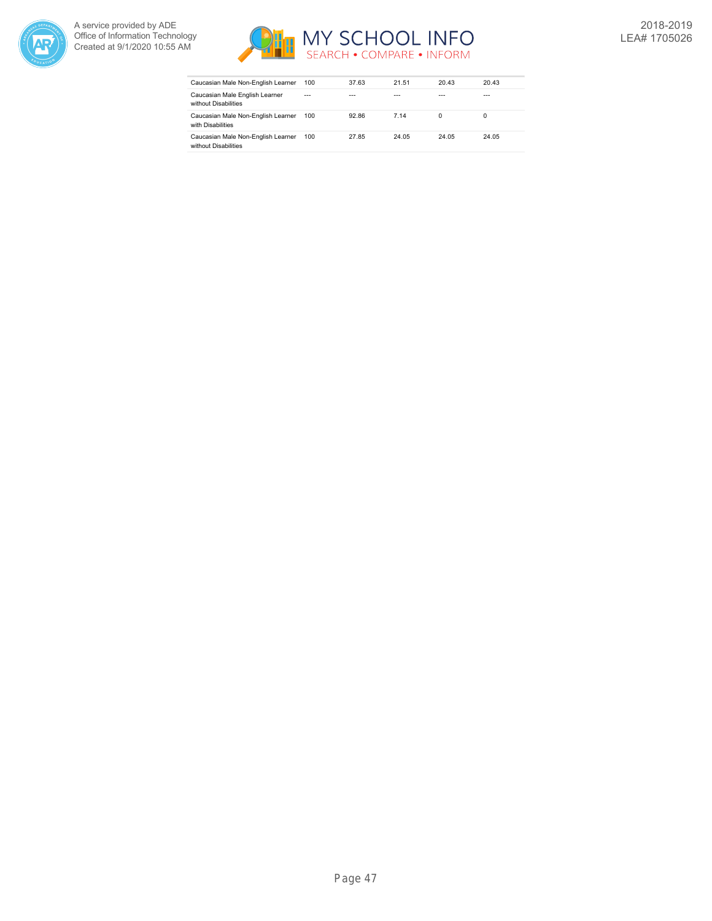| | | | | | |
|---|---|---|---|---|---|
| Caucasian Male Non-English Learner | 100 | 37.63 | 21.51 | 20.43 | 20.43 |
| Caucasian Male English Learner without Disabilities | --- | --- | --- | --- | --- |
| Caucasian Male Non-English Learner with Disabilities | 100 | 92.86 | 7.14 | 0 | 0 |
| Caucasian Male Non-English Learner without Disabilities | 100 | 27.85 | 24.05 | 24.05 | 24.05 |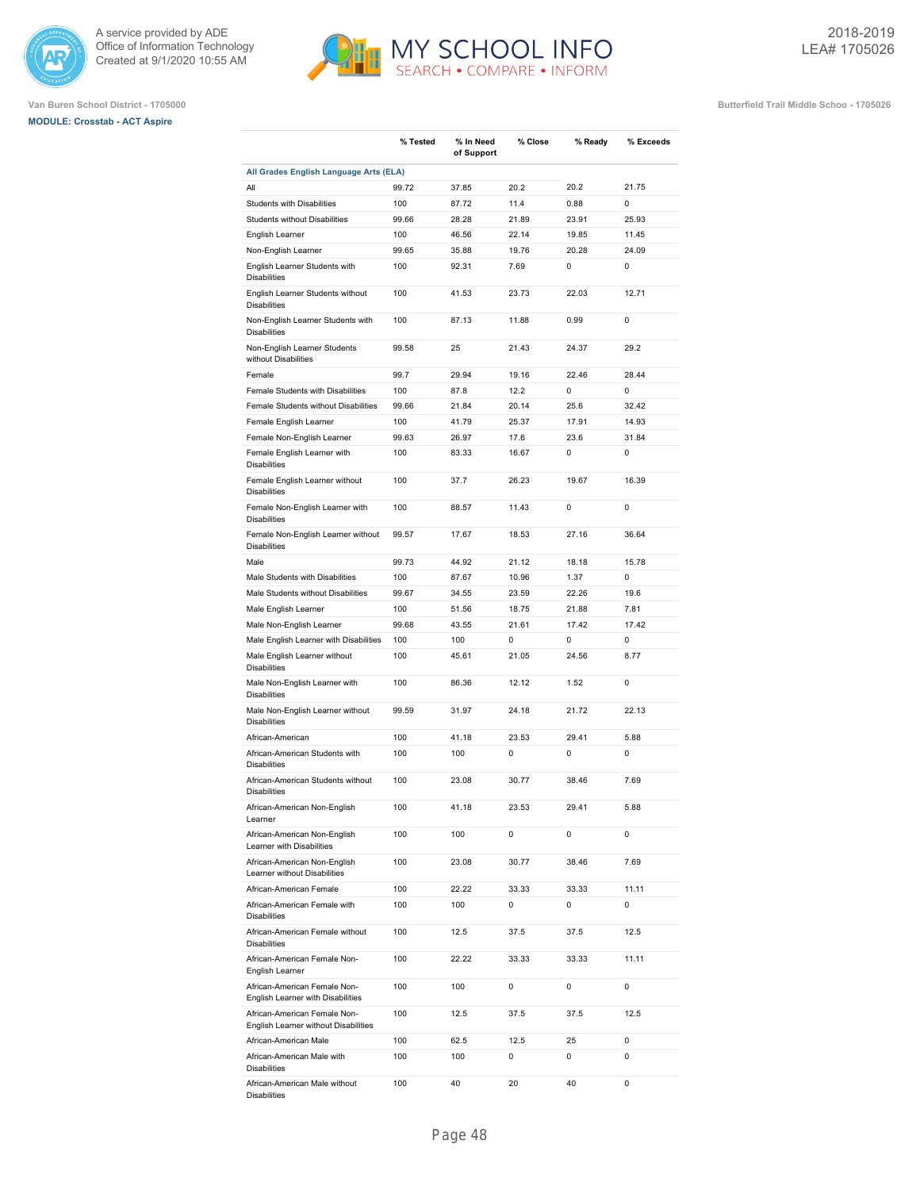Van Buren School District - 1705000

**MODULE: Crosstab - ACT Aspire**

Butterfield Trail Middle Schoo - 1705026

2018-2019
LEA# 1705026

| | % Tested | % In Need of Support | % Close | % Ready | % Exceeds |
|---|---|---|---|---|---|
| **All Grades English Language Arts (ELA)** | | | | | |
| All | 99.72 | 37.85 | 20.2 | 20.2 | 21.75 |
| Students with Disabilities | 100 | 87.72 | 11.4 | 0.88 | 0 |
| Students without Disabilities | 99.66 | 28.28 | 21.89 | 23.91 | 25.93 |
| English Learner | 100 | 46.56 | 22.14 | 19.85 | 11.45 |
| Non-English Learner | 99.65 | 35.88 | 19.76 | 20.28 | 24.09 |
| English Learner Students with Disabilities | 100 | 92.31 | 7.69 | 0 | 0 |
| English Learner Students without Disabilities | 100 | 41.53 | 23.73 | 22.03 | 12.71 |
| Non-English Learner Students with Disabilities | 100 | 87.13 | 11.88 | 0.99 | 0 |
| Non-English Learner Students without Disabilities | 99.58 | 25 | 21.43 | 24.37 | 29.2 |
| Female | 99.7 | 29.94 | 19.16 | 22.46 | 28.44 |
| Female Students with Disabilities | 100 | 87.8 | 12.2 | 0 | 0 |
| Female Students without Disabilities | 99.66 | 21.84 | 20.14 | 25.6 | 32.42 |
| Female English Learner | 100 | 41.79 | 25.37 | 17.91 | 14.93 |
| Female Non-English Learner | 99.63 | 26.97 | 17.6 | 23.6 | 31.84 |
| Female English Learner with Disabilities | 100 | 83.33 | 16.67 | 0 | 0 |
| Female English Learner without Disabilities | 100 | 37.7 | 26.23 | 19.67 | 16.39 |
| Female Non-English Learner with Disabilities | 100 | 88.57 | 11.43 | 0 | 0 |
| Female Non-English Learner without Disabilities | 99.57 | 17.67 | 18.53 | 27.16 | 36.64 |
| Male | 99.73 | 44.92 | 21.12 | 18.18 | 15.78 |
| Male Students with Disabilities | 100 | 87.67 | 10.96 | 1.37 | 0 |
| Male Students without Disabilities | 99.67 | 34.55 | 23.59 | 22.26 | 19.6 |
| Male English Learner | 100 | 51.56 | 18.75 | 21.88 | 7.81 |
| Male Non-English Learner | 99.68 | 43.55 | 21.61 | 17.42 | 17.42 |
| Male English Learner with Disabilities | 100 | 100 | 0 | 0 | 0 |
| Male English Learner without Disabilities | 100 | 45.61 | 21.05 | 24.56 | 8.77 |
| Male Non-English Learner with Disabilities | 100 | 86.36 | 12.12 | 1.52 | 0 |
| Male Non-English Learner without Disabilities | 99.59 | 31.97 | 24.18 | 21.72 | 22.13 |
| African-American | 100 | 41.18 | 23.53 | 29.41 | 5.88 |
| African-American Students with Disabilities | 100 | 100 | 0 | 0 | 0 |
| African-American Students without Disabilities | 100 | 23.08 | 30.77 | 38.46 | 7.69 |
| African-American Non-English Learner | 100 | 41.18 | 23.53 | 29.41 | 5.88 |
| African-American Non-English Learner with Disabilities | 100 | 100 | 0 | 0 | 0 |
| African-American Non-English Learner without Disabilities | 100 | 23.08 | 30.77 | 38.46 | 7.69 |
| African-American Female | 100 | 22.22 | 33.33 | 33.33 | 11.11 |
| African-American Female with Disabilities | 100 | 100 | 0 | 0 | 0 |
| African-American Female without Disabilities | 100 | 12.5 | 37.5 | 37.5 | 12.5 |
| African-American Female Non-English Learner | 100 | 22.22 | 33.33 | 33.33 | 11.11 |
| African-American Female Non-English Learner with Disabilities | 100 | 100 | 0 | 0 | 0 |
| African-American Female Non-English Learner without Disabilities | 100 | 12.5 | 37.5 | 37.5 | 12.5 |
| African-American Male | 100 | 62.5 | 12.5 | 25 | 0 |
| African-American Male with Disabilities | 100 | 100 | 0 | 0 | 0 |
| African-American Male without Disabilities | 100 | 40 | 20 | 40 | 0 |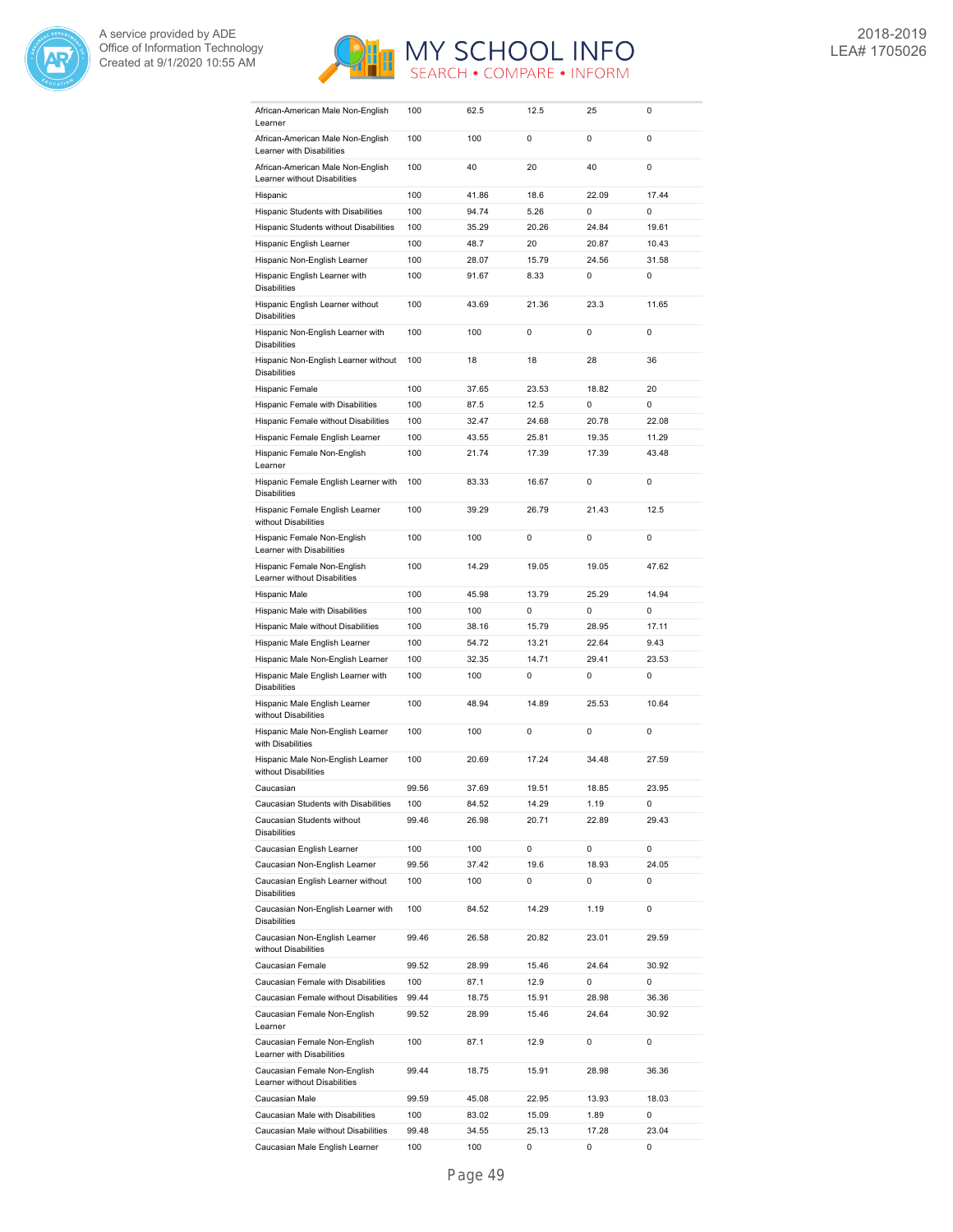| | | | | | |
|---|---|---|---|---|---|
| African-American Male Non-English Learner | 100 | 62.5 | 12.5 | 25 | 0 |
| African-American Male Non-English Learner with Disabilities | 100 | 100 | 0 | 0 | 0 |
| African-American Male Non-English Learner without Disabilities | 100 | 40 | 20 | 40 | 0 |
| Hispanic | 100 | 41.86 | 18.6 | 22.09 | 17.44 |
| Hispanic Students with Disabilities | 100 | 94.74 | 5.26 | 0 | 0 |
| Hispanic Students without Disabilities | 100 | 35.29 | 20.26 | 24.84 | 19.61 |
| Hispanic English Learner | 100 | 48.7 | 20 | 20.87 | 10.43 |
| Hispanic Non-English Learner | 100 | 28.07 | 15.79 | 24.56 | 31.58 |
| Hispanic English Learner with Disabilities | 100 | 91.67 | 8.33 | 0 | 0 |
| Hispanic English Learner without Disabilities | 100 | 43.69 | 21.36 | 23.3 | 11.65 |
| Hispanic Non-English Learner with Disabilities | 100 | 100 | 0 | 0 | 0 |
| Hispanic Non-English Learner without Disabilities | 100 | 18 | 18 | 28 | 36 |
| Hispanic Female | 100 | 37.65 | 23.53 | 18.82 | 20 |
| Hispanic Female with Disabilities | 100 | 87.5 | 12.5 | 0 | 0 |
| Hispanic Female without Disabilities | 100 | 32.47 | 24.68 | 20.78 | 22.08 |
| Hispanic Female English Learner | 100 | 43.55 | 25.81 | 19.35 | 11.29 |
| Hispanic Female Non-English Learner | 100 | 21.74 | 17.39 | 17.39 | 43.48 |
| Hispanic Female English Learner with Disabilities | 100 | 83.33 | 16.67 | 0 | 0 |
| Hispanic Female English Learner without Disabilities | 100 | 39.29 | 26.79 | 21.43 | 12.5 |
| Hispanic Female Non-English Learner with Disabilities | 100 | 100 | 0 | 0 | 0 |
| Hispanic Female Non-English Learner without Disabilities | 100 | 14.29 | 19.05 | 19.05 | 47.62 |
| Hispanic Male | 100 | 45.98 | 13.79 | 25.29 | 14.94 |
| Hispanic Male with Disabilities | 100 | 100 | 0 | 0 | 0 |
| Hispanic Male without Disabilities | 100 | 38.16 | 15.79 | 28.95 | 17.11 |
| Hispanic Male English Learner | 100 | 54.72 | 13.21 | 22.64 | 9.43 |
| Hispanic Male Non-English Learner | 100 | 32.35 | 14.71 | 29.41 | 23.53 |
| Hispanic Male English Learner with Disabilities | 100 | 100 | 0 | 0 | 0 |
| Hispanic Male English Learner without Disabilities | 100 | 48.94 | 14.89 | 25.53 | 10.64 |
| Hispanic Male Non-English Learner with Disabilities | 100 | 100 | 0 | 0 | 0 |
| Hispanic Male Non-English Learner without Disabilities | 100 | 20.69 | 17.24 | 34.48 | 27.59 |
| Caucasian | 99.56 | 37.69 | 19.51 | 18.85 | 23.95 |
| Caucasian Students with Disabilities | 100 | 84.52 | 14.29 | 1.19 | 0 |
| Caucasian Students without Disabilities | 99.46 | 26.98 | 20.71 | 22.89 | 29.43 |
| Caucasian English Learner | 100 | 100 | 0 | 0 | 0 |
| Caucasian Non-English Learner | 99.56 | 37.42 | 19.6 | 18.93 | 24.05 |
| Caucasian English Learner without Disabilities | 100 | 100 | 0 | 0 | 0 |
| Caucasian Non-English Learner with Disabilities | 100 | 84.52 | 14.29 | 1.19 | 0 |
| Caucasian Non-English Learner without Disabilities | 99.46 | 26.58 | 20.82 | 23.01 | 29.59 |
| Caucasian Female | 99.52 | 28.99 | 15.46 | 24.64 | 30.92 |
| Caucasian Female with Disabilities | 100 | 87.1 | 12.9 | 0 | 0 |
| Caucasian Female without Disabilities | 99.44 | 18.75 | 15.91 | 28.98 | 36.36 |
| Caucasian Female Non-English Learner | 99.52 | 28.99 | 15.46 | 24.64 | 30.92 |
| Caucasian Female Non-English Learner with Disabilities | 100 | 87.1 | 12.9 | 0 | 0 |
| Caucasian Female Non-English Learner without Disabilities | 99.44 | 18.75 | 15.91 | 28.98 | 36.36 |
| Caucasian Male | 99.59 | 45.08 | 22.95 | 13.93 | 18.03 |
| Caucasian Male with Disabilities | 100 | 83.02 | 15.09 | 1.89 | 0 |
| Caucasian Male without Disabilities | 99.48 | 34.55 | 25.13 | 17.28 | 23.04 |
| Caucasian Male English Learner | 100 | 100 | 0 | 0 | 0 |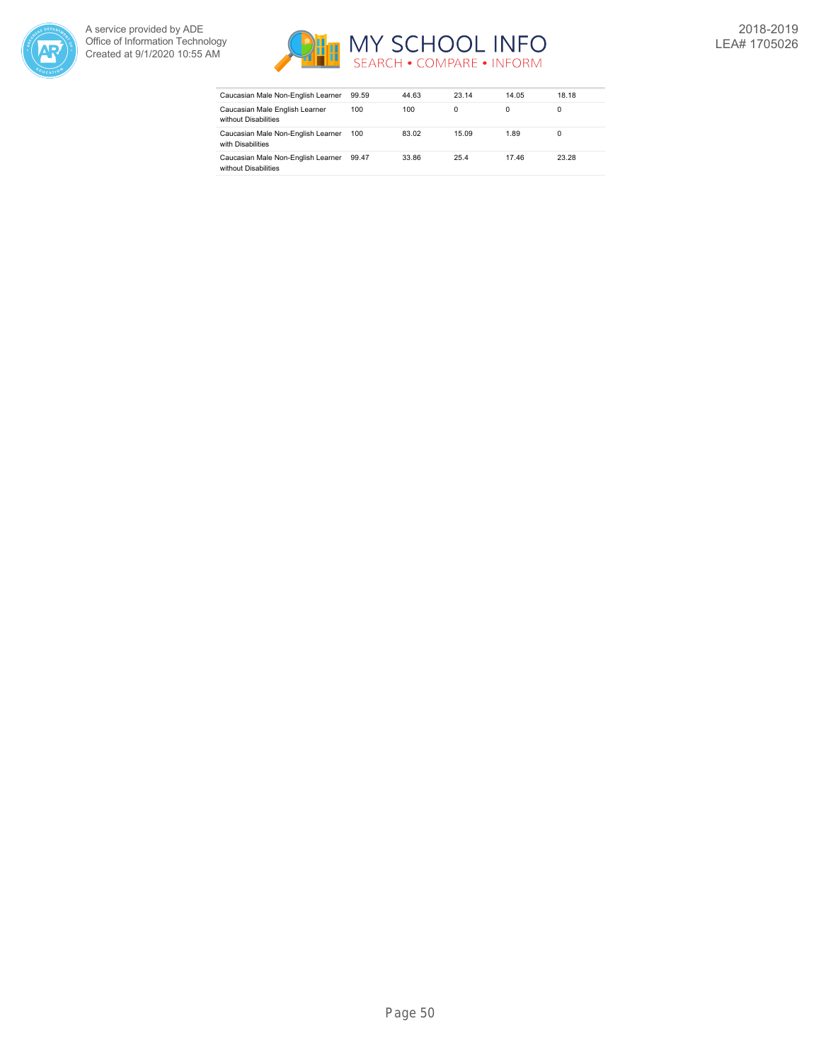| | | | | | |
|---|---|---|---|---|---|
| Caucasian Male Non-English Learner | 99.59 | 44.63 | 23.14 | 14.05 | 18.18 |
| Caucasian Male English Learner without Disabilities | 100 | 100 | 0 | 0 | 0 |
| Caucasian Male Non-English Learner with Disabilities | 100 | 83.02 | 15.09 | 1.89 | 0 |
| Caucasian Male Non-English Learner without Disabilities | 99.47 | 33.86 | 25.4 | 17.46 | 23.28 |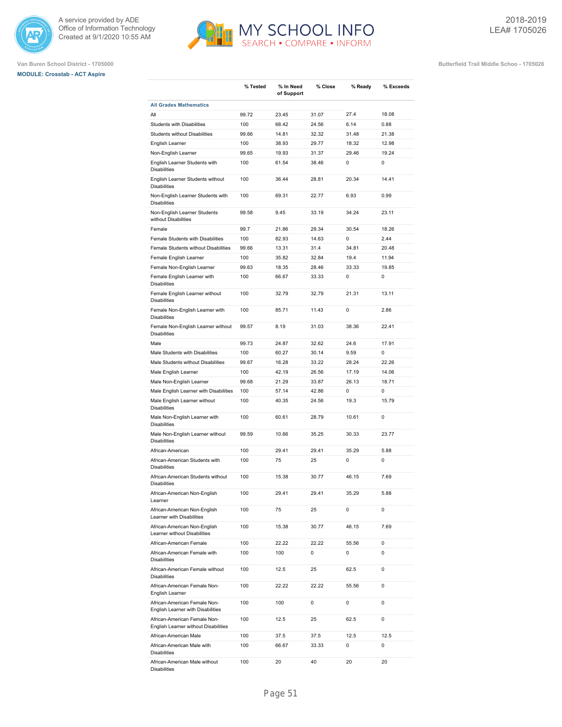Van Buren School District - 1705000

MODULE: Crosstab - ACT Aspire

Butterfield Trail Middle Schoo - 1705026

2018-2019
LEA# 1705026

| | % Tested | % In Need of Support | % Close | % Ready | % Exceeds |
|---|---|---|---|---|---|
| **All Grades Mathematics** | | | | | |
| All | 99.72 | 23.45 | 31.07 | 27.4 | 18.08 |
| Students with Disabilities | 100 | 68.42 | 24.56 | 6.14 | 0.88 |
| Students without Disabilities | 99.66 | 14.81 | 32.32 | 31.48 | 21.38 |
| English Learner | 100 | 38.93 | 29.77 | 18.32 | 12.98 |
| Non-English Learner | 99.65 | 19.93 | 31.37 | 29.46 | 19.24 |
| English Learner Students with Disabilities | 100 | 61.54 | 38.46 | 0 | 0 |
| English Learner Students without Disabilities | 100 | 36.44 | 28.81 | 20.34 | 14.41 |
| Non-English Learner Students with Disabilities | 100 | 69.31 | 22.77 | 6.93 | 0.99 |
| Non-English Learner Students without Disabilities | 99.58 | 9.45 | 33.19 | 34.24 | 23.11 |
| Female | 99.7 | 21.86 | 29.34 | 30.54 | 18.26 |
| Female Students with Disabilities | 100 | 82.93 | 14.63 | 0 | 2.44 |
| Female Students without Disabilities | 99.66 | 13.31 | 31.4 | 34.81 | 20.48 |
| Female English Learner | 100 | 35.82 | 32.84 | 19.4 | 11.94 |
| Female Non-English Learner | 99.63 | 18.35 | 28.46 | 33.33 | 19.85 |
| Female English Learner with Disabilities | 100 | 66.67 | 33.33 | 0 | 0 |
| Female English Learner without Disabilities | 100 | 32.79 | 32.79 | 21.31 | 13.11 |
| Female Non-English Learner with Disabilities | 100 | 85.71 | 11.43 | 0 | 2.86 |
| Female Non-English Learner without Disabilities | 99.57 | 8.19 | 31.03 | 38.36 | 22.41 |
| Male | 99.73 | 24.87 | 32.62 | 24.6 | 17.91 |
| Male Students with Disabilities | 100 | 60.27 | 30.14 | 9.59 | 0 |
| Male Students without Disabilities | 99.67 | 16.28 | 33.22 | 28.24 | 22.26 |
| Male English Learner | 100 | 42.19 | 26.56 | 17.19 | 14.06 |
| Male Non-English Learner | 99.68 | 21.29 | 33.87 | 26.13 | 18.71 |
| Male English Learner with Disabilities | 100 | 57.14 | 42.86 | 0 | 0 |
| Male English Learner without Disabilities | 100 | 40.35 | 24.56 | 19.3 | 15.79 |
| Male Non-English Learner with Disabilities | 100 | 60.61 | 28.79 | 10.61 | 0 |
| Male Non-English Learner without Disabilities | 99.59 | 10.66 | 35.25 | 30.33 | 23.77 |
| African-American | 100 | 29.41 | 29.41 | 35.29 | 5.88 |
| African-American Students with Disabilities | 100 | 75 | 25 | 0 | 0 |
| African-American Students without Disabilities | 100 | 15.38 | 30.77 | 46.15 | 7.69 |
| African-American Non-English Learner | 100 | 29.41 | 29.41 | 35.29 | 5.88 |
| African-American Non-English Learner with Disabilities | 100 | 75 | 25 | 0 | 0 |
| African-American Non-English Learner without Disabilities | 100 | 15.38 | 30.77 | 46.15 | 7.69 |
| African-American Female | 100 | 22.22 | 22.22 | 55.56 | 0 |
| African-American Female with Disabilities | 100 | 100 | 0 | 0 | 0 |
| African-American Female without Disabilities | 100 | 12.5 | 25 | 62.5 | 0 |
| African-American Female Non-English Learner | 100 | 22.22 | 22.22 | 55.56 | 0 |
| African-American Female Non-English Learner with Disabilities | 100 | 100 | 0 | 0 | 0 |
| African-American Female Non-English Learner without Disabilities | 100 | 12.5 | 25 | 62.5 | 0 |
| African-American Male | 100 | 37.5 | 37.5 | 12.5 | 12.5 |
| African-American Male with Disabilities | 100 | 66.67 | 33.33 | 0 | 0 |
| African-American Male without Disabilities | 100 | 20 | 40 | 20 | 20 |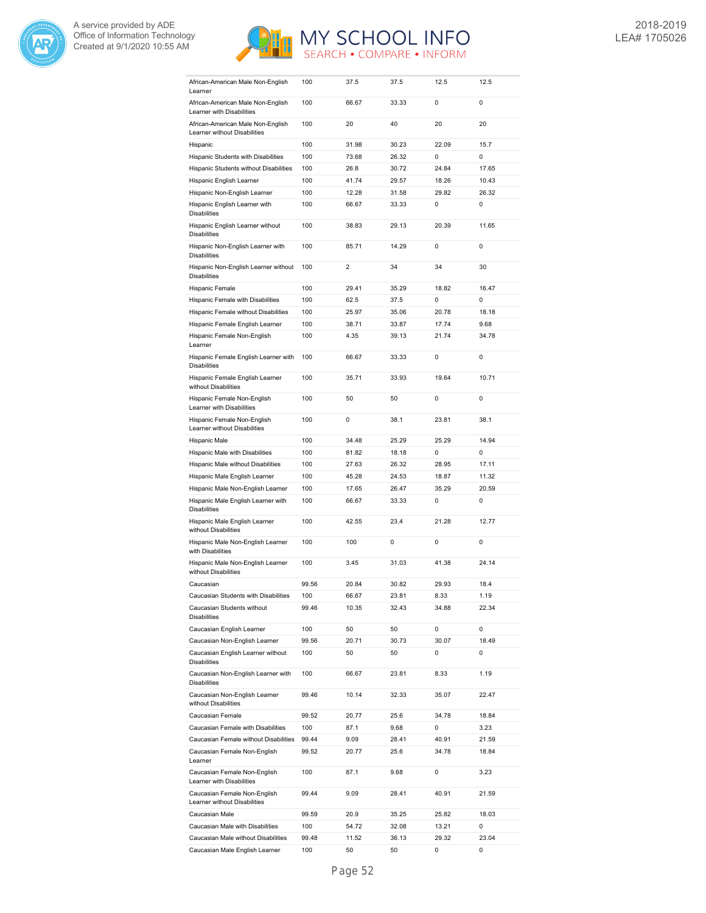| | | | | | |
|---|---|---|---|---|---|
| African-American Male Non-English Learner | 100 | 37.5 | 37.5 | 12.5 | 12.5 |
| African-American Male Non-English Learner with Disabilities | 100 | 66.67 | 33.33 | 0 | 0 |
| African-American Male Non-English Learner without Disabilities | 100 | 20 | 40 | 20 | 20 |
| Hispanic | 100 | 31.98 | 30.23 | 22.09 | 15.7 |
| Hispanic Students with Disabilities | 100 | 73.68 | 26.32 | 0 | 0 |
| Hispanic Students without Disabilities | 100 | 26.8 | 30.72 | 24.84 | 17.65 |
| Hispanic English Learner | 100 | 41.74 | 29.57 | 18.26 | 10.43 |
| Hispanic Non-English Learner | 100 | 12.28 | 31.58 | 29.82 | 26.32 |
| Hispanic English Learner with Disabilities | 100 | 66.67 | 33.33 | 0 | 0 |
| Hispanic English Learner without Disabilities | 100 | 38.83 | 29.13 | 20.39 | 11.65 |
| Hispanic Non-English Learner with Disabilities | 100 | 85.71 | 14.29 | 0 | 0 |
| Hispanic Non-English Learner without Disabilities | 100 | 2 | 34 | 34 | 30 |
| Hispanic Female | 100 | 29.41 | 35.29 | 18.82 | 16.47 |
| Hispanic Female with Disabilities | 100 | 62.5 | 37.5 | 0 | 0 |
| Hispanic Female without Disabilities | 100 | 25.97 | 35.06 | 20.78 | 18.18 |
| Hispanic Female English Learner | 100 | 38.71 | 33.87 | 17.74 | 9.68 |
| Hispanic Female Non-English Learner | 100 | 4.35 | 39.13 | 21.74 | 34.78 |
| Hispanic Female English Learner with Disabilities | 100 | 66.67 | 33.33 | 0 | 0 |
| Hispanic Female English Learner without Disabilities | 100 | 35.71 | 33.93 | 19.64 | 10.71 |
| Hispanic Female Non-English Learner with Disabilities | 100 | 50 | 50 | 0 | 0 |
| Hispanic Female Non-English Learner without Disabilities | 100 | 0 | 38.1 | 23.81 | 38.1 |
| Hispanic Male | 100 | 34.48 | 25.29 | 25.29 | 14.94 |
| Hispanic Male with Disabilities | 100 | 81.82 | 18.18 | 0 | 0 |
| Hispanic Male without Disabilities | 100 | 27.63 | 26.32 | 28.95 | 17.11 |
| Hispanic Male English Learner | 100 | 45.28 | 24.53 | 18.87 | 11.32 |
| Hispanic Male Non-English Learner | 100 | 17.65 | 26.47 | 35.29 | 20.59 |
| Hispanic Male English Learner with Disabilities | 100 | 66.67 | 33.33 | 0 | 0 |
| Hispanic Male English Learner without Disabilities | 100 | 42.55 | 23.4 | 21.28 | 12.77 |
| Hispanic Male Non-English Learner with Disabilities | 100 | 100 | 0 | 0 | 0 |
| Hispanic Male Non-English Learner without Disabilities | 100 | 3.45 | 31.03 | 41.38 | 24.14 |
| Caucasian | 99.56 | 20.84 | 30.82 | 29.93 | 18.4 |
| Caucasian Students with Disabilities | 100 | 66.67 | 23.81 | 8.33 | 1.19 |
| Caucasian Students without Disabilities | 99.46 | 10.35 | 32.43 | 34.88 | 22.34 |
| Caucasian English Learner | 100 | 50 | 50 | 0 | 0 |
| Caucasian Non-English Learner | 99.56 | 20.71 | 30.73 | 30.07 | 18.49 |
| Caucasian English Learner without Disabilities | 100 | 50 | 50 | 0 | 0 |
| Caucasian Non-English Learner with Disabilities | 100 | 66.67 | 23.81 | 8.33 | 1.19 |
| Caucasian Non-English Learner without Disabilities | 99.46 | 10.14 | 32.33 | 35.07 | 22.47 |
| Caucasian Female | 99.52 | 20.77 | 25.6 | 34.78 | 18.84 |
| Caucasian Female with Disabilities | 100 | 87.1 | 9.68 | 0 | 3.23 |
| Caucasian Female without Disabilities | 99.44 | 9.09 | 28.41 | 40.91 | 21.59 |
| Caucasian Female Non-English Learner | 99.52 | 20.77 | 25.6 | 34.78 | 18.84 |
| Caucasian Female Non-English Learner with Disabilities | 100 | 87.1 | 9.68 | 0 | 3.23 |
| Caucasian Female Non-English Learner without Disabilities | 99.44 | 9.09 | 28.41 | 40.91 | 21.59 |
| Caucasian Male | 99.59 | 20.9 | 35.25 | 25.82 | 18.03 |
| Caucasian Male with Disabilities | 100 | 54.72 | 32.08 | 13.21 | 0 |
| Caucasian Male without Disabilities | 99.48 | 11.52 | 36.13 | 29.32 | 23.04 |
| Caucasian Male English Learner | 100 | 50 | 50 | 0 | 0 |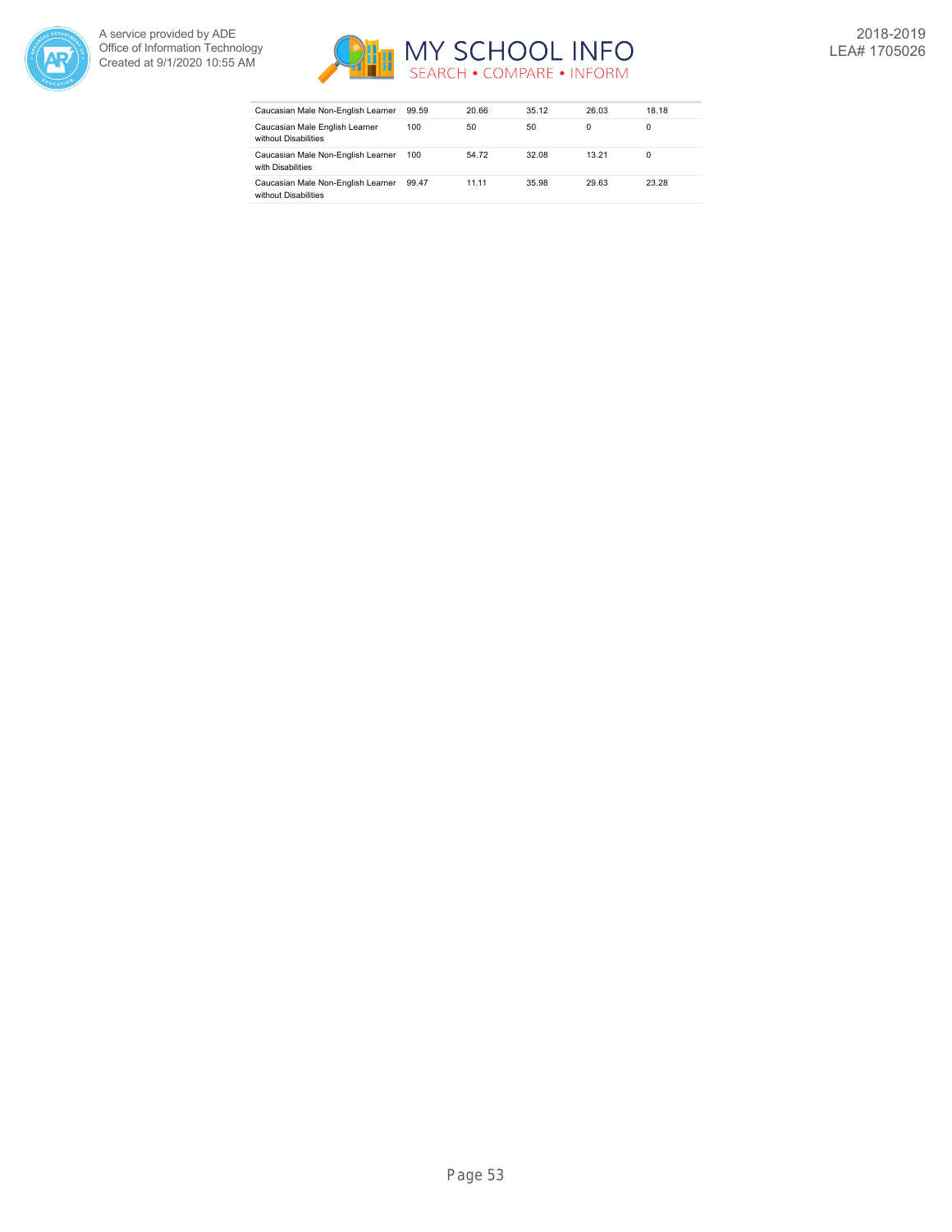| | | | | | |
|---|---|---|---|---|---|
| Caucasian Male Non-English Learner | 99.59 | 20.66 | 35.12 | 26.03 | 18.18 |
| Caucasian Male English Learner without Disabilities | 100 | 50 | 50 | 0 | 0 |
| Caucasian Male Non-English Learner with Disabilities | 100 | 54.72 | 32.08 | 13.21 | 0 |
| Caucasian Male Non-English Learner without Disabilities | 99.47 | 11.11 | 35.98 | 29.63 | 23.28 |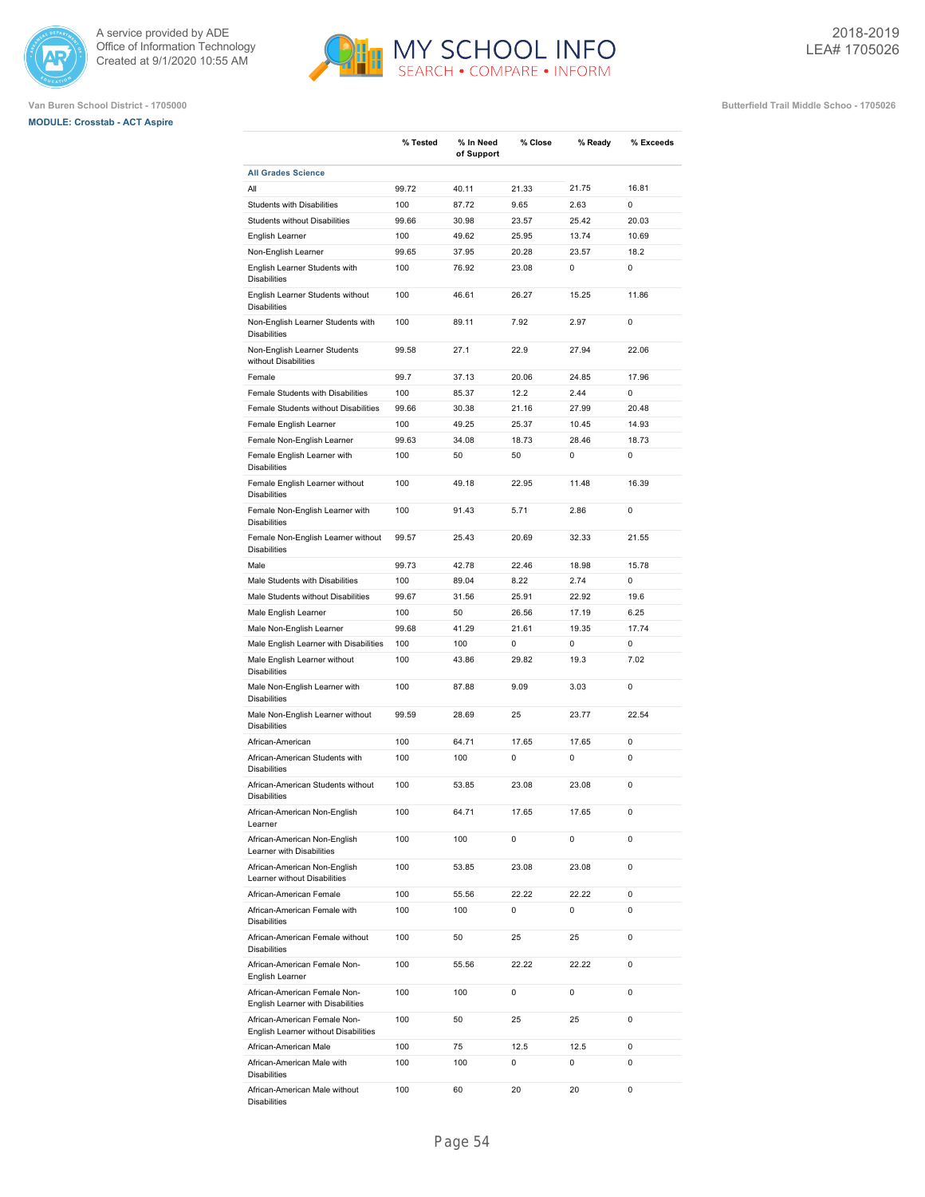Van Buren School District - 1705000

**MODULE: Crosstab - ACT Aspire**

Butterfield Trail Middle Schoo - 1705026

| | % Tested | % In Need of Support | % Close | % Ready | % Exceeds |
|---|---|---|---|---|---|
| **All Grades Science** | | | | | |
| All | 99.72 | 40.11 | 21.33 | 21.75 | 16.81 |
| Students with Disabilities | 100 | 87.72 | 9.65 | 2.63 | 0 |
| Students without Disabilities | 99.66 | 30.98 | 23.57 | 25.42 | 20.03 |
| English Learner | 100 | 49.62 | 25.95 | 13.74 | 10.69 |
| Non-English Learner | 99.65 | 37.95 | 20.28 | 23.57 | 18.2 |
| English Learner Students with Disabilities | 100 | 76.92 | 23.08 | 0 | 0 |
| English Learner Students without Disabilities | 100 | 46.61 | 26.27 | 15.25 | 11.86 |
| Non-English Learner Students with Disabilities | 100 | 89.11 | 7.92 | 2.97 | 0 |
| Non-English Learner Students without Disabilities | 99.58 | 27.1 | 22.9 | 27.94 | 22.06 |
| Female | 99.7 | 37.13 | 20.06 | 24.85 | 17.96 |
| Female Students with Disabilities | 100 | 85.37 | 12.2 | 2.44 | 0 |
| Female Students without Disabilities | 99.66 | 30.38 | 21.16 | 27.99 | 20.48 |
| Female English Learner | 100 | 49.25 | 25.37 | 10.45 | 14.93 |
| Female Non-English Learner | 99.63 | 34.08 | 18.73 | 28.46 | 18.73 |
| Female English Learner with Disabilities | 100 | 50 | 50 | 0 | 0 |
| Female English Learner without Disabilities | 100 | 49.18 | 22.95 | 11.48 | 16.39 |
| Female Non-English Learner with Disabilities | 100 | 91.43 | 5.71 | 2.86 | 0 |
| Female Non-English Learner without Disabilities | 99.57 | 25.43 | 20.69 | 32.33 | 21.55 |
| Male | 99.73 | 42.78 | 22.46 | 18.98 | 15.78 |
| Male Students with Disabilities | 100 | 89.04 | 8.22 | 2.74 | 0 |
| Male Students without Disabilities | 99.67 | 31.56 | 25.91 | 22.92 | 19.6 |
| Male English Learner | 100 | 50 | 26.56 | 17.19 | 6.25 |
| Male Non-English Learner | 99.68 | 41.29 | 21.61 | 19.35 | 17.74 |
| Male English Learner with Disabilities | 100 | 100 | 0 | 0 | 0 |
| Male English Learner without Disabilities | 100 | 43.86 | 29.82 | 19.3 | 7.02 |
| Male Non-English Learner with Disabilities | 100 | 87.88 | 9.09 | 3.03 | 0 |
| Male Non-English Learner without Disabilities | 99.59 | 28.69 | 25 | 23.77 | 22.54 |
| African-American | 100 | 64.71 | 17.65 | 17.65 | 0 |
| African-American Students with Disabilities | 100 | 100 | 0 | 0 | 0 |
| African-American Students without Disabilities | 100 | 53.85 | 23.08 | 23.08 | 0 |
| African-American Non-English Learner | 100 | 64.71 | 17.65 | 17.65 | 0 |
| African-American Non-English Learner with Disabilities | 100 | 100 | 0 | 0 | 0 |
| African-American Non-English Learner without Disabilities | 100 | 53.85 | 23.08 | 23.08 | 0 |
| African-American Female | 100 | 55.56 | 22.22 | 22.22 | 0 |
| African-American Female with Disabilities | 100 | 100 | 0 | 0 | 0 |
| African-American Female without Disabilities | 100 | 50 | 25 | 25 | 0 |
| African-American Female Non-English Learner | 100 | 55.56 | 22.22 | 22.22 | 0 |
| African-American Female Non-English Learner with Disabilities | 100 | 100 | 0 | 0 | 0 |
| African-American Female Non-English Learner without Disabilities | 100 | 50 | 25 | 25 | 0 |
| African-American Male | 100 | 75 | 12.5 | 12.5 | 0 |
| African-American Male with Disabilities | 100 | 100 | 0 | 0 | 0 |
| African-American Male without Disabilities | 100 | 60 | 20 | 20 | 0 |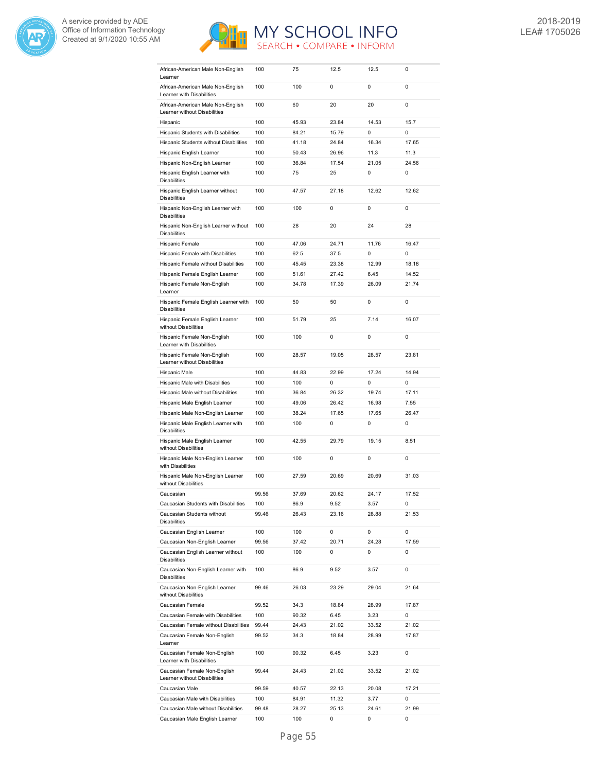| | | | | | |
|---|---|---|---|---|---|
| African-American Male Non-English Learner | 100 | 75 | 12.5 | 12.5 | 0 |
| African-American Male Non-English Learner with Disabilities | 100 | 100 | 0 | 0 | 0 |
| African-American Male Non-English Learner without Disabilities | 100 | 60 | 20 | 20 | 0 |
| Hispanic | 100 | 45.93 | 23.84 | 14.53 | 15.7 |
| Hispanic Students with Disabilities | 100 | 84.21 | 15.79 | 0 | 0 |
| Hispanic Students without Disabilities | 100 | 41.18 | 24.84 | 16.34 | 17.65 |
| Hispanic English Learner | 100 | 50.43 | 26.96 | 11.3 | 11.3 |
| Hispanic Non-English Learner | 100 | 36.84 | 17.54 | 21.05 | 24.56 |
| Hispanic English Learner with Disabilities | 100 | 75 | 25 | 0 | 0 |
| Hispanic English Learner without Disabilities | 100 | 47.57 | 27.18 | 12.62 | 12.62 |
| Hispanic Non-English Learner with Disabilities | 100 | 100 | 0 | 0 | 0 |
| Hispanic Non-English Learner without Disabilities | 100 | 28 | 20 | 24 | 28 |
| Hispanic Female | 100 | 47.06 | 24.71 | 11.76 | 16.47 |
| Hispanic Female with Disabilities | 100 | 62.5 | 37.5 | 0 | 0 |
| Hispanic Female without Disabilities | 100 | 45.45 | 23.38 | 12.99 | 18.18 |
| Hispanic Female English Learner | 100 | 51.61 | 27.42 | 6.45 | 14.52 |
| Hispanic Female Non-English Learner | 100 | 34.78 | 17.39 | 26.09 | 21.74 |
| Hispanic Female English Learner with Disabilities | 100 | 50 | 50 | 0 | 0 |
| Hispanic Female English Learner without Disabilities | 100 | 51.79 | 25 | 7.14 | 16.07 |
| Hispanic Female Non-English Learner with Disabilities | 100 | 100 | 0 | 0 | 0 |
| Hispanic Female Non-English Learner without Disabilities | 100 | 28.57 | 19.05 | 28.57 | 23.81 |
| Hispanic Male | 100 | 44.83 | 22.99 | 17.24 | 14.94 |
| Hispanic Male with Disabilities | 100 | 100 | 0 | 0 | 0 |
| Hispanic Male without Disabilities | 100 | 36.84 | 26.32 | 19.74 | 17.11 |
| Hispanic Male English Learner | 100 | 49.06 | 26.42 | 16.98 | 7.55 |
| Hispanic Male Non-English Learner | 100 | 38.24 | 17.65 | 17.65 | 26.47 |
| Hispanic Male English Learner with Disabilities | 100 | 100 | 0 | 0 | 0 |
| Hispanic Male English Learner without Disabilities | 100 | 42.55 | 29.79 | 19.15 | 8.51 |
| Hispanic Male Non-English Learner with Disabilities | 100 | 100 | 0 | 0 | 0 |
| Hispanic Male Non-English Learner without Disabilities | 100 | 27.59 | 20.69 | 20.69 | 31.03 |
| Caucasian | 99.56 | 37.69 | 20.62 | 24.17 | 17.52 |
| Caucasian Students with Disabilities | 100 | 86.9 | 9.52 | 3.57 | 0 |
| Caucasian Students without Disabilities | 99.46 | 26.43 | 23.16 | 28.88 | 21.53 |
| Caucasian English Learner | 100 | 100 | 0 | 0 | 0 |
| Caucasian Non-English Learner | 99.56 | 37.42 | 20.71 | 24.28 | 17.59 |
| Caucasian English Learner without Disabilities | 100 | 100 | 0 | 0 | 0 |
| Caucasian Non-English Learner with Disabilities | 100 | 86.9 | 9.52 | 3.57 | 0 |
| Caucasian Non-English Learner without Disabilities | 99.46 | 26.03 | 23.29 | 29.04 | 21.64 |
| Caucasian Female | 99.52 | 34.3 | 18.84 | 28.99 | 17.87 |
| Caucasian Female with Disabilities | 100 | 90.32 | 6.45 | 3.23 | 0 |
| Caucasian Female without Disabilities | 99.44 | 24.43 | 21.02 | 33.52 | 21.02 |
| Caucasian Female Non-English Learner | 99.52 | 34.3 | 18.84 | 28.99 | 17.87 |
| Caucasian Female Non-English Learner with Disabilities | 100 | 90.32 | 6.45 | 3.23 | 0 |
| Caucasian Female Non-English Learner without Disabilities | 99.44 | 24.43 | 21.02 | 33.52 | 21.02 |
| Caucasian Male | 99.59 | 40.57 | 22.13 | 20.08 | 17.21 |
| Caucasian Male with Disabilities | 100 | 84.91 | 11.32 | 3.77 | 0 |
| Caucasian Male without Disabilities | 99.48 | 28.27 | 25.13 | 24.61 | 21.99 |
| Caucasian Male English Learner | 100 | 100 | 0 | 0 | 0 |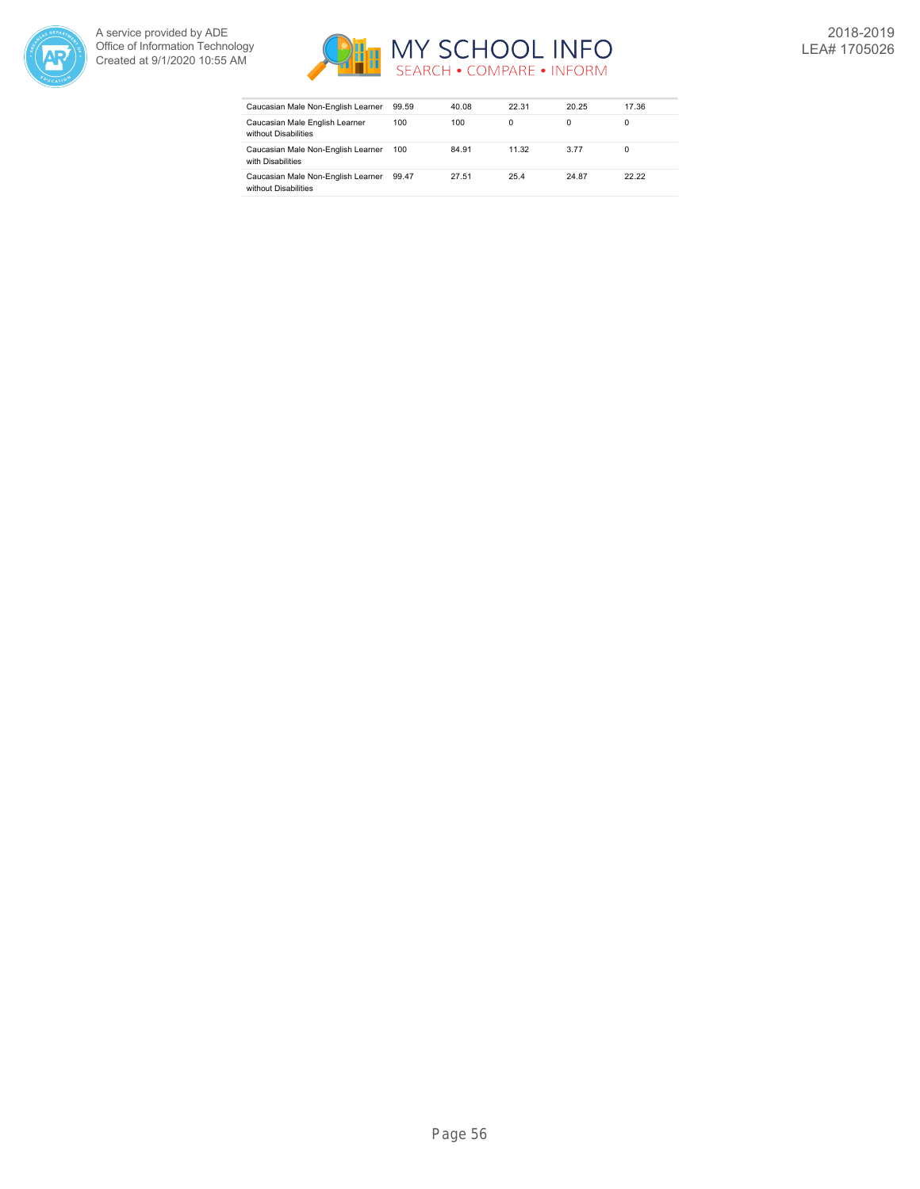| | | | | | |
|---|---|---|---|---|---|
| Caucasian Male Non-English Learner | 99.59 | 40.08 | 22.31 | 20.25 | 17.36 |
| Caucasian Male English Learner without Disabilities | 100 | 100 | 0 | 0 | 0 |
| Caucasian Male Non-English Learner with Disabilities | 100 | 84.91 | 11.32 | 3.77 | 0 |
| Caucasian Male Non-English Learner without Disabilities | 99.47 | 27.51 | 25.4 | 24.87 | 22.22 |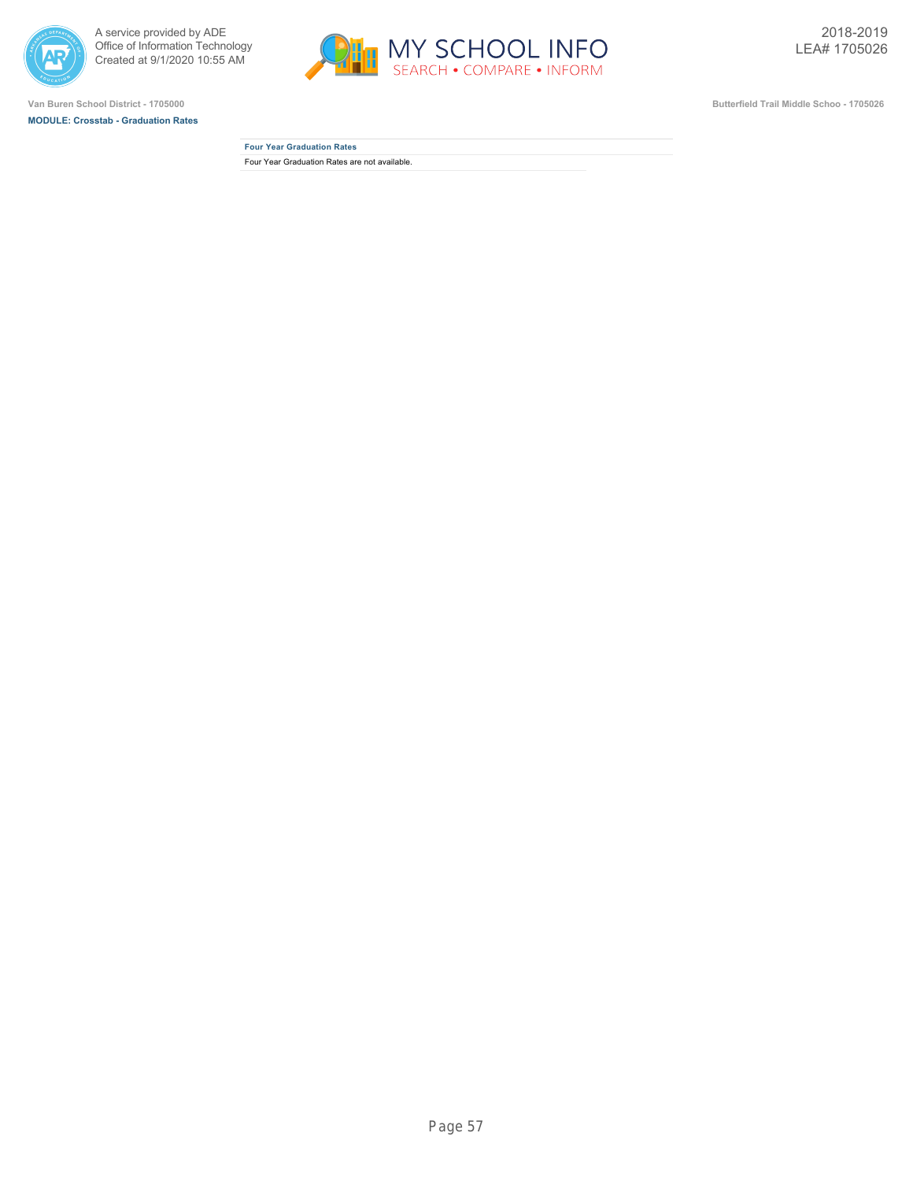Van Buren School District - 1705000

**MODULE: Crosstab - Graduation Rates**

Butterfield Trail Middle Schoo - 1705026

2018-2019
LEA# 1705026

## Four Year Graduation Rates

Four Year Graduation Rates are not available.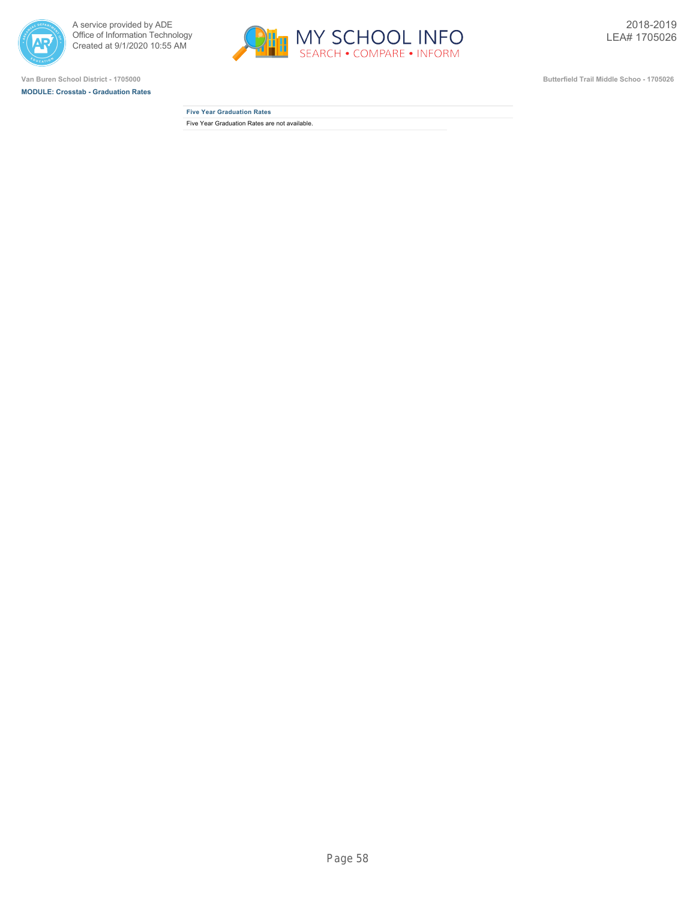A service provided by ADE
Office of Information Technology
Created at 9/1/2020 10:55 AM

2018-2019
LEA# 1705026

Van Buren School District - 1705000

Butterfield Trail Middle Schoo - 1705026

**MODULE: Crosstab - Graduation Rates**

| Five Year Graduation Rates |
| --- |
| Five Year Graduation Rates are not available. |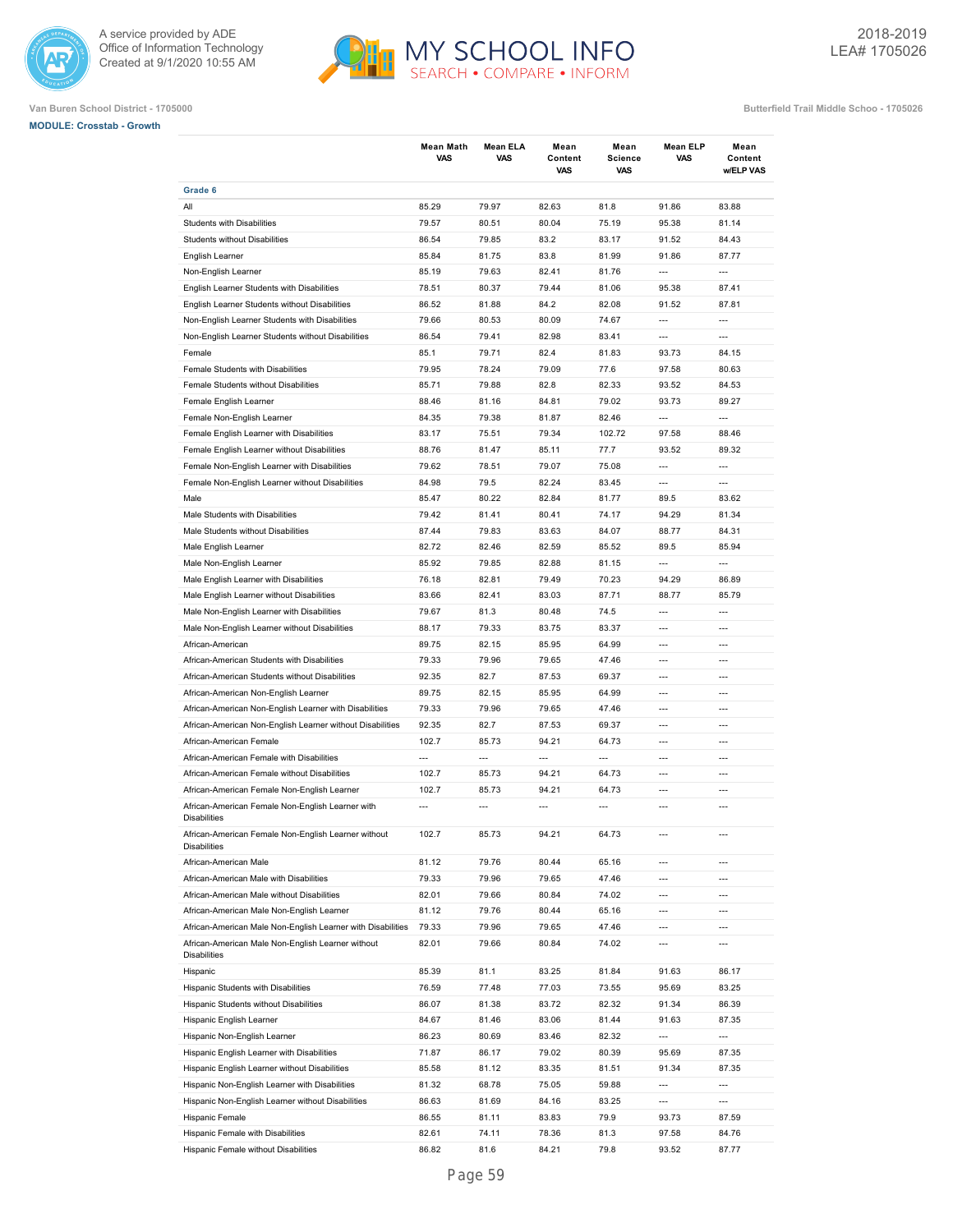Van Buren School District - 1705000

Butterfield Trail Middle Schoo - 1705026

**MODULE: Crosstab - Growth**

| | Mean Math VAS | Mean ELA VAS | Mean Content VAS | Mean Science VAS | Mean ELP VAS | Mean Content w/ELP VAS |
|---|---|---|---|---|---|---|
| **Grade 6** | | | | | | |
| All | 85.29 | 79.97 | 82.63 | 81.8 | 91.86 | 83.88 |
| Students with Disabilities | 79.57 | 80.51 | 80.04 | 75.19 | 95.38 | 81.14 |
| Students without Disabilities | 86.54 | 79.85 | 83.2 | 83.17 | 91.52 | 84.43 |
| English Learner | 85.84 | 81.75 | 83.8 | 81.99 | 91.86 | 87.77 |
| Non-English Learner | 85.19 | 79.63 | 82.41 | 81.76 | --- | --- |
| English Learner Students with Disabilities | 78.51 | 80.37 | 79.44 | 81.06 | 95.38 | 87.41 |
| English Learner Students without Disabilities | 86.52 | 81.88 | 84.2 | 82.08 | 91.52 | 87.81 |
| Non-English Learner Students with Disabilities | 79.66 | 80.53 | 80.09 | 74.67 | --- | --- |
| Non-English Learner Students without Disabilities | 86.54 | 79.41 | 82.98 | 83.41 | --- | --- |
| Female | 85.1 | 79.71 | 82.4 | 81.83 | 93.73 | 84.15 |
| Female Students with Disabilities | 79.95 | 78.24 | 79.09 | 77.6 | 97.58 | 80.63 |
| Female Students without Disabilities | 85.71 | 79.88 | 82.8 | 82.33 | 93.52 | 84.53 |
| Female English Learner | 88.46 | 81.16 | 84.81 | 79.02 | 93.73 | 89.27 |
| Female Non-English Learner | 84.35 | 79.38 | 81.87 | 82.46 | --- | --- |
| Female English Learner with Disabilities | 83.17 | 75.51 | 79.34 | 102.72 | 97.58 | 88.46 |
| Female English Learner without Disabilities | 88.76 | 81.47 | 85.11 | 77.7 | 93.52 | 89.32 |
| Female Non-English Learner with Disabilities | 79.62 | 78.51 | 79.07 | 75.08 | --- | --- |
| Female Non-English Learner without Disabilities | 84.98 | 79.5 | 82.24 | 83.45 | --- | --- |
| Male | 85.47 | 80.22 | 82.84 | 81.77 | 89.5 | 83.62 |
| Male Students with Disabilities | 79.42 | 81.41 | 80.41 | 74.17 | 94.29 | 81.34 |
| Male Students without Disabilities | 87.44 | 79.83 | 83.63 | 84.07 | 88.77 | 84.31 |
| Male English Learner | 82.72 | 82.46 | 82.59 | 85.52 | 89.5 | 85.94 |
| Male Non-English Learner | 85.92 | 79.85 | 82.88 | 81.15 | --- | --- |
| Male English Learner with Disabilities | 76.18 | 82.81 | 79.49 | 70.23 | 94.29 | 86.89 |
| Male English Learner without Disabilities | 83.66 | 82.41 | 83.03 | 87.71 | 88.77 | 85.79 |
| Male Non-English Learner with Disabilities | 79.67 | 81.3 | 80.48 | 74.5 | --- | --- |
| Male Non-English Learner without Disabilities | 88.17 | 79.33 | 83.75 | 83.37 | --- | --- |
| African-American | 89.75 | 82.15 | 85.95 | 64.99 | --- | --- |
| African-American Students with Disabilities | 79.33 | 79.96 | 79.65 | 47.46 | --- | --- |
| African-American Students without Disabilities | 92.35 | 82.7 | 87.53 | 69.37 | --- | --- |
| African-American Non-English Learner | 89.75 | 82.15 | 85.95 | 64.99 | --- | --- |
| African-American Non-English Learner with Disabilities | 79.33 | 79.96 | 79.65 | 47.46 | --- | --- |
| African-American Non-English Learner without Disabilities | 92.35 | 82.7 | 87.53 | 69.37 | --- | --- |
| African-American Female | 102.7 | 85.73 | 94.21 | 64.73 | --- | --- |
| African-American Female with Disabilities | --- | --- | --- | --- | --- | --- |
| African-American Female without Disabilities | 102.7 | 85.73 | 94.21 | 64.73 | --- | --- |
| African-American Female Non-English Learner | 102.7 | 85.73 | 94.21 | 64.73 | --- | --- |
| African-American Female Non-English Learner with Disabilities | --- | --- | --- | --- | --- | --- |
| African-American Female Non-English Learner without Disabilities | 102.7 | 85.73 | 94.21 | 64.73 | --- | --- |
| African-American Male | 81.12 | 79.76 | 80.44 | 65.16 | --- | --- |
| African-American Male with Disabilities | 79.33 | 79.96 | 79.65 | 47.46 | --- | --- |
| African-American Male without Disabilities | 82.01 | 79.66 | 80.84 | 74.02 | --- | --- |
| African-American Male Non-English Learner | 81.12 | 79.76 | 80.44 | 65.16 | --- | --- |
| African-American Male Non-English Learner with Disabilities | 79.33 | 79.96 | 79.65 | 47.46 | --- | --- |
| African-American Male Non-English Learner without Disabilities | 82.01 | 79.66 | 80.84 | 74.02 | --- | --- |
| Hispanic | 85.39 | 81.1 | 83.25 | 81.84 | 91.63 | 86.17 |
| Hispanic Students with Disabilities | 76.59 | 77.48 | 77.03 | 73.55 | 95.69 | 83.25 |
| Hispanic Students without Disabilities | 86.07 | 81.38 | 83.72 | 82.32 | 91.34 | 86.39 |
| Hispanic English Learner | 84.67 | 81.46 | 83.06 | 81.44 | 91.63 | 87.35 |
| Hispanic Non-English Learner | 86.23 | 80.69 | 83.46 | 82.32 | --- | --- |
| Hispanic English Learner with Disabilities | 71.87 | 86.17 | 79.02 | 80.39 | 95.69 | 87.35 |
| Hispanic English Learner without Disabilities | 85.58 | 81.12 | 83.35 | 81.51 | 91.34 | 87.35 |
| Hispanic Non-English Learner with Disabilities | 81.32 | 68.78 | 75.05 | 59.88 | --- | --- |
| Hispanic Non-English Learner without Disabilities | 86.63 | 81.69 | 84.16 | 83.25 | --- | --- |
| Hispanic Female | 86.55 | 81.11 | 83.83 | 79.9 | 93.73 | 87.59 |
| Hispanic Female with Disabilities | 82.61 | 74.11 | 78.36 | 81.3 | 97.58 | 84.76 |
| Hispanic Female without Disabilities | 86.82 | 81.6 | 84.21 | 79.8 | 93.52 | 87.77 |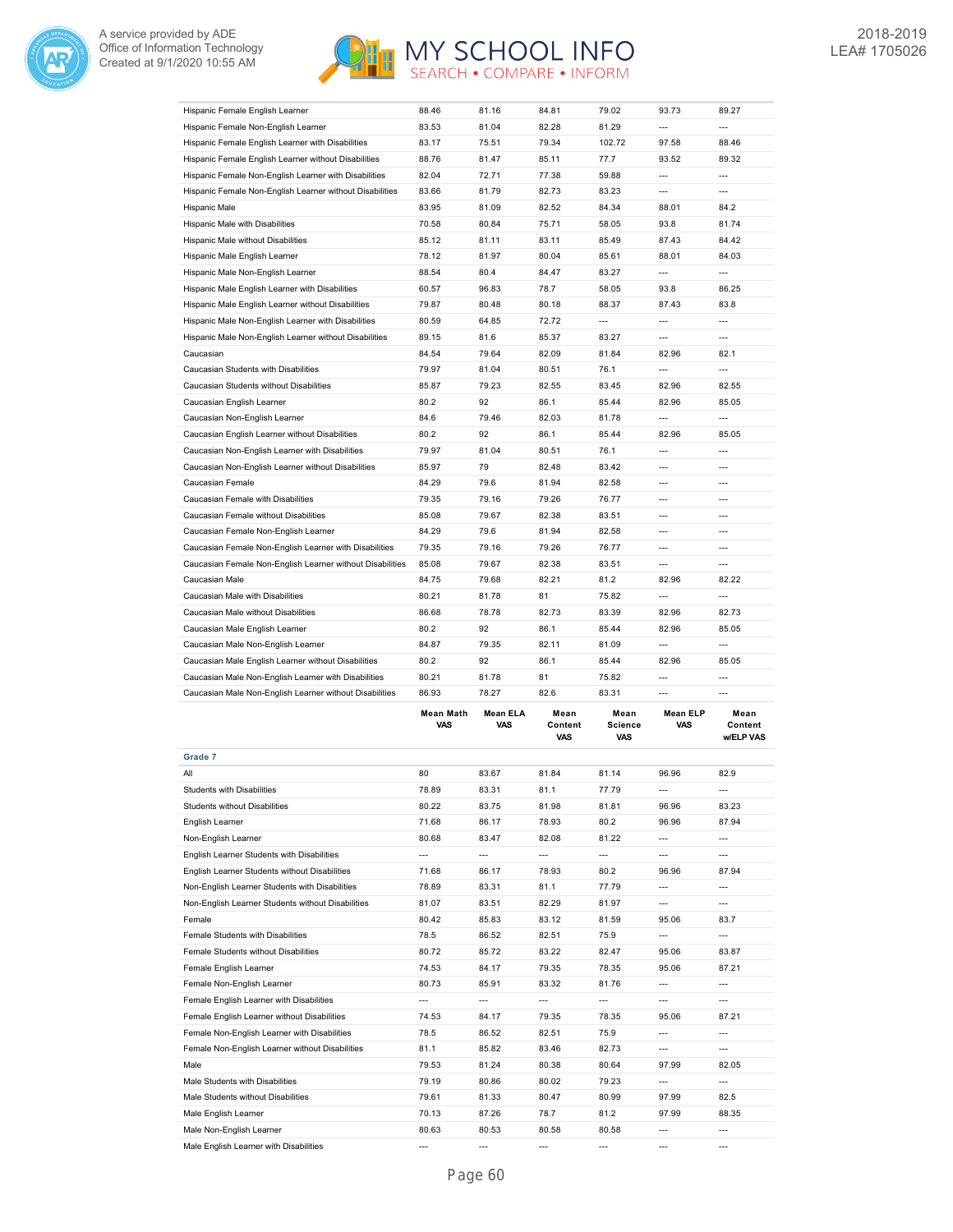| | | | | | | |
|---|---|---|---|---|---|---|
| Hispanic Female English Learner | 88.46 | 81.16 | 84.81 | 79.02 | 93.73 | 89.27 |
| Hispanic Female Non-English Learner | 83.53 | 81.04 | 82.28 | 81.29 | --- | --- |
| Hispanic Female English Learner with Disabilities | 83.17 | 75.51 | 79.34 | 102.72 | 97.58 | 88.46 |
| Hispanic Female English Learner without Disabilities | 88.76 | 81.47 | 85.11 | 77.7 | 93.52 | 89.32 |
| Hispanic Female Non-English Learner with Disabilities | 82.04 | 72.71 | 77.38 | 59.88 | --- | --- |
| Hispanic Female Non-English Learner without Disabilities | 83.66 | 81.79 | 82.73 | 83.23 | --- | --- |
| Hispanic Male | 83.95 | 81.09 | 82.52 | 84.34 | 88.01 | 84.2 |
| Hispanic Male with Disabilities | 70.58 | 80.84 | 75.71 | 58.05 | 93.8 | 81.74 |
| Hispanic Male without Disabilities | 85.12 | 81.11 | 83.11 | 85.49 | 87.43 | 84.42 |
| Hispanic Male English Learner | 78.12 | 81.97 | 80.04 | 85.61 | 88.01 | 84.03 |
| Hispanic Male Non-English Learner | 88.54 | 80.4 | 84.47 | 83.27 | --- | --- |
| Hispanic Male English Learner with Disabilities | 60.57 | 96.83 | 78.7 | 58.05 | 93.8 | 86.25 |
| Hispanic Male English Learner without Disabilities | 79.87 | 80.48 | 80.18 | 88.37 | 87.43 | 83.8 |
| Hispanic Male Non-English Learner with Disabilities | 80.59 | 64.85 | 72.72 | --- | --- | --- |
| Hispanic Male Non-English Learner without Disabilities | 89.15 | 81.6 | 85.37 | 83.27 | --- | --- |
| Caucasian | 84.54 | 79.64 | 82.09 | 81.84 | 82.96 | 82.1 |
| Caucasian Students with Disabilities | 79.97 | 81.04 | 80.51 | 76.1 | --- | --- |
| Caucasian Students without Disabilities | 85.87 | 79.23 | 82.55 | 83.45 | 82.96 | 82.55 |
| Caucasian English Learner | 80.2 | 92 | 86.1 | 85.44 | 82.96 | 85.05 |
| Caucasian Non-English Learner | 84.6 | 79.46 | 82.03 | 81.78 | --- | --- |
| Caucasian English Learner without Disabilities | 80.2 | 92 | 86.1 | 85.44 | 82.96 | 85.05 |
| Caucasian Non-English Learner with Disabilities | 79.97 | 81.04 | 80.51 | 76.1 | --- | --- |
| Caucasian Non-English Learner without Disabilities | 85.97 | 79 | 82.48 | 83.42 | --- | --- |
| Caucasian Female | 84.29 | 79.6 | 81.94 | 82.58 | --- | --- |
| Caucasian Female with Disabilities | 79.35 | 79.16 | 79.26 | 76.77 | --- | --- |
| Caucasian Female without Disabilities | 85.08 | 79.67 | 82.38 | 83.51 | --- | --- |
| Caucasian Female Non-English Learner | 84.29 | 79.6 | 81.94 | 82.58 | --- | --- |
| Caucasian Female Non-English Learner with Disabilities | 79.35 | 79.16 | 79.26 | 76.77 | --- | --- |
| Caucasian Female Non-English Learner without Disabilities | 85.08 | 79.67 | 82.38 | 83.51 | --- | --- |
| Caucasian Male | 84.75 | 79.68 | 82.21 | 81.2 | 82.96 | 82.22 |
| Caucasian Male with Disabilities | 80.21 | 81.78 | 81 | 75.82 | --- | --- |
| Caucasian Male without Disabilities | 86.68 | 78.78 | 82.73 | 83.39 | 82.96 | 82.73 |
| Caucasian Male English Learner | 80.2 | 92 | 86.1 | 85.44 | 82.96 | 85.05 |
| Caucasian Male Non-English Learner | 84.87 | 79.35 | 82.11 | 81.09 | --- | --- |
| Caucasian Male English Learner without Disabilities | 80.2 | 92 | 86.1 | 85.44 | 82.96 | 85.05 |
| Caucasian Male Non-English Learner with Disabilities | 80.21 | 81.78 | 81 | 75.82 | --- | --- |
| Caucasian Male Non-English Learner without Disabilities | 86.93 | 78.27 | 82.6 | 83.31 | --- | --- |

| | Mean Math VAS | Mean ELA VAS | Mean Content VAS | Mean Science VAS | Mean ELP VAS | Mean Content w/ELP VAS |
|---|---|---|---|---|---|---|
| **Grade 7** | | | | | | |
| All | 80 | 83.67 | 81.84 | 81.14 | 96.96 | 82.9 |
| Students with Disabilities | 78.89 | 83.31 | 81.1 | 77.79 | --- | --- |
| Students without Disabilities | 80.22 | 83.75 | 81.98 | 81.81 | 96.96 | 83.23 |
| English Learner | 71.68 | 86.17 | 78.93 | 80.2 | 96.96 | 87.94 |
| Non-English Learner | 80.68 | 83.47 | 82.08 | 81.22 | --- | --- |
| English Learner Students with Disabilities | --- | --- | --- | --- | --- | --- |
| English Learner Students without Disabilities | 71.68 | 86.17 | 78.93 | 80.2 | 96.96 | 87.94 |
| Non-English Learner Students with Disabilities | 78.89 | 83.31 | 81.1 | 77.79 | --- | --- |
| Non-English Learner Students without Disabilities | 81.07 | 83.51 | 82.29 | 81.97 | --- | --- |
| Female | 80.42 | 85.83 | 83.12 | 81.59 | 95.06 | 83.7 |
| Female Students with Disabilities | 78.5 | 86.52 | 82.51 | 75.9 | --- | --- |
| Female Students without Disabilities | 80.72 | 85.72 | 83.22 | 82.47 | 95.06 | 83.87 |
| Female English Learner | 74.53 | 84.17 | 79.35 | 78.35 | 95.06 | 87.21 |
| Female Non-English Learner | 80.73 | 85.91 | 83.32 | 81.76 | --- | --- |
| Female English Learner with Disabilities | --- | --- | --- | --- | --- | --- |
| Female English Learner without Disabilities | 74.53 | 84.17 | 79.35 | 78.35 | 95.06 | 87.21 |
| Female Non-English Learner with Disabilities | 78.5 | 86.52 | 82.51 | 75.9 | --- | --- |
| Female Non-English Learner without Disabilities | 81.1 | 85.82 | 83.46 | 82.73 | --- | --- |
| Male | 79.53 | 81.24 | 80.38 | 80.64 | 97.99 | 82.05 |
| Male Students with Disabilities | 79.19 | 80.86 | 80.02 | 79.23 | --- | --- |
| Male Students without Disabilities | 79.61 | 81.33 | 80.47 | 80.99 | 97.99 | 82.5 |
| Male English Learner | 70.13 | 87.26 | 78.7 | 81.2 | 97.99 | 88.35 |
| Male Non-English Learner | 80.63 | 80.53 | 80.58 | 80.58 | --- | --- |
| Male English Learner with Disabilities | --- | --- | --- | --- | --- | --- |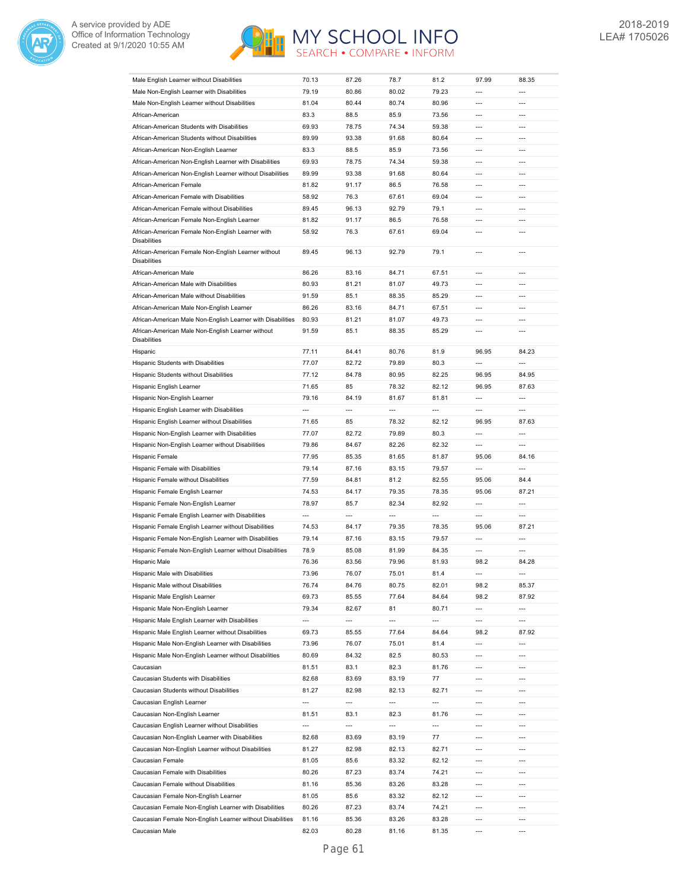| | | | | | | |
|---|---|---|---|---|---|---|
| Male English Learner without Disabilities | 70.13 | 87.26 | 78.7 | 81.2 | 97.99 | 88.35 |
| Male Non-English Learner with Disabilities | 79.19 | 80.86 | 80.02 | 79.23 | --- | --- |
| Male Non-English Learner without Disabilities | 81.04 | 80.44 | 80.74 | 80.96 | --- | --- |
| African-American | 83.3 | 88.5 | 85.9 | 73.56 | --- | --- |
| African-American Students with Disabilities | 69.93 | 78.75 | 74.34 | 59.38 | --- | --- |
| African-American Students without Disabilities | 89.99 | 93.38 | 91.68 | 80.64 | --- | --- |
| African-American Non-English Learner | 83.3 | 88.5 | 85.9 | 73.56 | --- | --- |
| African-American Non-English Learner with Disabilities | 69.93 | 78.75 | 74.34 | 59.38 | --- | --- |
| African-American Non-English Learner without Disabilities | 89.99 | 93.38 | 91.68 | 80.64 | --- | --- |
| African-American Female | 81.82 | 91.17 | 86.5 | 76.58 | --- | --- |
| African-American Female with Disabilities | 58.92 | 76.3 | 67.61 | 69.04 | --- | --- |
| African-American Female without Disabilities | 89.45 | 96.13 | 92.79 | 79.1 | --- | --- |
| African-American Female Non-English Learner | 81.82 | 91.17 | 86.5 | 76.58 | --- | --- |
| African-American Female Non-English Learner with Disabilities | 58.92 | 76.3 | 67.61 | 69.04 | --- | --- |
| African-American Female Non-English Learner without Disabilities | 89.45 | 96.13 | 92.79 | 79.1 | --- | --- |
| African-American Male | 86.26 | 83.16 | 84.71 | 67.51 | --- | --- |
| African-American Male with Disabilities | 80.93 | 81.21 | 81.07 | 49.73 | --- | --- |
| African-American Male without Disabilities | 91.59 | 85.1 | 88.35 | 85.29 | --- | --- |
| African-American Male Non-English Learner | 86.26 | 83.16 | 84.71 | 67.51 | --- | --- |
| African-American Male Non-English Learner with Disabilities | 80.93 | 81.21 | 81.07 | 49.73 | --- | --- |
| African-American Male Non-English Learner without Disabilities | 91.59 | 85.1 | 88.35 | 85.29 | --- | --- |
| Hispanic | 77.11 | 84.41 | 80.76 | 81.9 | 96.95 | 84.23 |
| Hispanic Students with Disabilities | 77.07 | 82.72 | 79.89 | 80.3 | --- | --- |
| Hispanic Students without Disabilities | 77.12 | 84.78 | 80.95 | 82.25 | 96.95 | 84.95 |
| Hispanic English Learner | 71.65 | 85 | 78.32 | 82.12 | 96.95 | 87.63 |
| Hispanic Non-English Learner | 79.16 | 84.19 | 81.67 | 81.81 | --- | --- |
| Hispanic English Learner with Disabilities | --- | --- | --- | --- | --- | --- |
| Hispanic English Learner without Disabilities | 71.65 | 85 | 78.32 | 82.12 | 96.95 | 87.63 |
| Hispanic Non-English Learner with Disabilities | 77.07 | 82.72 | 79.89 | 80.3 | --- | --- |
| Hispanic Non-English Learner without Disabilities | 79.86 | 84.67 | 82.26 | 82.32 | --- | --- |
| Hispanic Female | 77.95 | 85.35 | 81.65 | 81.87 | 95.06 | 84.16 |
| Hispanic Female with Disabilities | 79.14 | 87.16 | 83.15 | 79.57 | --- | --- |
| Hispanic Female without Disabilities | 77.59 | 84.81 | 81.2 | 82.55 | 95.06 | 84.4 |
| Hispanic Female English Learner | 74.53 | 84.17 | 79.35 | 78.35 | 95.06 | 87.21 |
| Hispanic Female Non-English Learner | 78.97 | 85.7 | 82.34 | 82.92 | --- | --- |
| Hispanic Female English Learner with Disabilities | --- | --- | --- | --- | --- | --- |
| Hispanic Female English Learner without Disabilities | 74.53 | 84.17 | 79.35 | 78.35 | 95.06 | 87.21 |
| Hispanic Female Non-English Learner with Disabilities | 79.14 | 87.16 | 83.15 | 79.57 | --- | --- |
| Hispanic Female Non-English Learner without Disabilities | 78.9 | 85.08 | 81.99 | 84.35 | --- | --- |
| Hispanic Male | 76.36 | 83.56 | 79.96 | 81.93 | 98.2 | 84.28 |
| Hispanic Male with Disabilities | 73.96 | 76.07 | 75.01 | 81.4 | --- | --- |
| Hispanic Male without Disabilities | 76.74 | 84.76 | 80.75 | 82.01 | 98.2 | 85.37 |
| Hispanic Male English Learner | 69.73 | 85.55 | 77.64 | 84.64 | 98.2 | 87.92 |
| Hispanic Male Non-English Learner | 79.34 | 82.67 | 81 | 80.71 | --- | --- |
| Hispanic Male English Learner with Disabilities | --- | --- | --- | --- | --- | --- |
| Hispanic Male English Learner without Disabilities | 69.73 | 85.55 | 77.64 | 84.64 | 98.2 | 87.92 |
| Hispanic Male Non-English Learner with Disabilities | 73.96 | 76.07 | 75.01 | 81.4 | --- | --- |
| Hispanic Male Non-English Learner without Disabilities | 80.69 | 84.32 | 82.5 | 80.53 | --- | --- |
| Caucasian | 81.51 | 83.1 | 82.3 | 81.76 | --- | --- |
| Caucasian Students with Disabilities | 82.68 | 83.69 | 83.19 | 77 | --- | --- |
| Caucasian Students without Disabilities | 81.27 | 82.98 | 82.13 | 82.71 | --- | --- |
| Caucasian English Learner | --- | --- | --- | --- | --- | --- |
| Caucasian Non-English Learner | 81.51 | 83.1 | 82.3 | 81.76 | --- | --- |
| Caucasian English Learner without Disabilities | --- | --- | --- | --- | --- | --- |
| Caucasian Non-English Learner with Disabilities | 82.68 | 83.69 | 83.19 | 77 | --- | --- |
| Caucasian Non-English Learner without Disabilities | 81.27 | 82.98 | 82.13 | 82.71 | --- | --- |
| Caucasian Female | 81.05 | 85.6 | 83.32 | 82.12 | --- | --- |
| Caucasian Female with Disabilities | 80.26 | 87.23 | 83.74 | 74.21 | --- | --- |
| Caucasian Female without Disabilities | 81.16 | 85.36 | 83.26 | 83.28 | --- | --- |
| Caucasian Female Non-English Learner | 81.05 | 85.6 | 83.32 | 82.12 | --- | --- |
| Caucasian Female Non-English Learner with Disabilities | 80.26 | 87.23 | 83.74 | 74.21 | --- | --- |
| Caucasian Female Non-English Learner without Disabilities | 81.16 | 85.36 | 83.26 | 83.28 | --- | --- |
| Caucasian Male | 82.03 | 80.28 | 81.16 | 81.35 | --- | --- |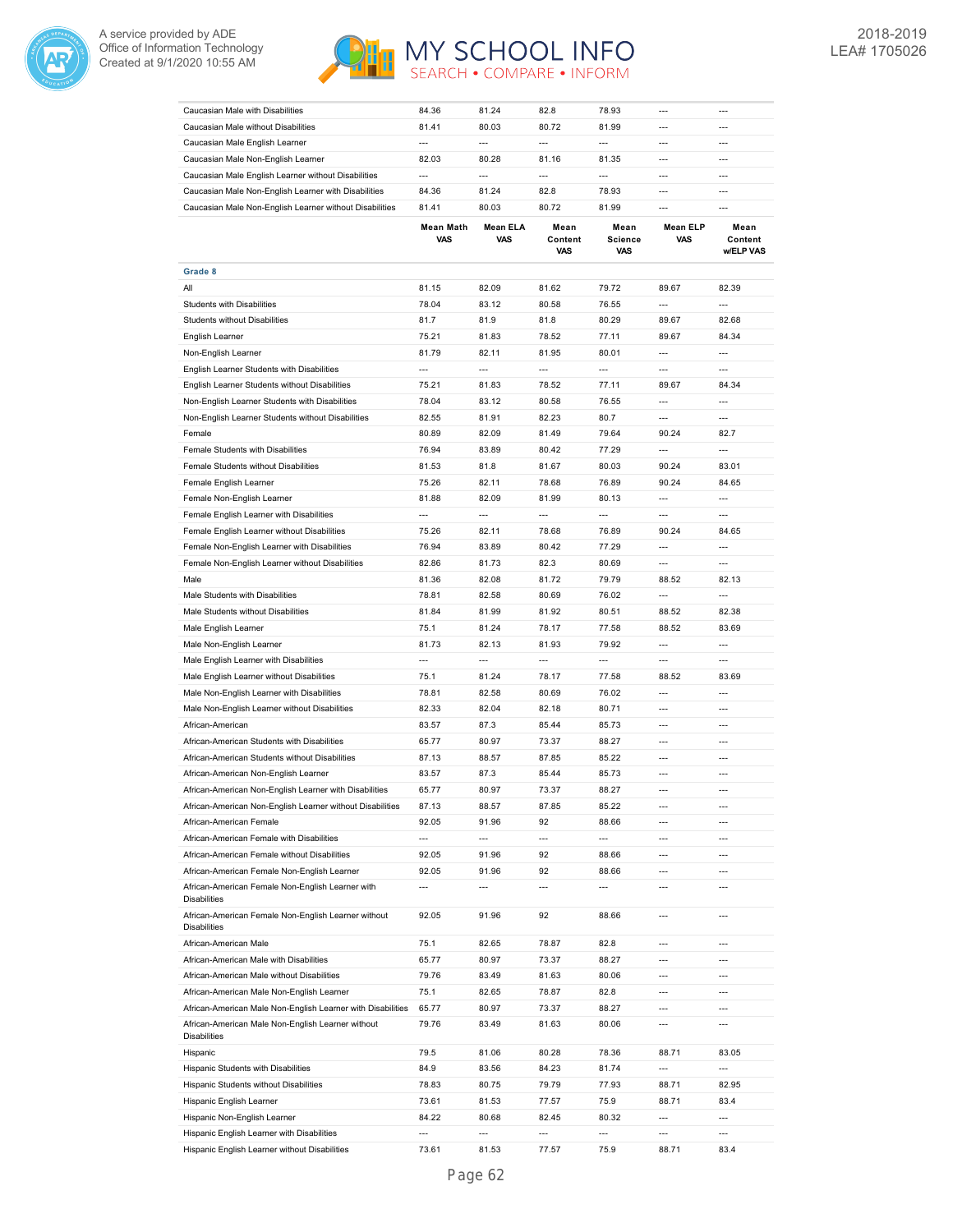| | | | | | | |
|---|---|---|---|---|---|---|
| Caucasian Male with Disabilities | 84.36 | 81.24 | 82.8 | 78.93 | --- | --- |
| Caucasian Male without Disabilities | 81.41 | 80.03 | 80.72 | 81.99 | --- | --- |
| Caucasian Male English Learner | --- | --- | --- | --- | --- | --- |
| Caucasian Male Non-English Learner | 82.03 | 80.28 | 81.16 | 81.35 | --- | --- |
| Caucasian Male English Learner without Disabilities | --- | --- | --- | --- | --- | --- |
| Caucasian Male Non-English Learner with Disabilities | 84.36 | 81.24 | 82.8 | 78.93 | --- | --- |
| Caucasian Male Non-English Learner without Disabilities | 81.41 | 80.03 | 80.72 | 81.99 | --- | --- |

| | Mean Math VAS | Mean ELA VAS | Mean Content VAS | Mean Science VAS | Mean ELP VAS | Mean Content w/ELP VAS |
|---|---|---|---|---|---|---|
| **Grade 8** | | | | | | |
| All | 81.15 | 82.09 | 81.62 | 79.72 | 89.67 | 82.39 |
| Students with Disabilities | 78.04 | 83.12 | 80.58 | 76.55 | --- | --- |
| Students without Disabilities | 81.7 | 81.9 | 81.8 | 80.29 | 89.67 | 82.68 |
| English Learner | 75.21 | 81.83 | 78.52 | 77.11 | 89.67 | 84.34 |
| Non-English Learner | 81.79 | 82.11 | 81.95 | 80.01 | --- | --- |
| English Learner Students with Disabilities | --- | --- | --- | --- | --- | --- |
| English Learner Students without Disabilities | 75.21 | 81.83 | 78.52 | 77.11 | 89.67 | 84.34 |
| Non-English Learner Students with Disabilities | 78.04 | 83.12 | 80.58 | 76.55 | --- | --- |
| Non-English Learner Students without Disabilities | 82.55 | 81.91 | 82.23 | 80.7 | --- | --- |
| Female | 80.89 | 82.09 | 81.49 | 79.64 | 90.24 | 82.7 |
| Female Students with Disabilities | 76.94 | 83.89 | 80.42 | 77.29 | --- | --- |
| Female Students without Disabilities | 81.53 | 81.8 | 81.67 | 80.03 | 90.24 | 83.01 |
| Female English Learner | 75.26 | 82.11 | 78.68 | 76.89 | 90.24 | 84.65 |
| Female Non-English Learner | 81.88 | 82.09 | 81.99 | 80.13 | --- | --- |
| Female English Learner with Disabilities | --- | --- | --- | --- | --- | --- |
| Female English Learner without Disabilities | 75.26 | 82.11 | 78.68 | 76.89 | 90.24 | 84.65 |
| Female Non-English Learner with Disabilities | 76.94 | 83.89 | 80.42 | 77.29 | --- | --- |
| Female Non-English Learner without Disabilities | 82.86 | 81.73 | 82.3 | 80.69 | --- | --- |
| Male | 81.36 | 82.08 | 81.72 | 79.79 | 88.52 | 82.13 |
| Male Students with Disabilities | 78.81 | 82.58 | 80.69 | 76.02 | --- | --- |
| Male Students without Disabilities | 81.84 | 81.99 | 81.92 | 80.51 | 88.52 | 82.38 |
| Male English Learner | 75.1 | 81.24 | 78.17 | 77.58 | 88.52 | 83.69 |
| Male Non-English Learner | 81.73 | 82.13 | 81.93 | 79.92 | --- | --- |
| Male English Learner with Disabilities | --- | --- | --- | --- | --- | --- |
| Male English Learner without Disabilities | 75.1 | 81.24 | 78.17 | 77.58 | 88.52 | 83.69 |
| Male Non-English Learner with Disabilities | 78.81 | 82.58 | 80.69 | 76.02 | --- | --- |
| Male Non-English Learner without Disabilities | 82.33 | 82.04 | 82.18 | 80.71 | --- | --- |
| African-American | 83.57 | 87.3 | 85.44 | 85.73 | --- | --- |
| African-American Students with Disabilities | 65.77 | 80.97 | 73.37 | 88.27 | --- | --- |
| African-American Students without Disabilities | 87.13 | 88.57 | 87.85 | 85.22 | --- | --- |
| African-American Non-English Learner | 83.57 | 87.3 | 85.44 | 85.73 | --- | --- |
| African-American Non-English Learner with Disabilities | 65.77 | 80.97 | 73.37 | 88.27 | --- | --- |
| African-American Non-English Learner without Disabilities | 87.13 | 88.57 | 87.85 | 85.22 | --- | --- |
| African-American Female | 92.05 | 91.96 | 92 | 88.66 | --- | --- |
| African-American Female with Disabilities | --- | --- | --- | --- | --- | --- |
| African-American Female without Disabilities | 92.05 | 91.96 | 92 | 88.66 | --- | --- |
| African-American Female Non-English Learner | 92.05 | 91.96 | 92 | 88.66 | --- | --- |
| African-American Female Non-English Learner with Disabilities | --- | --- | --- | --- | --- | --- |
| African-American Female Non-English Learner without Disabilities | 92.05 | 91.96 | 92 | 88.66 | --- | --- |
| African-American Male | 75.1 | 82.65 | 78.87 | 82.8 | --- | --- |
| African-American Male with Disabilities | 65.77 | 80.97 | 73.37 | 88.27 | --- | --- |
| African-American Male without Disabilities | 79.76 | 83.49 | 81.63 | 80.06 | --- | --- |
| African-American Male Non-English Learner | 75.1 | 82.65 | 78.87 | 82.8 | --- | --- |
| African-American Male Non-English Learner with Disabilities | 65.77 | 80.97 | 73.37 | 88.27 | --- | --- |
| African-American Male Non-English Learner without Disabilities | 79.76 | 83.49 | 81.63 | 80.06 | --- | --- |
| Hispanic | 79.5 | 81.06 | 80.28 | 78.36 | 88.71 | 83.05 |
| Hispanic Students with Disabilities | 84.9 | 83.56 | 84.23 | 81.74 | --- | --- |
| Hispanic Students without Disabilities | 78.83 | 80.75 | 79.79 | 77.93 | 88.71 | 82.95 |
| Hispanic English Learner | 73.61 | 81.53 | 77.57 | 75.9 | 88.71 | 83.4 |
| Hispanic Non-English Learner | 84.22 | 80.68 | 82.45 | 80.32 | --- | --- |
| Hispanic English Learner with Disabilities | --- | --- | --- | --- | --- | --- |
| Hispanic English Learner without Disabilities | 73.61 | 81.53 | 77.57 | 75.9 | 88.71 | 83.4 |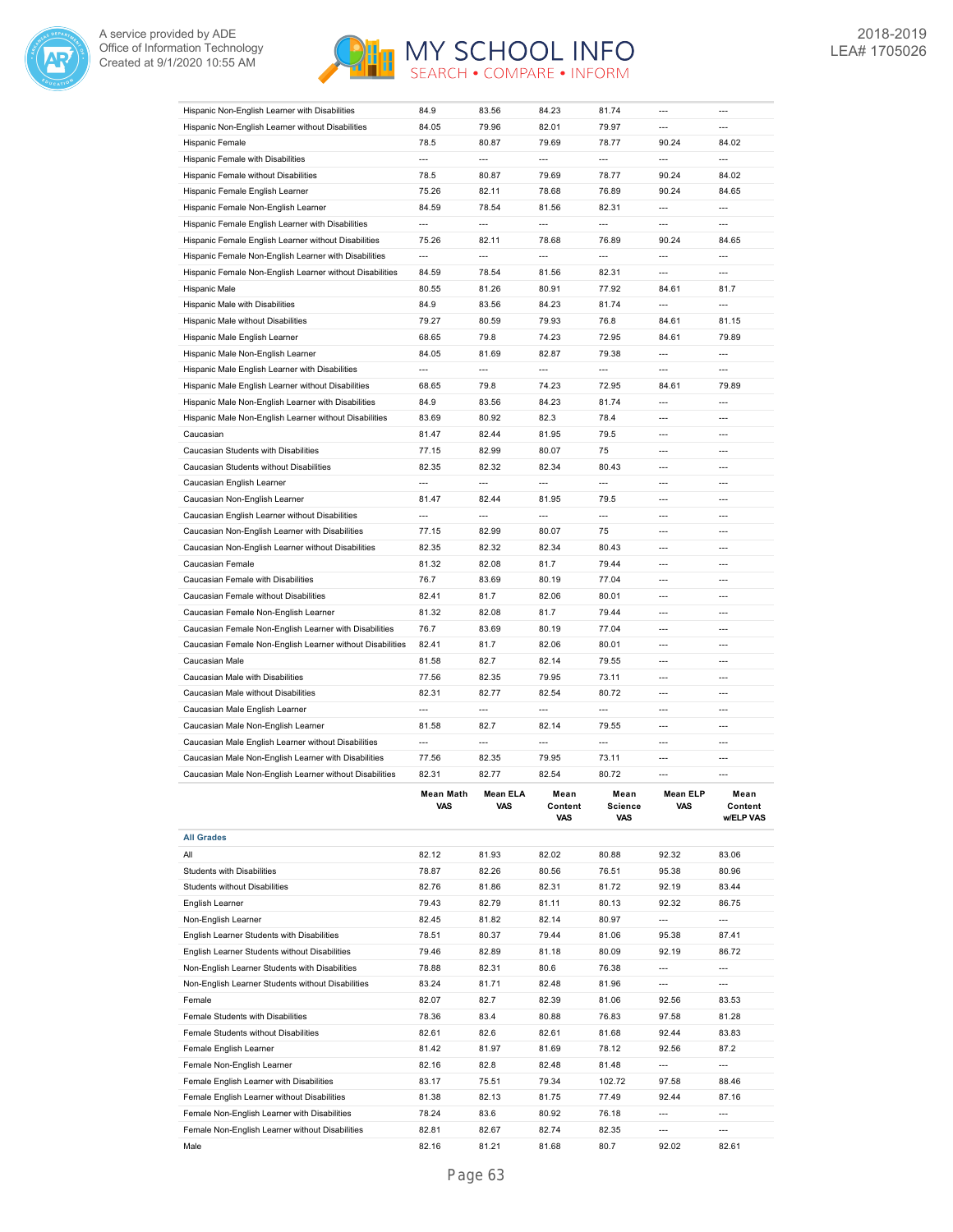| | | | | | | |
|---|---|---|---|---|---|---|
| Hispanic Non-English Learner with Disabilities | 84.9 | 83.56 | 84.23 | 81.74 | --- | --- |
| Hispanic Non-English Learner without Disabilities | 84.05 | 79.96 | 82.01 | 79.97 | --- | --- |
| Hispanic Female | 78.5 | 80.87 | 79.69 | 78.77 | 90.24 | 84.02 |
| Hispanic Female with Disabilities | --- | --- | --- | --- | --- | --- |
| Hispanic Female without Disabilities | 78.5 | 80.87 | 79.69 | 78.77 | 90.24 | 84.02 |
| Hispanic Female English Learner | 75.26 | 82.11 | 78.68 | 76.89 | 90.24 | 84.65 |
| Hispanic Female Non-English Learner | 84.59 | 78.54 | 81.56 | 82.31 | --- | --- |
| Hispanic Female English Learner with Disabilities | --- | --- | --- | --- | --- | --- |
| Hispanic Female English Learner without Disabilities | 75.26 | 82.11 | 78.68 | 76.89 | 90.24 | 84.65 |
| Hispanic Female Non-English Learner with Disabilities | --- | --- | --- | --- | --- | --- |
| Hispanic Female Non-English Learner without Disabilities | 84.59 | 78.54 | 81.56 | 82.31 | --- | --- |
| Hispanic Male | 80.55 | 81.26 | 80.91 | 77.92 | 84.61 | 81.7 |
| Hispanic Male with Disabilities | 84.9 | 83.56 | 84.23 | 81.74 | --- | --- |
| Hispanic Male without Disabilities | 79.27 | 80.59 | 79.93 | 76.8 | 84.61 | 81.15 |
| Hispanic Male English Learner | 68.65 | 79.8 | 74.23 | 72.95 | 84.61 | 79.89 |
| Hispanic Male Non-English Learner | 84.05 | 81.69 | 82.87 | 79.38 | --- | --- |
| Hispanic Male English Learner with Disabilities | --- | --- | --- | --- | --- | --- |
| Hispanic Male English Learner without Disabilities | 68.65 | 79.8 | 74.23 | 72.95 | 84.61 | 79.89 |
| Hispanic Male Non-English Learner with Disabilities | 84.9 | 83.56 | 84.23 | 81.74 | --- | --- |
| Hispanic Male Non-English Learner without Disabilities | 83.69 | 80.92 | 82.3 | 78.4 | --- | --- |
| Caucasian | 81.47 | 82.44 | 81.95 | 79.5 | --- | --- |
| Caucasian Students with Disabilities | 77.15 | 82.99 | 80.07 | 75 | --- | --- |
| Caucasian Students without Disabilities | 82.35 | 82.32 | 82.34 | 80.43 | --- | --- |
| Caucasian English Learner | --- | --- | --- | --- | --- | --- |
| Caucasian Non-English Learner | 81.47 | 82.44 | 81.95 | 79.5 | --- | --- |
| Caucasian English Learner without Disabilities | --- | --- | --- | --- | --- | --- |
| Caucasian Non-English Learner with Disabilities | 77.15 | 82.99 | 80.07 | 75 | --- | --- |
| Caucasian Non-English Learner without Disabilities | 82.35 | 82.32 | 82.34 | 80.43 | --- | --- |
| Caucasian Female | 81.32 | 82.08 | 81.7 | 79.44 | --- | --- |
| Caucasian Female with Disabilities | 76.7 | 83.69 | 80.19 | 77.04 | --- | --- |
| Caucasian Female without Disabilities | 82.41 | 81.7 | 82.06 | 80.01 | --- | --- |
| Caucasian Female Non-English Learner | 81.32 | 82.08 | 81.7 | 79.44 | --- | --- |
| Caucasian Female Non-English Learner with Disabilities | 76.7 | 83.69 | 80.19 | 77.04 | --- | --- |
| Caucasian Female Non-English Learner without Disabilities | 82.41 | 81.7 | 82.06 | 80.01 | --- | --- |
| Caucasian Male | 81.58 | 82.7 | 82.14 | 79.55 | --- | --- |
| Caucasian Male with Disabilities | 77.56 | 82.35 | 79.95 | 73.11 | --- | --- |
| Caucasian Male without Disabilities | 82.31 | 82.77 | 82.54 | 80.72 | --- | --- |
| Caucasian Male English Learner | --- | --- | --- | --- | --- | --- |
| Caucasian Male Non-English Learner | 81.58 | 82.7 | 82.14 | 79.55 | --- | --- |
| Caucasian Male English Learner without Disabilities | --- | --- | --- | --- | --- | --- |
| Caucasian Male Non-English Learner with Disabilities | 77.56 | 82.35 | 79.95 | 73.11 | --- | --- |
| Caucasian Male Non-English Learner without Disabilities | 82.31 | 82.77 | 82.54 | 80.72 | --- | --- |

| | Mean Math VAS | Mean ELA VAS | Mean Content VAS | Mean Science VAS | Mean ELP VAS | Mean Content w/ELP VAS |
|---|---|---|---|---|---|---|
| **All Grades** | | | | | | |
| All | 82.12 | 81.93 | 82.02 | 80.88 | 92.32 | 83.06 |
| Students with Disabilities | 78.87 | 82.26 | 80.56 | 76.51 | 95.38 | 80.96 |
| Students without Disabilities | 82.76 | 81.86 | 82.31 | 81.72 | 92.19 | 83.44 |
| English Learner | 79.43 | 82.79 | 81.11 | 80.13 | 92.32 | 86.75 |
| Non-English Learner | 82.45 | 81.82 | 82.14 | 80.97 | --- | --- |
| English Learner Students with Disabilities | 78.51 | 80.37 | 79.44 | 81.06 | 95.38 | 87.41 |
| English Learner Students without Disabilities | 79.46 | 82.89 | 81.18 | 80.09 | 92.19 | 86.72 |
| Non-English Learner Students with Disabilities | 78.88 | 82.31 | 80.6 | 76.38 | --- | --- |
| Non-English Learner Students without Disabilities | 83.24 | 81.71 | 82.48 | 81.96 | --- | --- |
| Female | 82.07 | 82.7 | 82.39 | 81.06 | 92.56 | 83.53 |
| Female Students with Disabilities | 78.36 | 83.4 | 80.88 | 76.83 | 97.58 | 81.28 |
| Female Students without Disabilities | 82.61 | 82.6 | 82.61 | 81.68 | 92.44 | 83.83 |
| Female English Learner | 81.42 | 81.97 | 81.69 | 78.12 | 92.56 | 87.2 |
| Female Non-English Learner | 82.16 | 82.8 | 82.48 | 81.48 | --- | --- |
| Female English Learner with Disabilities | 83.17 | 75.51 | 79.34 | 102.72 | 97.58 | 88.46 |
| Female English Learner without Disabilities | 81.38 | 82.13 | 81.75 | 77.49 | 92.44 | 87.16 |
| Female Non-English Learner with Disabilities | 78.24 | 83.6 | 80.92 | 76.18 | --- | --- |
| Female Non-English Learner without Disabilities | 82.81 | 82.67 | 82.74 | 82.35 | --- | --- |
| Male | 82.16 | 81.21 | 81.68 | 80.7 | 92.02 | 82.61 |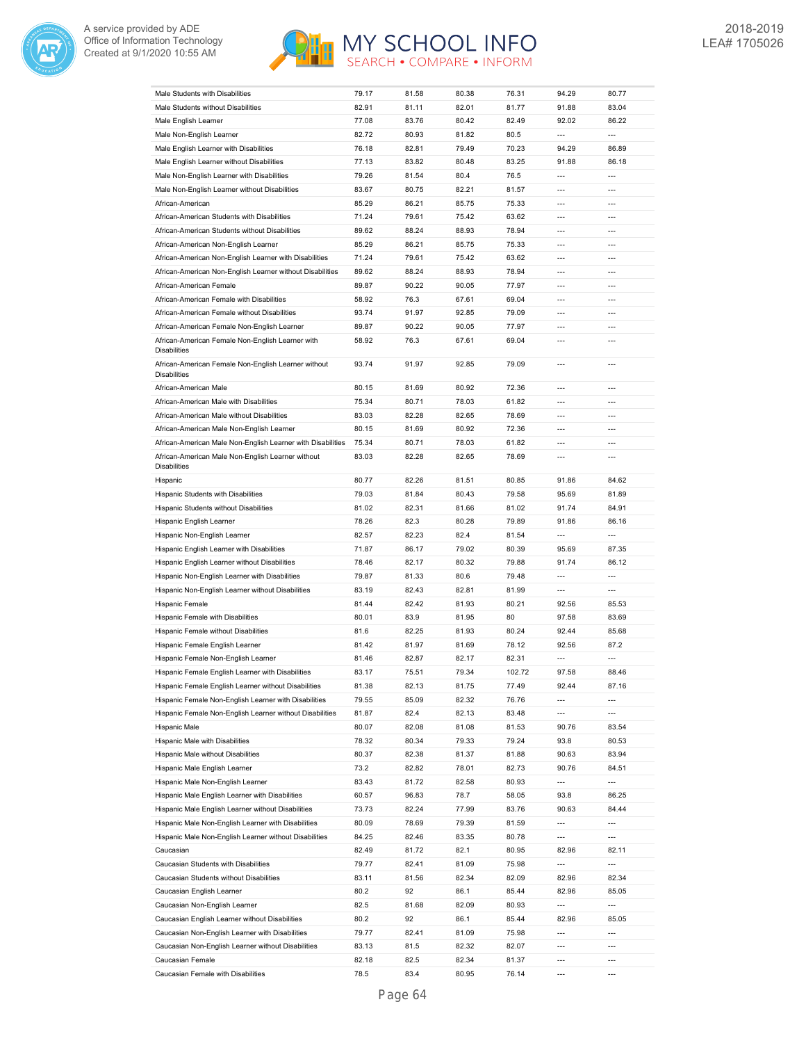| | | | | | | |
|---|---|---|---|---|---|---|
| Male Students with Disabilities | 79.17 | 81.58 | 80.38 | 76.31 | 94.29 | 80.77 |
| Male Students without Disabilities | 82.91 | 81.11 | 82.01 | 81.77 | 91.88 | 83.04 |
| Male English Learner | 77.08 | 83.76 | 80.42 | 82.49 | 92.02 | 86.22 |
| Male Non-English Learner | 82.72 | 80.93 | 81.82 | 80.5 | --- | --- |
| Male English Learner with Disabilities | 76.18 | 82.81 | 79.49 | 70.23 | 94.29 | 86.89 |
| Male English Learner without Disabilities | 77.13 | 83.82 | 80.48 | 83.25 | 91.88 | 86.18 |
| Male Non-English Learner with Disabilities | 79.26 | 81.54 | 80.4 | 76.5 | --- | --- |
| Male Non-English Learner without Disabilities | 83.67 | 80.75 | 82.21 | 81.57 | --- | --- |
| African-American | 85.29 | 86.21 | 85.75 | 75.33 | --- | --- |
| African-American Students with Disabilities | 71.24 | 79.61 | 75.42 | 63.62 | --- | --- |
| African-American Students without Disabilities | 89.62 | 88.24 | 88.93 | 78.94 | --- | --- |
| African-American Non-English Learner | 85.29 | 86.21 | 85.75 | 75.33 | --- | --- |
| African-American Non-English Learner with Disabilities | 71.24 | 79.61 | 75.42 | 63.62 | --- | --- |
| African-American Non-English Learner without Disabilities | 89.62 | 88.24 | 88.93 | 78.94 | --- | --- |
| African-American Female | 89.87 | 90.22 | 90.05 | 77.97 | --- | --- |
| African-American Female with Disabilities | 58.92 | 76.3 | 67.61 | 69.04 | --- | --- |
| African-American Female without Disabilities | 93.74 | 91.97 | 92.85 | 79.09 | --- | --- |
| African-American Female Non-English Learner | 89.87 | 90.22 | 90.05 | 77.97 | --- | --- |
| African-American Female Non-English Learner with Disabilities | 58.92 | 76.3 | 67.61 | 69.04 | --- | --- |
| African-American Female Non-English Learner without Disabilities | 93.74 | 91.97 | 92.85 | 79.09 | --- | --- |
| African-American Male | 80.15 | 81.69 | 80.92 | 72.36 | --- | --- |
| African-American Male with Disabilities | 75.34 | 80.71 | 78.03 | 61.82 | --- | --- |
| African-American Male without Disabilities | 83.03 | 82.28 | 82.65 | 78.69 | --- | --- |
| African-American Male Non-English Learner | 80.15 | 81.69 | 80.92 | 72.36 | --- | --- |
| African-American Male Non-English Learner with Disabilities | 75.34 | 80.71 | 78.03 | 61.82 | --- | --- |
| African-American Male Non-English Learner without Disabilities | 83.03 | 82.28 | 82.65 | 78.69 | --- | --- |
| Hispanic | 80.77 | 82.26 | 81.51 | 80.85 | 91.86 | 84.62 |
| Hispanic Students with Disabilities | 79.03 | 81.84 | 80.43 | 79.58 | 95.69 | 81.89 |
| Hispanic Students without Disabilities | 81.02 | 82.31 | 81.66 | 81.02 | 91.74 | 84.91 |
| Hispanic English Learner | 78.26 | 82.3 | 80.28 | 79.89 | 91.86 | 86.16 |
| Hispanic Non-English Learner | 82.57 | 82.23 | 82.4 | 81.54 | --- | --- |
| Hispanic English Learner with Disabilities | 71.87 | 86.17 | 79.02 | 80.39 | 95.69 | 87.35 |
| Hispanic English Learner without Disabilities | 78.46 | 82.17 | 80.32 | 79.88 | 91.74 | 86.12 |
| Hispanic Non-English Learner with Disabilities | 79.87 | 81.33 | 80.6 | 79.48 | --- | --- |
| Hispanic Non-English Learner without Disabilities | 83.19 | 82.43 | 82.81 | 81.99 | --- | --- |
| Hispanic Female | 81.44 | 82.42 | 81.93 | 80.21 | 92.56 | 85.53 |
| Hispanic Female with Disabilities | 80.01 | 83.9 | 81.95 | 80 | 97.58 | 83.69 |
| Hispanic Female without Disabilities | 81.6 | 82.25 | 81.93 | 80.24 | 92.44 | 85.68 |
| Hispanic Female English Learner | 81.42 | 81.97 | 81.69 | 78.12 | 92.56 | 87.2 |
| Hispanic Female Non-English Learner | 81.46 | 82.87 | 82.17 | 82.31 | --- | --- |
| Hispanic Female English Learner with Disabilities | 83.17 | 75.51 | 79.34 | 102.72 | 97.58 | 88.46 |
| Hispanic Female English Learner without Disabilities | 81.38 | 82.13 | 81.75 | 77.49 | 92.44 | 87.16 |
| Hispanic Female Non-English Learner with Disabilities | 79.55 | 85.09 | 82.32 | 76.76 | --- | --- |
| Hispanic Female Non-English Learner without Disabilities | 81.87 | 82.4 | 82.13 | 83.48 | --- | --- |
| Hispanic Male | 80.07 | 82.08 | 81.08 | 81.53 | 90.76 | 83.54 |
| Hispanic Male with Disabilities | 78.32 | 80.34 | 79.33 | 79.24 | 93.8 | 80.53 |
| Hispanic Male without Disabilities | 80.37 | 82.38 | 81.37 | 81.88 | 90.63 | 83.94 |
| Hispanic Male English Learner | 73.2 | 82.82 | 78.01 | 82.73 | 90.76 | 84.51 |
| Hispanic Male Non-English Learner | 83.43 | 81.72 | 82.58 | 80.93 | --- | --- |
| Hispanic Male English Learner with Disabilities | 60.57 | 96.83 | 78.7 | 58.05 | 93.8 | 86.25 |
| Hispanic Male English Learner without Disabilities | 73.73 | 82.24 | 77.99 | 83.76 | 90.63 | 84.44 |
| Hispanic Male Non-English Learner with Disabilities | 80.09 | 78.69 | 79.39 | 81.59 | --- | --- |
| Hispanic Male Non-English Learner without Disabilities | 84.25 | 82.46 | 83.35 | 80.78 | --- | --- |
| Caucasian | 82.49 | 81.72 | 82.1 | 80.95 | 82.96 | 82.11 |
| Caucasian Students with Disabilities | 79.77 | 82.41 | 81.09 | 75.98 | --- | --- |
| Caucasian Students without Disabilities | 83.11 | 81.56 | 82.34 | 82.09 | 82.96 | 82.34 |
| Caucasian English Learner | 80.2 | 92 | 86.1 | 85.44 | 82.96 | 85.05 |
| Caucasian Non-English Learner | 82.5 | 81.68 | 82.09 | 80.93 | --- | --- |
| Caucasian English Learner without Disabilities | 80.2 | 92 | 86.1 | 85.44 | 82.96 | 85.05 |
| Caucasian Non-English Learner with Disabilities | 79.77 | 82.41 | 81.09 | 75.98 | --- | --- |
| Caucasian Non-English Learner without Disabilities | 83.13 | 81.5 | 82.32 | 82.07 | --- | --- |
| Caucasian Female | 82.18 | 82.5 | 82.34 | 81.37 | --- | --- |
| Caucasian Female with Disabilities | 78.5 | 83.4 | 80.95 | 76.14 | --- | --- |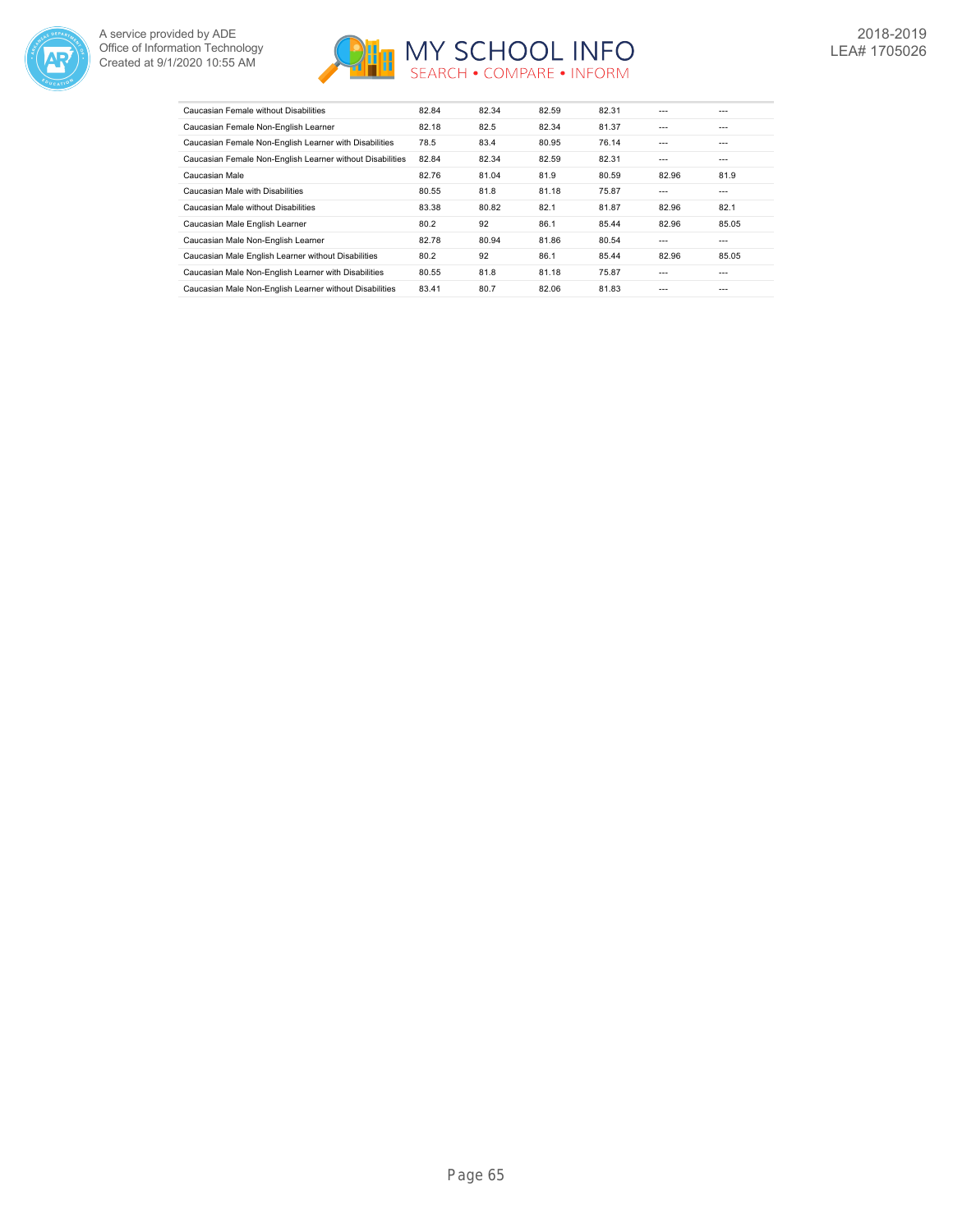| | | | | | | |
|---|---|---|---|---|---|---|
| Caucasian Female without Disabilities | 82.84 | 82.34 | 82.59 | 82.31 | --- | --- |
| Caucasian Female Non-English Learner | 82.18 | 82.5 | 82.34 | 81.37 | --- | --- |
| Caucasian Female Non-English Learner with Disabilities | 78.5 | 83.4 | 80.95 | 76.14 | --- | --- |
| Caucasian Female Non-English Learner without Disabilities | 82.84 | 82.34 | 82.59 | 82.31 | --- | --- |
| Caucasian Male | 82.76 | 81.04 | 81.9 | 80.59 | 82.96 | 81.9 |
| Caucasian Male with Disabilities | 80.55 | 81.8 | 81.18 | 75.87 | --- | --- |
| Caucasian Male without Disabilities | 83.38 | 80.82 | 82.1 | 81.87 | 82.96 | 82.1 |
| Caucasian Male English Learner | 80.2 | 92 | 86.1 | 85.44 | 82.96 | 85.05 |
| Caucasian Male Non-English Learner | 82.78 | 80.94 | 81.86 | 80.54 | --- | --- |
| Caucasian Male English Learner without Disabilities | 80.2 | 92 | 86.1 | 85.44 | 82.96 | 85.05 |
| Caucasian Male Non-English Learner with Disabilities | 80.55 | 81.8 | 81.18 | 75.87 | --- | --- |
| Caucasian Male Non-English Learner without Disabilities | 83.41 | 80.7 | 82.06 | 81.83 | --- | --- |